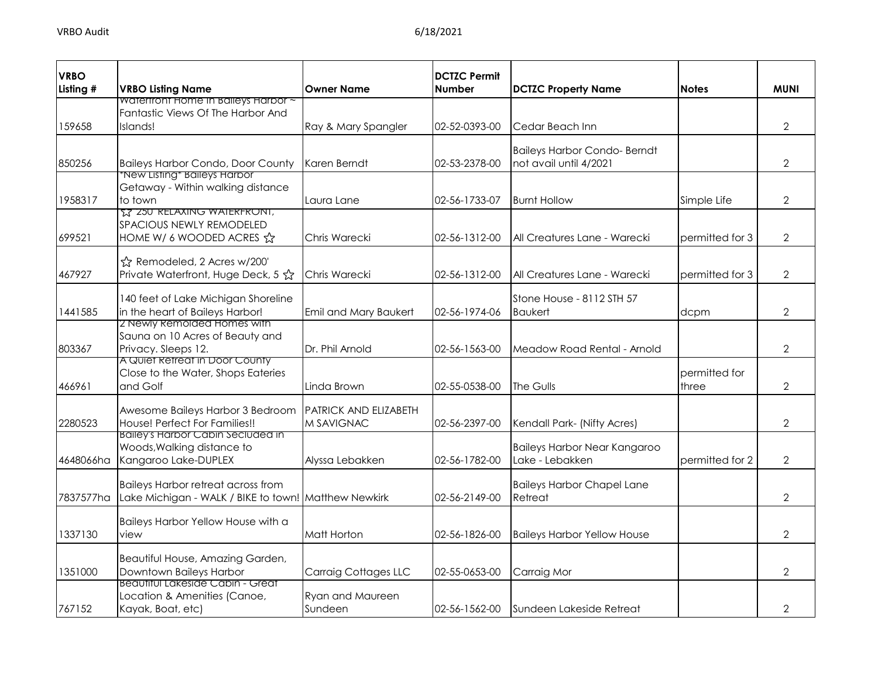| VRBO Listing # | VRBO Listing Name | Owner Name | DCTZC Permit Number | DCTZC Property Name | Notes | MUNI |
|---|---|---|---|---|---|---|
| 159658 | Waterfront Home in Baileys Harbor ~ Fantastic Views Of The Harbor And Islands! | Ray & Mary Spangler | 02-52-0393-00 | Cedar Beach Inn | | 2 |
| 850256 | Baileys Harbor Condo, Door County | Karen Berndt | 02-53-2378-00 | Baileys Harbor Condo- Berndt not avail until 4/2021 | | 2 |
| 1958317 | *New Listing* Baileys Harbor Getaway - Within walking distance to town | Laura Lane | 02-56-1733-07 | Burnt Hollow | Simple Life | 2 |
| 699521 | ☆ 250' RELAXING WATERFRONT, SPACIOUS NEWLY REMODELED HOME W/ 6 WOODED ACRES ☆ | Chris Warecki | 02-56-1312-00 | All Creatures Lane - Warecki | permitted for 3 | 2 |
| 467927 | ☆ Remodeled, 2 Acres w/200' Private Waterfront, Huge Deck, 5 ☆ | Chris Warecki | 02-56-1312-00 | All Creatures Lane - Warecki | permitted for 3 | 2 |
| 1441585 | 140 feet of Lake Michigan Shoreline in the heart of Baileys Harbor! | Emil and Mary Baukert | 02-56-1974-06 | Stone House - 8112 STH 57 Baukert | dcpm | 2 |
| 803367 | 2 Newly Remolded Homes with Sauna on 10 Acres of Beauty and Privacy. Sleeps 12. | Dr. Phil Arnold | 02-56-1563-00 | Meadow Road Rental - Arnold | | 2 |
| 466961 | A Quiet Retreat in Door County Close to the Water, Shops Eateries and Golf | Linda Brown | 02-55-0538-00 | The Gulls | permitted for three | 2 |
| 2280523 | Awesome Baileys Harbor 3 Bedroom House! Perfect For Families!! | PATRICK AND ELIZABETH M SAVIGNAC | 02-56-2397-00 | Kendall Park- (Nifty Acres) | | 2 |
| 4648066ha | Bailey's Harbor Cabin Secluded in Woods,Walking distance to Kangaroo Lake-DUPLEX | Alyssa Lebakken | 02-56-1782-00 | Baileys Harbor Near Kangaroo Lake - Lebakken | permitted for 2 | 2 |
| 7837577ha | Baileys Harbor retreat across from Lake Michigan - WALK / BIKE to town! | Matthew Newkirk | 02-56-2149-00 | Baileys Harbor Chapel Lane Retreat | | 2 |
| 1337130 | Baileys Harbor Yellow House with a view | Matt Horton | 02-56-1826-00 | Baileys Harbor Yellow House | | 2 |
| 1351000 | Beautiful House, Amazing Garden, Downtown Baileys Harbor | Carraig Cottages LLC | 02-55-0653-00 | Carraig Mor | | 2 |
| 767152 | Beautiful Lakeside Cabin - Great Location & Amenities (Canoe, Kayak, Boat, etc) | Ryan and Maureen Sundeen | 02-56-1562-00 | Sundeen Lakeside Retreat | | 2 |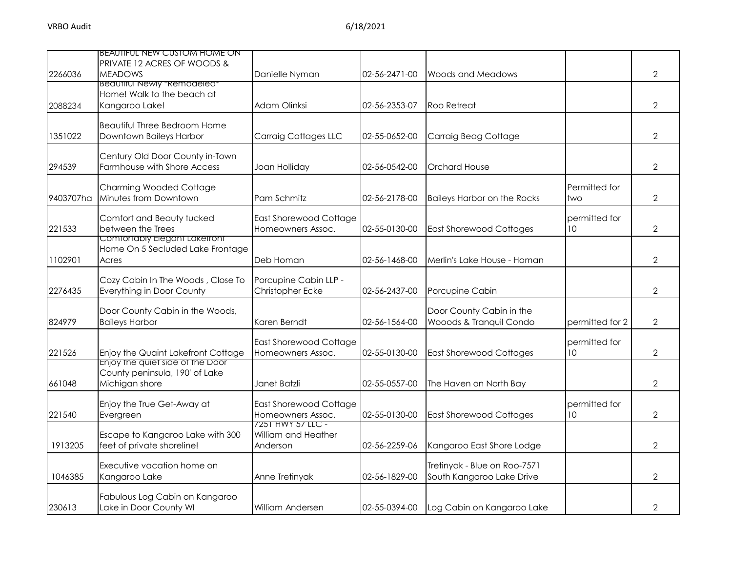| | | | | | | |
|---|---|---|---|---|---|---|
| 2266036 | BEAUTIFUL NEW CUSTOM HOME ON PRIVATE 12 ACRES OF WOODS & MEADOWS | Danielle Nyman | 02-56-2471-00 | Woods and Meadows | | 2 |
| 2088234 | Beautiful Newly *Remodeled* Home! Walk to the beach at Kangaroo Lake! | Adam Olinksi | 02-56-2353-07 | Roo Retreat | | 2 |
| 1351022 | Beautiful Three Bedroom Home Downtown Baileys Harbor | Carraig Cottages LLC | 02-55-0652-00 | Carraig Beag Cottage | | 2 |
| 294539 | Century Old Door County in-Town Farmhouse with Shore Access | Joan Holliday | 02-56-0542-00 | Orchard House | | 2 |
| 9403707ha | Charming Wooded Cottage Minutes from Downtown | Pam Schmitz | 02-56-2178-00 | Baileys Harbor on the Rocks | Permitted for two | 2 |
| 221533 | Comfort and Beauty tucked between the Trees | East Shorewood Cottage Homeowners Assoc. | 02-55-0130-00 | East Shorewood Cottages | permitted for 10 | 2 |
| 1102901 | Comfortably Elegant Lakefront Home On 5 Secluded Lake Frontage Acres | Deb Homan | 02-56-1468-00 | Merlin's Lake House - Homan | | 2 |
| 2276435 | Cozy Cabin In The Woods , Close To Everything in Door County | Porcupine Cabin LLP - Christopher Ecke | 02-56-2437-00 | Porcupine Cabin | | 2 |
| 824979 | Door County Cabin in the Woods, Baileys Harbor | Karen Berndt | 02-56-1564-00 | Door County Cabin in the Wooods & Tranquil Condo | permitted for 2 | 2 |
| 221526 | Enjoy the Quaint Lakefront Cottage | East Shorewood Cottage Homeowners Assoc. | 02-55-0130-00 | East Shorewood Cottages | permitted for 10 | 2 |
| 661048 | Enjoy the quiet side of the Door County peninsula, 190' of Lake Michigan shore | Janet Batzli | 02-55-0557-00 | The Haven on North Bay | | 2 |
| 221540 | Enjoy the True Get-Away at Evergreen | East Shorewood Cottage Homeowners Assoc. | 02-55-0130-00 | East Shorewood Cottages | permitted for 10 | 2 |
| 1913205 | Escape to Kangaroo Lake with 300 feet of private shoreline! | 7251 HWY 57 LLC - William and Heather Anderson | 02-56-2259-06 | Kangaroo East Shore Lodge | | 2 |
| 1046385 | Executive vacation home on Kangaroo Lake | Anne Tretinyak | 02-56-1829-00 | Tretinyak - Blue on Roo-7571 South Kangaroo Lake Drive | | 2 |
| 230613 | Fabulous Log Cabin on Kangaroo Lake in Door County WI | William Andersen | 02-55-0394-00 | Log Cabin on Kangaroo Lake | | 2 |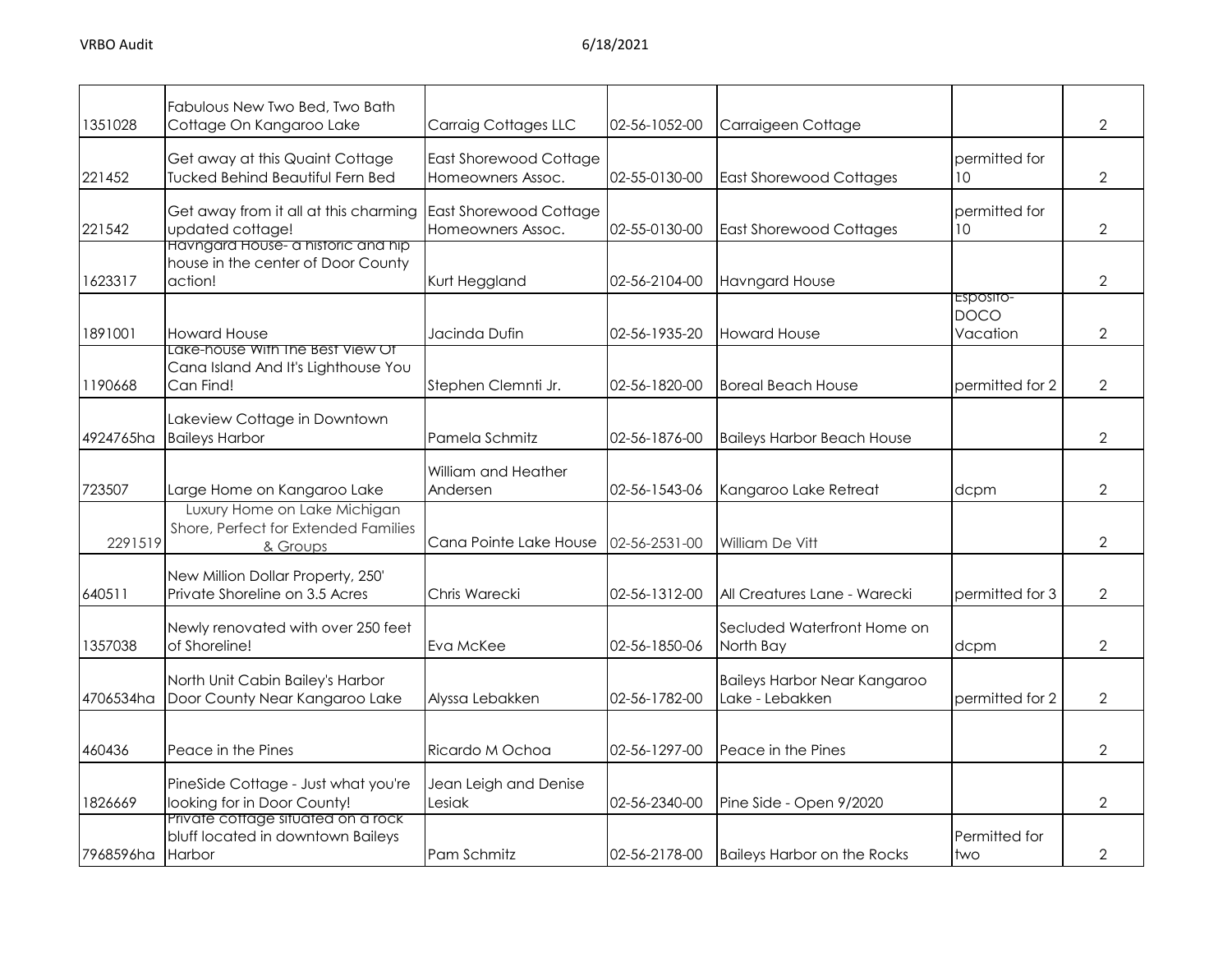| | | | | | | |
|---|---|---|---|---|---|---|
| 1351028 | Fabulous New Two Bed, Two Bath Cottage On Kangaroo Lake | Carraig Cottages LLC | 02-56-1052-00 | Carraigeen Cottage | | 2 |
| 221452 | Get away at this Quaint Cottage Tucked Behind Beautiful Fern Bed | East Shorewood Cottage Homeowners Assoc. | 02-55-0130-00 | East Shorewood Cottages | permitted for 10 | 2 |
| 221542 | Get away from it all at this charming updated cottage! | East Shorewood Cottage Homeowners Assoc. | 02-55-0130-00 | East Shorewood Cottages | permitted for 10 | 2 |
| 1623317 | Havngard House- a historic and hip house in the center of Door County action! | Kurt Heggland | 02-56-2104-00 | Havngard House | | 2 |
| 1891001 | Howard House | Jacinda Dufin | 02-56-1935-20 | Howard House | Esposito-DOCO Vacation | 2 |
| 1190668 | Lake-house With The Best View Of Cana Island And It's Lighthouse You Can Find! | Stephen Clemnti Jr. | 02-56-1820-00 | Boreal Beach House | permitted for 2 | 2 |
| 4924765ha | Lakeview Cottage in Downtown Baileys Harbor | Pamela Schmitz | 02-56-1876-00 | Baileys Harbor Beach House | | 2 |
| 723507 | Large Home on Kangaroo Lake | William and Heather Andersen | 02-56-1543-06 | Kangaroo Lake Retreat | dcpm | 2 |
| 2291519 | Luxury Home on Lake Michigan Shore, Perfect for Extended Families & Groups | Cana Pointe Lake House | 02-56-2531-00 | William De Vitt | | 2 |
| 640511 | New Million Dollar Property, 250' Private Shoreline on 3.5 Acres | Chris Warecki | 02-56-1312-00 | All Creatures Lane - Warecki | permitted for 3 | 2 |
| 1357038 | Newly renovated with over 250 feet of Shoreline! | Eva McKee | 02-56-1850-06 | Secluded Waterfront Home on North Bay | dcpm | 2 |
| 4706534ha | North Unit Cabin Bailey's Harbor Door County Near Kangaroo Lake | Alyssa Lebakken | 02-56-1782-00 | Baileys Harbor Near Kangaroo Lake - Lebakken | permitted for 2 | 2 |
| 460436 | Peace in the Pines | Ricardo M Ochoa | 02-56-1297-00 | Peace in the Pines | | 2 |
| 1826669 | PineSide Cottage - Just what you're looking for in Door County! | Jean Leigh and Denise Lesiak | 02-56-2340-00 | Pine Side - Open 9/2020 | | 2 |
| 7968596ha | Private cottage situated on a rock bluff located in downtown Baileys Harbor | Pam Schmitz | 02-56-2178-00 | Baileys Harbor on the Rocks | Permitted for two | 2 |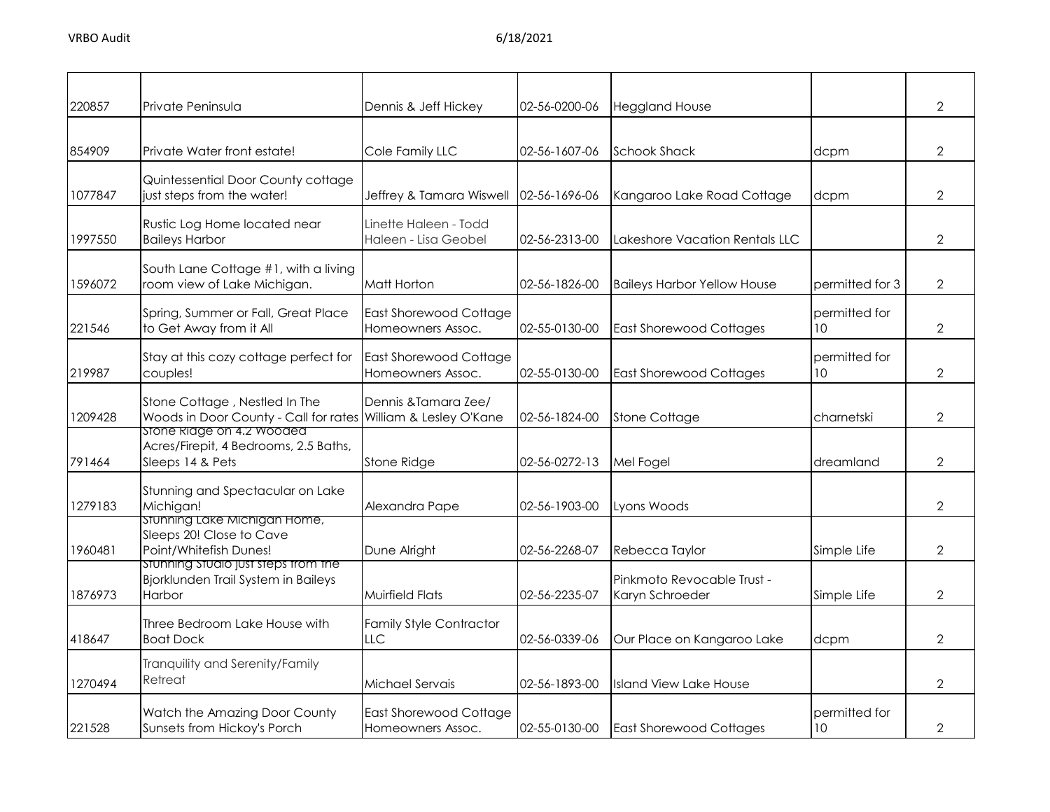| 220857 | Private Peninsula | Dennis & Jeff Hickey | 02-56-0200-06 | Heggland House | | 2 |
|---|---|---|---|---|---|---|
| 854909 | Private Water front estate! | Cole Family LLC | 02-56-1607-06 | Schook Shack | dcpm | 2 |
| 1077847 | Quintessential Door County cottage just steps from the water! | Jeffrey & Tamara Wiswell | 02-56-1696-06 | Kangaroo Lake Road Cottage | dcpm | 2 |
| 1997550 | Rustic Log Home located near Baileys Harbor | Linette Haleen - Todd Haleen - Lisa Geobel | 02-56-2313-00 | Lakeshore Vacation Rentals LLC | | 2 |
| 1596072 | South Lane Cottage #1, with a living room view of Lake Michigan. | Matt Horton | 02-56-1826-00 | Baileys Harbor Yellow House | permitted for 3 | 2 |
| 221546 | Spring, Summer or Fall, Great Place to Get Away from it All | East Shorewood Cottage Homeowners Assoc. | 02-55-0130-00 | East Shorewood Cottages | permitted for 10 | 2 |
| 219987 | Stay at this cozy cottage perfect for couples! | East Shorewood Cottage Homeowners Assoc. | 02-55-0130-00 | East Shorewood Cottages | permitted for 10 | 2 |
| 1209428 | Stone Cottage , Nestled In The Woods in Door County - Call for rates | Dennis &Tamara Zee/ William & Lesley O'Kane | 02-56-1824-00 | Stone Cottage | charnetski | 2 |
| 791464 | Stone Ridge on 4.2 Wooded Acres/Firepit, 4 Bedrooms, 2.5 Baths, Sleeps 14 & Pets | Stone Ridge | 02-56-0272-13 | Mel Fogel | dreamland | 2 |
| 1279183 | Stunning and Spectacular on Lake Michigan! | Alexandra Pape | 02-56-1903-00 | Lyons Woods | | 2 |
| 1960481 | Stunning Lake Michigan Home, Sleeps 20! Close to Cave Point/Whitefish Dunes! | Dune Alright | 02-56-2268-07 | Rebecca Taylor | Simple Life | 2 |
| 1876973 | Stunning Studio just steps from the Bjorklunden Trail System in Baileys Harbor | Muirfield Flats | 02-56-2235-07 | Pinkmoto Revocable Trust - Karyn Schroeder | Simple Life | 2 |
| 418647 | Three Bedroom Lake House with Boat Dock | Family Style Contractor LLC | 02-56-0339-06 | Our Place on Kangaroo Lake | dcpm | 2 |
| 1270494 | Tranquility and Serenity/Family Retreat | Michael Servais | 02-56-1893-00 | Island View Lake House | | 2 |
| 221528 | Watch the Amazing Door County Sunsets from Hickoy's Porch | East Shorewood Cottage Homeowners Assoc. | 02-55-0130-00 | East Shorewood Cottages | permitted for 10 | 2 |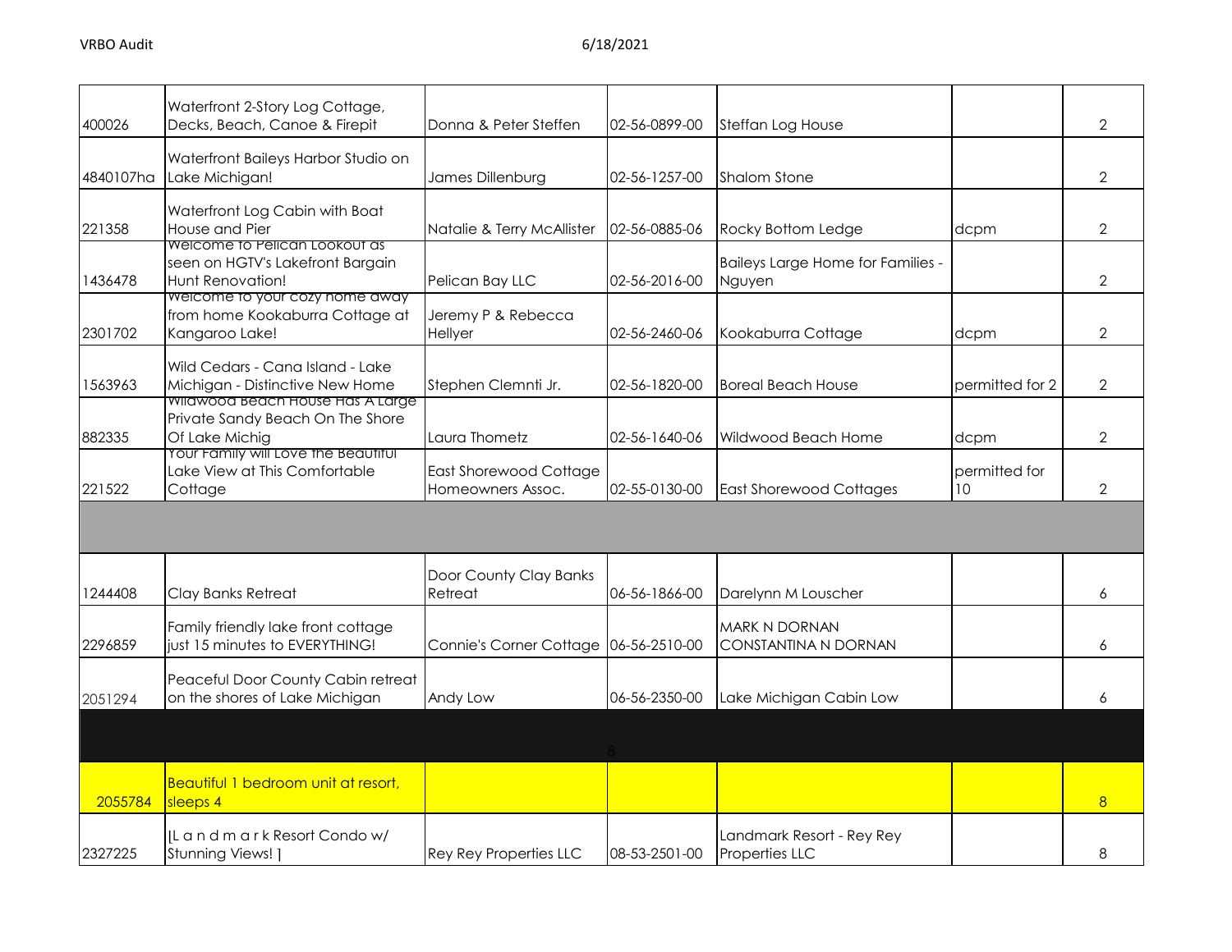| | | | | | | |
|---|---|---|---|---|---|---|
| 400026 | Waterfront 2-Story Log Cottage, Decks, Beach, Canoe & Firepit | Donna & Peter Steffen | 02-56-0899-00 | Steffan Log House | | 2 |
| 4840107ha | Waterfront Baileys Harbor Studio on Lake Michigan! | James Dillenburg | 02-56-1257-00 | Shalom Stone | | 2 |
| 221358 | Waterfront Log Cabin with Boat House and Pier | Natalie & Terry McAllister | 02-56-0885-06 | Rocky Bottom Ledge | dcpm | 2 |
| 1436478 | Welcome to Pelican Lookout as seen on HGTV's Lakefront Bargain Hunt Renovation! | Pelican Bay LLC | 02-56-2016-00 | Baileys Large Home for Families - Nguyen | | 2 |
| 2301702 | Welcome to your cozy home away from home Kookaburra Cottage at Kangaroo Lake! | Jeremy P & Rebecca Hellyer | 02-56-2460-06 | Kookaburra Cottage | dcpm | 2 |
| 1563963 | Wild Cedars - Cana Island - Lake Michigan - Distinctive New Home | Stephen Clemnti Jr. | 02-56-1820-00 | Boreal Beach House | permitted for 2 | 2 |
| 882335 | Wildwood Beach House Has A Large Private Sandy Beach On The Shore Of Lake Michig | Laura Thometz | 02-56-1640-06 | Wildwood Beach Home | dcpm | 2 |
| 221522 | Your Family will Love the Beautiful Lake View at This Comfortable Cottage | East Shorewood Cottage Homeowners Assoc. | 02-55-0130-00 | East Shorewood Cottages | permitted for 10 | 2 |
| | | | | | | |
| 1244408 | Clay Banks Retreat | Door County Clay Banks Retreat | 06-56-1866-00 | Darelynn M Louscher | | 6 |
| 2296859 | Family friendly lake front cottage just 15 minutes to EVERYTHING! | Connie's Corner Cottage | 06-56-2510-00 | MARK N DORNAN CONSTANTINA N DORNAN | | 6 |
| 2051294 | Peaceful Door County Cabin retreat on the shores of Lake Michigan | Andy Low | 06-56-2350-00 | Lake Michigan Cabin Low | | 6 |
| | | | 8 | | | |
| 2055784 | Beautiful 1 bedroom unit at resort, sleeps 4 | | | | | 8 |
| 2327225 | [L a n d m a r k Resort Condo w/ Stunning Views! ] | Rey Rey Properties LLC | 08-53-2501-00 | Landmark Resort - Rey Rey Properties LLC | | 8 |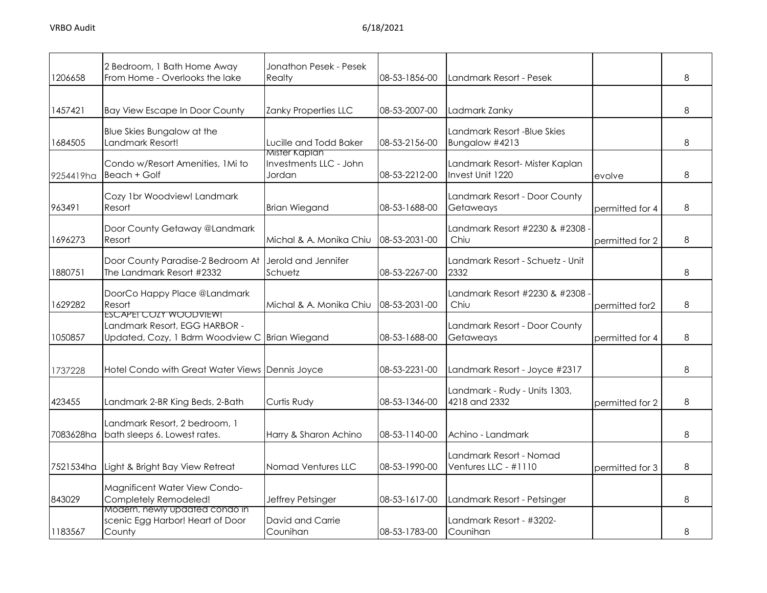| | | | | | | |
|---|---|---|---|---|---|---|
| 1206658 | 2 Bedroom, 1 Bath Home Away From Home - Overlooks the lake | Jonathon Pesek - Pesek Realty | 08-53-1856-00 | Landmark Resort - Pesek | | 8 |
| 1457421 | Bay View Escape In Door County | Zanky Properties LLC | 08-53-2007-00 | Ladmark Zanky | | 8 |
| 1684505 | Blue Skies Bungalow at the Landmark Resort! | Lucille and Todd Baker | 08-53-2156-00 | Landmark Resort -Blue Skies Bungalow #4213 | | 8 |
| 9254419ha | Condo w/Resort Amenities, 1Mi to Beach + Golf | Mister Kaplan Investments LLC - John Jordan | 08-53-2212-00 | Landmark Resort- Mister Kaplan Invest Unit 1220 | evolve | 8 |
| 963491 | Cozy 1br Woodview! Landmark Resort | Brian Wiegand | 08-53-1688-00 | Landmark Resort - Door County Getaways | permitted for 4 | 8 |
| 1696273 | Door County Getaway @Landmark Resort | Michal & A. Monika Chiu | 08-53-2031-00 | Landmark Resort #2230 & #2308 - Chiu | permitted for 2 | 8 |
| 1880751 | Door County Paradise-2 Bedroom At The Landmark Resort #2332 | Jerold and Jennifer Schuetz | 08-53-2267-00 | Landmark Resort - Schuetz - Unit 2332 | | 8 |
| 1629282 | DoorCo Happy Place @Landmark Resort | Michal & A. Monika Chiu | 08-53-2031-00 | Landmark Resort #2230 & #2308 - Chiu | permitted for2 | 8 |
| 1050857 | ESCAPE! COZY WOODVIEW! Landmark Resort, EGG HARBOR - Updated, Cozy, 1 Bdrm Woodview C | Brian Wiegand | 08-53-1688-00 | Landmark Resort - Door County Getaways | permitted for 4 | 8 |
| 1737228 | Hotel Condo with Great Water Views | Dennis Joyce | 08-53-2231-00 | Landmark Resort - Joyce #2317 | | 8 |
| 423455 | Landmark 2-BR King Beds, 2-Bath | Curtis Rudy | 08-53-1346-00 | Landmark - Rudy - Units 1303, 4218 and 2332 | permitted for 2 | 8 |
| 7083628ha | Landmark Resort, 2 bedroom, 1 bath sleeps 6. Lowest rates. | Harry & Sharon Achino | 08-53-1140-00 | Achino - Landmark | | 8 |
| 7521534ha | Light & Bright Bay View Retreat | Nomad Ventures LLC | 08-53-1990-00 | Landmark Resort - Nomad Ventures LLC - #1110 | permitted for 3 | 8 |
| 843029 | Magnificent Water View Condo- Completely Remodeled! | Jeffrey Petsinger | 08-53-1617-00 | Landmark Resort - Petsinger | | 8 |
| 1183567 | Modern, newly updated condo in scenic Egg Harbor! Heart of Door County | David and Carrie Counihan | 08-53-1783-00 | Landmark Resort - #3202- Counihan | | 8 |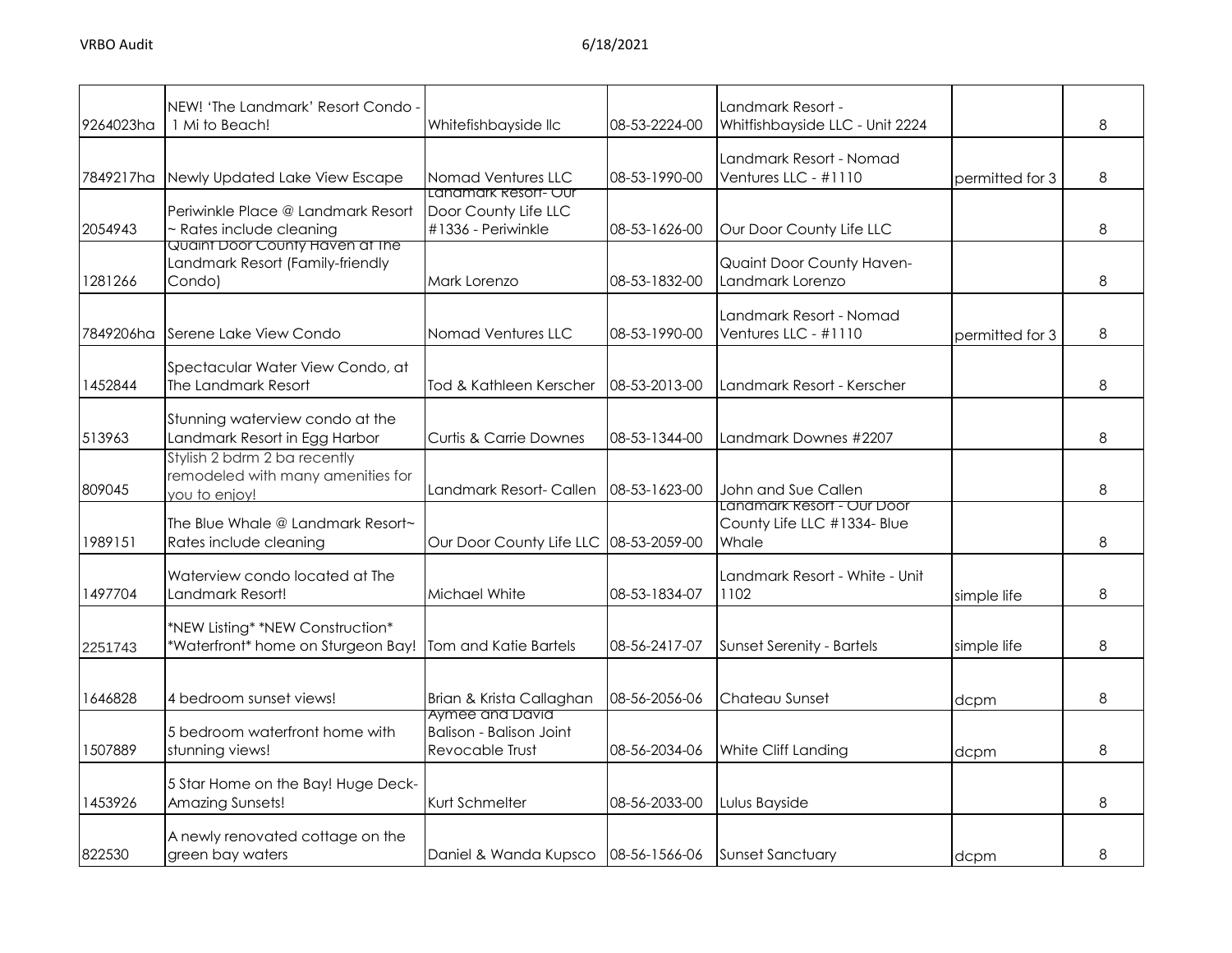| | | | | | | |
|---|---|---|---|---|---|---|
| 9264023ha | NEW! 'The Landmark' Resort Condo - 1 Mi to Beach! | Whitefishbayside llc | 08-53-2224-00 | Landmark Resort - Whitfishbayside LLC - Unit 2224 | | 8 |
| 7849217ha | Newly Updated Lake View Escape | Nomad Ventures LLC | 08-53-1990-00 | Landmark Resort - Nomad Ventures LLC - #1110 | permitted for 3 | 8 |
| 2054943 | Periwinkle Place @ Landmark Resort ~ Rates include cleaning | Landmark Resort- Our Door County Life LLC #1336 - Periwinkle | 08-53-1626-00 | Our Door County Life LLC | | 8 |
| 1281266 | Quaint Door County Haven at The Landmark Resort (Family-friendly Condo) | Mark Lorenzo | 08-53-1832-00 | Quaint Door County Haven- Landmark Lorenzo | | 8 |
| 7849206ha | Serene Lake View Condo | Nomad Ventures LLC | 08-53-1990-00 | Landmark Resort - Nomad Ventures LLC - #1110 | permitted for 3 | 8 |
| 1452844 | Spectacular Water View Condo, at The Landmark Resort | Tod & Kathleen Kerscher | 08-53-2013-00 | Landmark Resort - Kerscher | | 8 |
| 513963 | Stunning waterview condo at the Landmark Resort in Egg Harbor | Curtis & Carrie Downes | 08-53-1344-00 | Landmark Downes #2207 | | 8 |
| 809045 | Stylish 2 bdrm 2 ba recently remodeled with many amenities for you to enjoy! | Landmark Resort- Callen | 08-53-1623-00 | John and Sue Callen | | 8 |
| 1989151 | The Blue Whale @ Landmark Resort~ Rates include cleaning | Our Door County Life LLC | 08-53-2059-00 | Landmark Resort - Our Door County Life LLC #1334- Blue Whale | | 8 |
| 1497704 | Waterview condo located at The Landmark Resort! | Michael White | 08-53-1834-07 | Landmark Resort - White - Unit 1102 | simple life | 8 |
| 2251743 | *NEW Listing* *NEW Construction* *Waterfront* home on Sturgeon Bay! | Tom and Katie Bartels | 08-56-2417-07 | Sunset Serenity - Bartels | simple life | 8 |
| 1646828 | 4 bedroom sunset views! | Brian & Krista Callaghan | 08-56-2056-06 | Chateau Sunset | dcpm | 8 |
| 1507889 | 5 bedroom waterfront home with stunning views! | Aymee and David Balison - Balison Joint Revocable Trust | 08-56-2034-06 | White Cliff Landing | dcpm | 8 |
| 1453926 | 5 Star Home on the Bay! Huge Deck- Amazing Sunsets! | Kurt Schmelter | 08-56-2033-00 | Lulus Bayside | | 8 |
| 822530 | A newly renovated cottage on the green bay waters | Daniel & Wanda Kupsco | 08-56-1566-06 | Sunset Sanctuary | dcpm | 8 |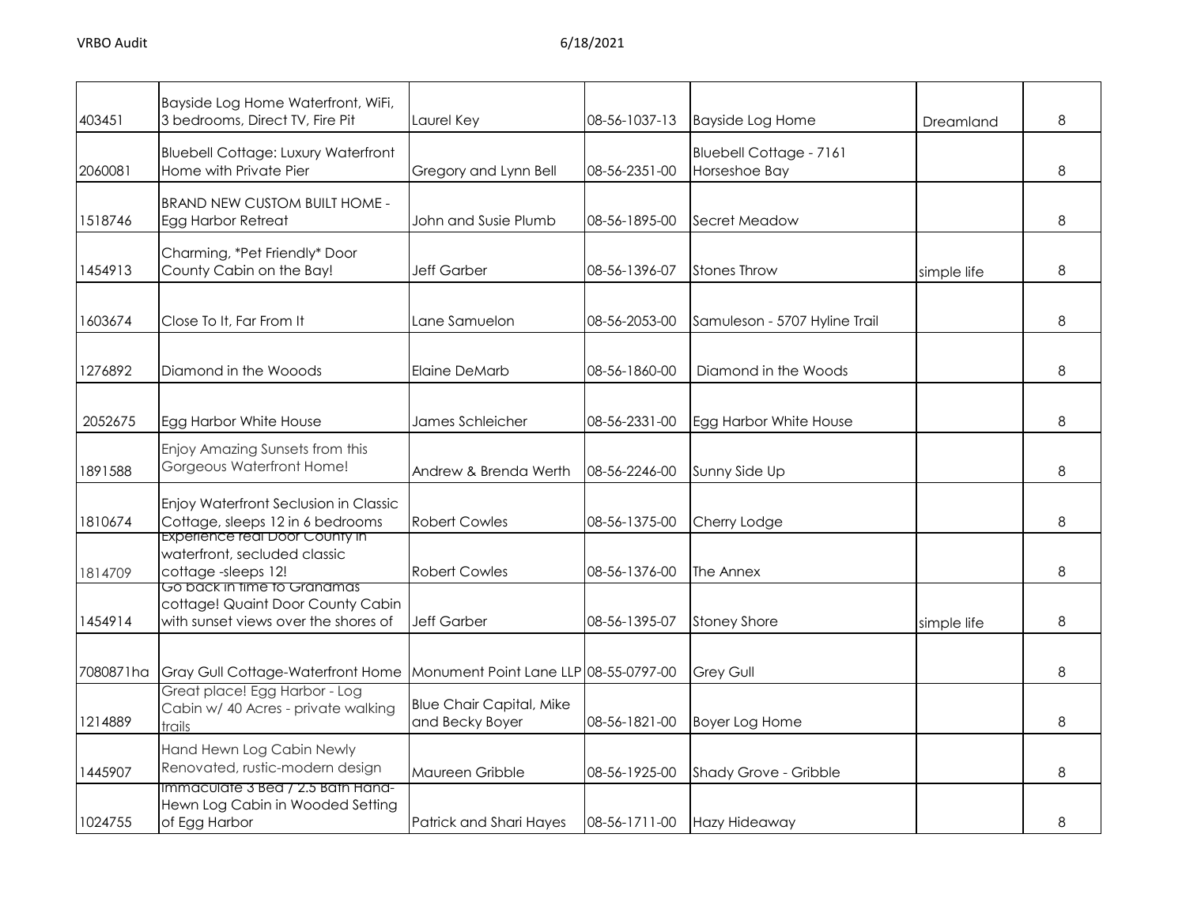| | | | | | | |
|---|---|---|---|---|---|---|
| 403451 | Bayside Log Home Waterfront, WiFi, 3 bedrooms, Direct TV, Fire Pit | Laurel Key | 08-56-1037-13 | Bayside Log Home | Dreamland | 8 |
| 2060081 | Bluebell Cottage: Luxury Waterfront Home with Private Pier | Gregory and Lynn Bell | 08-56-2351-00 | Bluebell Cottage - 7161 Horseshoe Bay | | 8 |
| 1518746 | BRAND NEW CUSTOM BUILT HOME - Egg Harbor Retreat | John and Susie Plumb | 08-56-1895-00 | Secret Meadow | | 8 |
| 1454913 | Charming, *Pet Friendly* Door County Cabin on the Bay! | Jeff Garber | 08-56-1396-07 | Stones Throw | simple life | 8 |
| 1603674 | Close To It, Far From It | Lane Samuelon | 08-56-2053-00 | Samuleson - 5707 Hyline Trail | | 8 |
| 1276892 | Diamond in the Wooods | Elaine DeMarb | 08-56-1860-00 | Diamond in the Woods | | 8 |
| 2052675 | Egg Harbor White House | James Schleicher | 08-56-2331-00 | Egg Harbor White House | | 8 |
| 1891588 | Enjoy Amazing Sunsets from this Gorgeous Waterfront Home! | Andrew & Brenda Werth | 08-56-2246-00 | Sunny Side Up | | 8 |
| 1810674 | Enjoy Waterfront Seclusion in Classic Cottage, sleeps 12 in 6 bedrooms | Robert Cowles | 08-56-1375-00 | Cherry Lodge | | 8 |
| 1814709 | Experience real Door County in waterfront, secluded classic cottage -sleeps 12! | Robert Cowles | 08-56-1376-00 | The Annex | | 8 |
| 1454914 | Go back in time to Grandmas cottage! Quaint Door County Cabin with sunset views over the shores of | Jeff Garber | 08-56-1395-07 | Stoney Shore | simple life | 8 |
| 7080871ha | Gray Gull Cottage-Waterfront Home | Monument Point Lane LLP | 08-55-0797-00 | Grey Gull | | 8 |
| 1214889 | Great place! Egg Harbor - Log Cabin w/ 40 Acres - private walking trails | Blue Chair Capital, Mike and Becky Boyer | 08-56-1821-00 | Boyer Log Home | | 8 |
| 1445907 | Hand Hewn Log Cabin Newly Renovated, rustic-modern design | Maureen Gribble | 08-56-1925-00 | Shady Grove - Gribble | | 8 |
| 1024755 | Immaculate 3 Bed / 2.5 Bath Hand-Hewn Log Cabin in Wooded Setting of Egg Harbor | Patrick and Shari Hayes | 08-56-1711-00 | Hazy Hideaway | | 8 |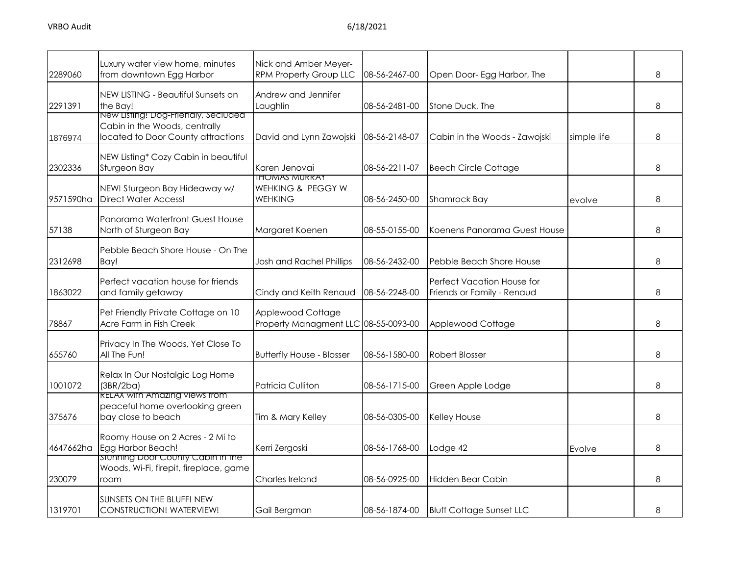| | | | | | | |
|---|---|---|---|---|---|---|
| 2289060 | Luxury water view home, minutes from downtown Egg Harbor | Nick and Amber Meyer-RPM Property Group LLC | 08-56-2467-00 | Open Door- Egg Harbor, The | | 8 |
| 2291391 | NEW LISTING - Beautiful Sunsets on the Bay! | Andrew and Jennifer Laughlin | 08-56-2481-00 | Stone Duck, The | | 8 |
| 1876974 | New Listing! Dog-Friendly, Secluded Cabin in the Woods, centrally located to Door County attractions | David and Lynn Zawojski | 08-56-2148-07 | Cabin in the Woods - Zawojski | simple life | 8 |
| 2302336 | NEW Listing* Cozy Cabin in beautiful Sturgeon Bay | Karen Jenovai | 08-56-2211-07 | Beech Circle Cottage | | 8 |
| 9571590ha | NEW! Sturgeon Bay Hideaway w/ Direct Water Access! | THOMAS MURRAY WEHKING & PEGGY W WEHKING | 08-56-2450-00 | Shamrock Bay | evolve | 8 |
| 57138 | Panorama Waterfront Guest House North of Sturgeon Bay | Margaret Koenen | 08-55-0155-00 | Koenens Panorama Guest House | | 8 |
| 2312698 | Pebble Beach Shore House - On The Bay! | Josh and Rachel Phillips | 08-56-2432-00 | Pebble Beach Shore House | | 8 |
| 1863022 | Perfect vacation house for friends and family getaway | Cindy and Keith Renaud | 08-56-2248-00 | Perfect Vacation House for Friends or Family - Renaud | | 8 |
| 78867 | Pet Friendly Private Cottage on 10 Acre Farm in Fish Creek | Applewood Cottage Property Managment LLC | 08-55-0093-00 | Applewood Cottage | | 8 |
| 655760 | Privacy In The Woods, Yet Close To All The Fun! | Butterfly House - Blosser | 08-56-1580-00 | Robert Blosser | | 8 |
| 1001072 | Relax In Our Nostalgic Log Home (3BR/2ba) | Patricia Culliton | 08-56-1715-00 | Green Apple Lodge | | 8 |
| 375676 | RELAX with Amazing views from peaceful home overlooking green bay close to beach | Tim & Mary Kelley | 08-56-0305-00 | Kelley House | | 8 |
| 4647662ha | Roomy House on 2 Acres - 2 Mi to Egg Harbor Beach! | Kerri Zergoski | 08-56-1768-00 | Lodge 42 | Evolve | 8 |
| 230079 | Stunning Door County Cabin in the Woods, Wi-Fi, firepit, fireplace, game room | Charles Ireland | 08-56-0925-00 | Hidden Bear Cabin | | 8 |
| 1319701 | SUNSETS ON THE BLUFF! NEW CONSTRUCTION! WATERVIEW! | Gail Bergman | 08-56-1874-00 | Bluff Cottage Sunset LLC | | 8 |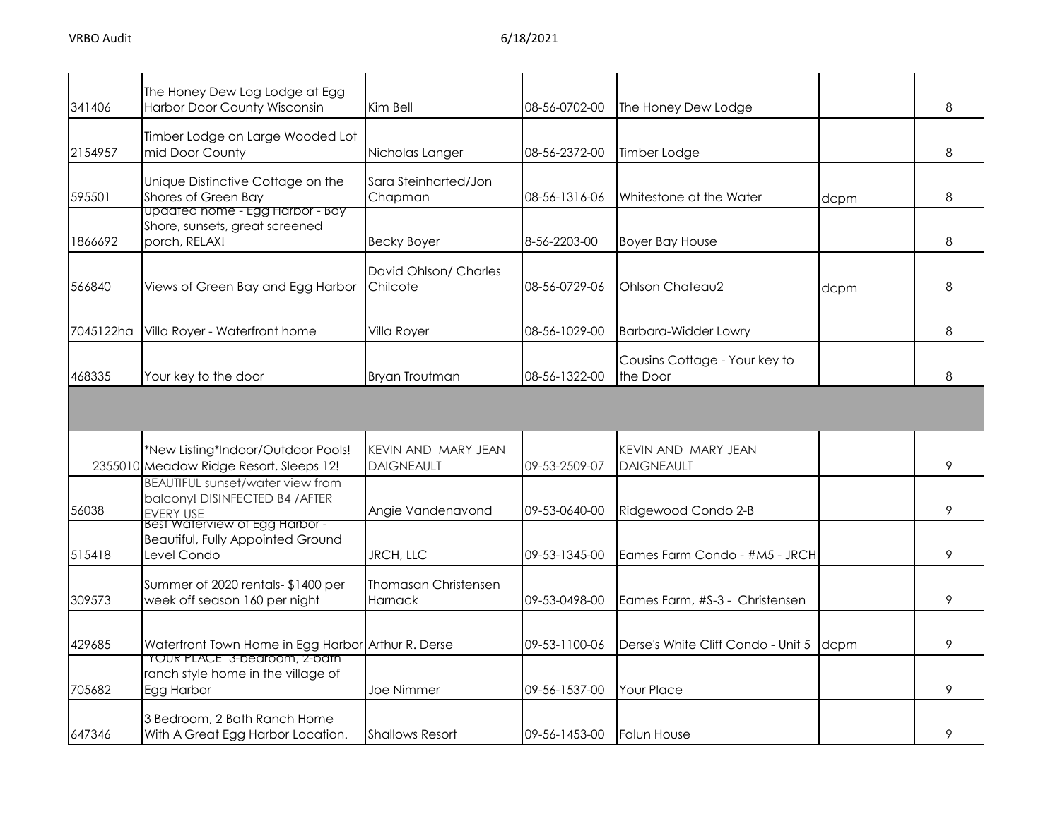| | | | | | | |
|---|---|---|---|---|---|---|
| 341406 | The Honey Dew Log Lodge at Egg Harbor Door County Wisconsin | Kim Bell | 08-56-0702-00 | The Honey Dew Lodge | | 8 |
| 2154957 | Timber Lodge on Large Wooded Lot mid Door County | Nicholas Langer | 08-56-2372-00 | Timber Lodge | | 8 |
| 595501 | Unique Distinctive Cottage on the Shores of Green Bay | Sara Steinharted/Jon Chapman | 08-56-1316-06 | Whitestone at the Water | dcpm | 8 |
| 1866692 | Updated home - Egg Harbor - Bay Shore, sunsets, great screened porch, RELAX! | Becky Boyer | 8-56-2203-00 | Boyer Bay House | | 8 |
| 566840 | Views of Green Bay and Egg Harbor | David Ohlson/ Charles Chilcote | 08-56-0729-06 | Ohlson Chateau2 | dcpm | 8 |
| 7045122ha | Villa Royer - Waterfront home | Villa Royer | 08-56-1029-00 | Barbara-Widder Lowry | | 8 |
| 468335 | Your key to the door | Bryan Troutman | 08-56-1322-00 | Cousins Cottage - Your key to the Door | | 8 |
| | | | | | | |
| 2355010 | *New Listing*Indoor/Outdoor Pools! Meadow Ridge Resort, Sleeps 12! | KEVIN AND MARY JEAN DAIGNEAULT | 09-53-2509-07 | KEVIN AND MARY JEAN DAIGNEAULT | | 9 |
| 56038 | BEAUTIFUL sunset/water view from balcony! DISINFECTED B4 /AFTER EVERY USE | Angie Vandenavond | 09-53-0640-00 | Ridgewood Condo 2-B | | 9 |
| 515418 | Best Waterview of Egg Harbor - Beautiful, Fully Appointed Ground Level Condo | JRCH, LLC | 09-53-1345-00 | Eames Farm Condo - #M5 - JRCH | | 9 |
| 309573 | Summer of 2020 rentals- $1400 per week off season 160 per night | Thomasan Christensen Harnack | 09-53-0498-00 | Eames Farm, #S-3 - Christensen | | 9 |
| 429685 | Waterfront Town Home in Egg Harbor | Arthur R. Derse | 09-53-1100-06 | Derse's White Cliff Condo - Unit 5 | dcpm | 9 |
| 705682 | YOUR PLACE 3-bedroom, 2-bath ranch style home in the village of Egg Harbor | Joe Nimmer | 09-56-1537-00 | Your Place | | 9 |
| 647346 | 3 Bedroom, 2 Bath Ranch Home With A Great Egg Harbor Location. | Shallows Resort | 09-56-1453-00 | Falun House | | 9 |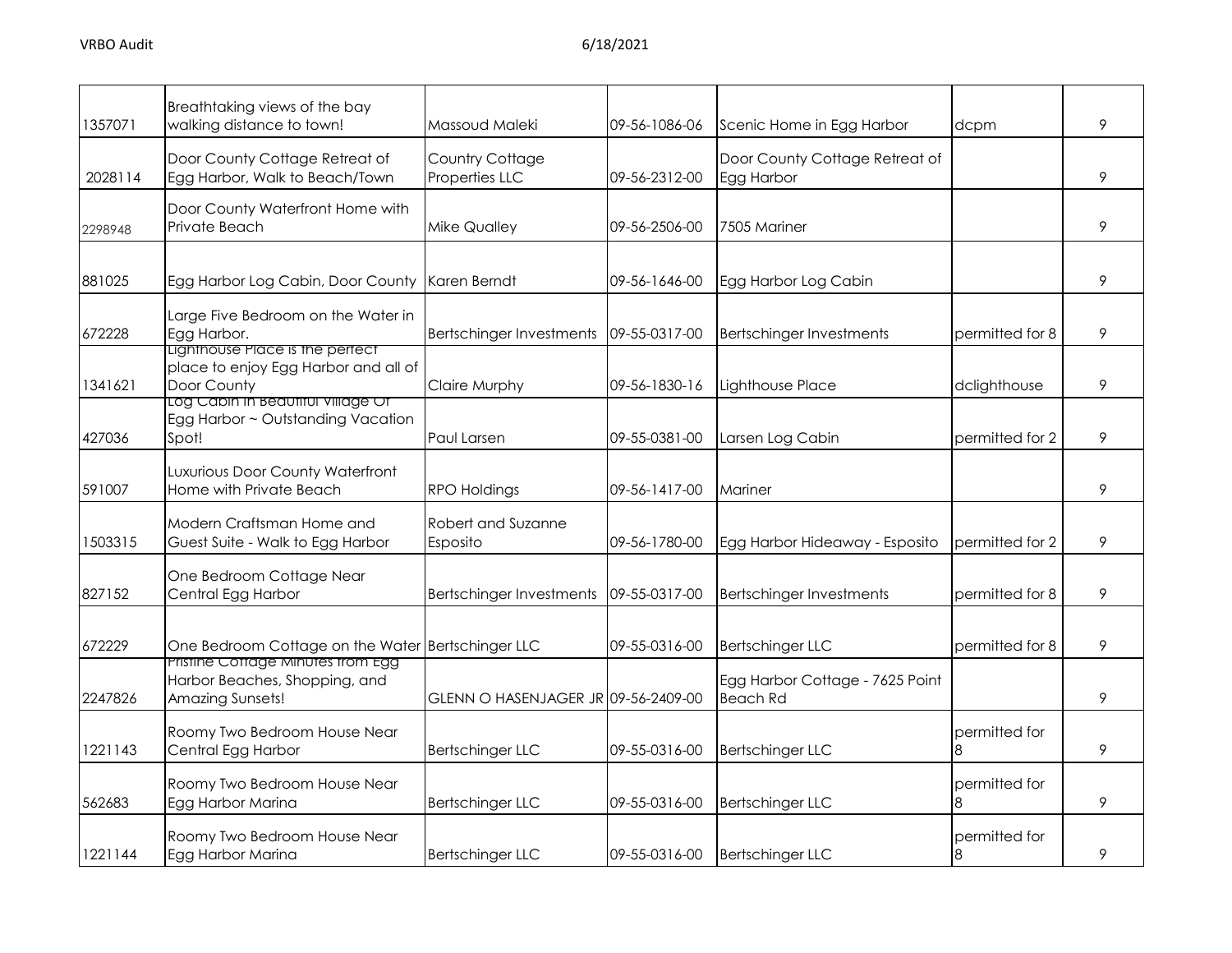| | | | | | | |
|---|---|---|---|---|---|---|
| 1357071 | Breathtaking views of the bay walking distance to town! | Massoud Maleki | 09-56-1086-06 | Scenic Home in Egg Harbor | dcpm | 9 |
| 2028114 | Door County Cottage Retreat of Egg Harbor, Walk to Beach/Town | Country Cottage Properties LLC | 09-56-2312-00 | Door County Cottage Retreat of Egg Harbor | | 9 |
| 2298948 | Door County Waterfront Home with Private Beach | Mike Qualley | 09-56-2506-00 | 7505 Mariner | | 9 |
| 881025 | Egg Harbor Log Cabin, Door County | Karen Berndt | 09-56-1646-00 | Egg Harbor Log Cabin | | 9 |
| 672228 | Large Five Bedroom on the Water in Egg Harbor. | Bertschinger Investments | 09-55-0317-00 | Bertschinger Investments | permitted for 8 | 9 |
| 1341621 | Lighthouse Place is the perfect place to enjoy Egg Harbor and all of Door County | Claire Murphy | 09-56-1830-16 | Lighthouse Place | dclighthouse | 9 |
| 427036 | Log Cabin in Beautiful Village Of Egg Harbor ~ Outstanding Vacation Spot! | Paul Larsen | 09-55-0381-00 | Larsen Log Cabin | permitted for 2 | 9 |
| 591007 | Luxurious Door County Waterfront Home with Private Beach | RPO Holdings | 09-56-1417-00 | Mariner | | 9 |
| 1503315 | Modern Craftsman Home and Guest Suite - Walk to Egg Harbor | Robert and Suzanne Esposito | 09-56-1780-00 | Egg Harbor Hideaway - Esposito | permitted for 2 | 9 |
| 827152 | One Bedroom Cottage Near Central Egg Harbor | Bertschinger Investments | 09-55-0317-00 | Bertschinger Investments | permitted for 8 | 9 |
| 672229 | One Bedroom Cottage on the Water | Bertschinger LLC | 09-55-0316-00 | Bertschinger LLC | permitted for 8 | 9 |
| 2247826 | Pristine Cottage Minutes from Egg Harbor Beaches, Shopping, and Amazing Sunsets! | GLENN O HASENJAGER JR | 09-56-2409-00 | Egg Harbor Cottage - 7625 Point Beach Rd | | 9 |
| 1221143 | Roomy Two Bedroom House Near Central Egg Harbor | Bertschinger LLC | 09-55-0316-00 | Bertschinger LLC | permitted for 8 | 9 |
| 562683 | Roomy Two Bedroom House Near Egg Harbor Marina | Bertschinger LLC | 09-55-0316-00 | Bertschinger LLC | permitted for 8 | 9 |
| 1221144 | Roomy Two Bedroom House Near Egg Harbor Marina | Bertschinger LLC | 09-55-0316-00 | Bertschinger LLC | permitted for 8 | 9 |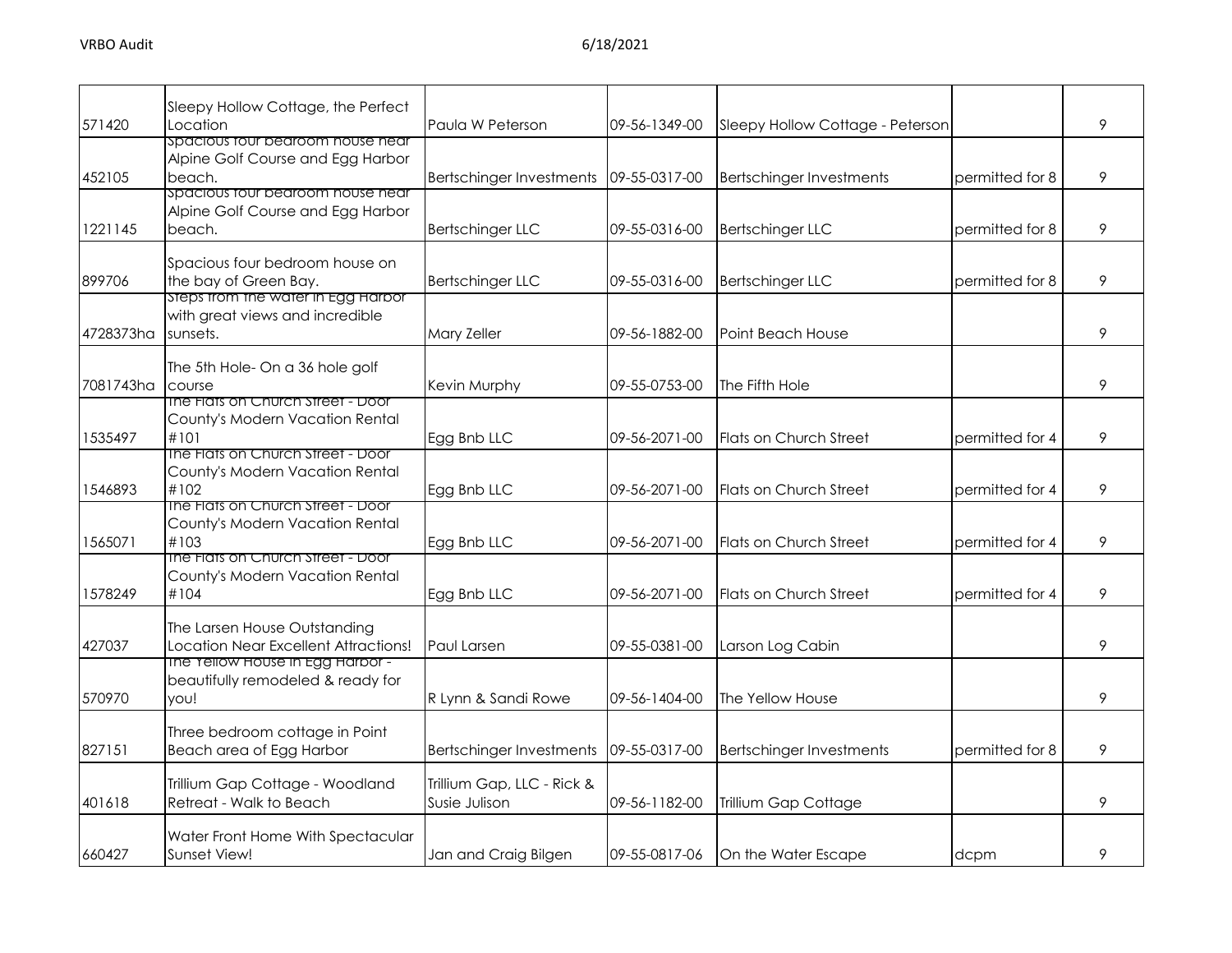| | | | | | | |
|---|---|---|---|---|---|---|
| 571420 | Sleepy Hollow Cottage, the Perfect Location | Paula W Peterson | 09-56-1349-00 | Sleepy Hollow Cottage - Peterson | | 9 |
| 452105 | Spacious four bedroom house near Alpine Golf Course and Egg Harbor beach. | Bertschinger Investments | 09-55-0317-00 | Bertschinger Investments | permitted for 8 | 9 |
| 1221145 | Spacious four bedroom house near Alpine Golf Course and Egg Harbor beach. | Bertschinger LLC | 09-55-0316-00 | Bertschinger LLC | permitted for 8 | 9 |
| 899706 | Spacious four bedroom house on the bay of Green Bay. | Bertschinger LLC | 09-55-0316-00 | Bertschinger LLC | permitted for 8 | 9 |
| 4728373ha | Steps from the water in Egg Harbor with great views and incredible sunsets. | Mary Zeller | 09-56-1882-00 | Point Beach House | | 9 |
| 7081743ha | The 5th Hole- On a 36 hole golf course | Kevin Murphy | 09-55-0753-00 | The Fifth Hole | | 9 |
| 1535497 | The Flats on Church Street - Door County's Modern Vacation Rental #101 | Egg Bnb LLC | 09-56-2071-00 | Flats on Church Street | permitted for 4 | 9 |
| 1546893 | The Flats on Church Street - Door County's Modern Vacation Rental #102 | Egg Bnb LLC | 09-56-2071-00 | Flats on Church Street | permitted for 4 | 9 |
| 1565071 | The Flats on Church Street - Door County's Modern Vacation Rental #103 | Egg Bnb LLC | 09-56-2071-00 | Flats on Church Street | permitted for 4 | 9 |
| 1578249 | The Flats on Church Street - Door County's Modern Vacation Rental #104 | Egg Bnb LLC | 09-56-2071-00 | Flats on Church Street | permitted for 4 | 9 |
| 427037 | The Larsen House Outstanding Location Near Excellent Attractions! | Paul Larsen | 09-55-0381-00 | Larson Log Cabin | | 9 |
| 570970 | The Yellow House in Egg Harbor - beautifully remodeled & ready for you! | R Lynn & Sandi Rowe | 09-56-1404-00 | The Yellow House | | 9 |
| 827151 | Three bedroom cottage in Point Beach area of Egg Harbor | Bertschinger Investments | 09-55-0317-00 | Bertschinger Investments | permitted for 8 | 9 |
| 401618 | Trillium Gap Cottage - Woodland Retreat - Walk to Beach | Trillium Gap, LLC - Rick & Susie Julison | 09-56-1182-00 | Trillium Gap Cottage | | 9 |
| 660427 | Water Front Home With Spectacular Sunset View! | Jan and Craig Bilgen | 09-55-0817-06 | On the Water Escape | dcpm | 9 |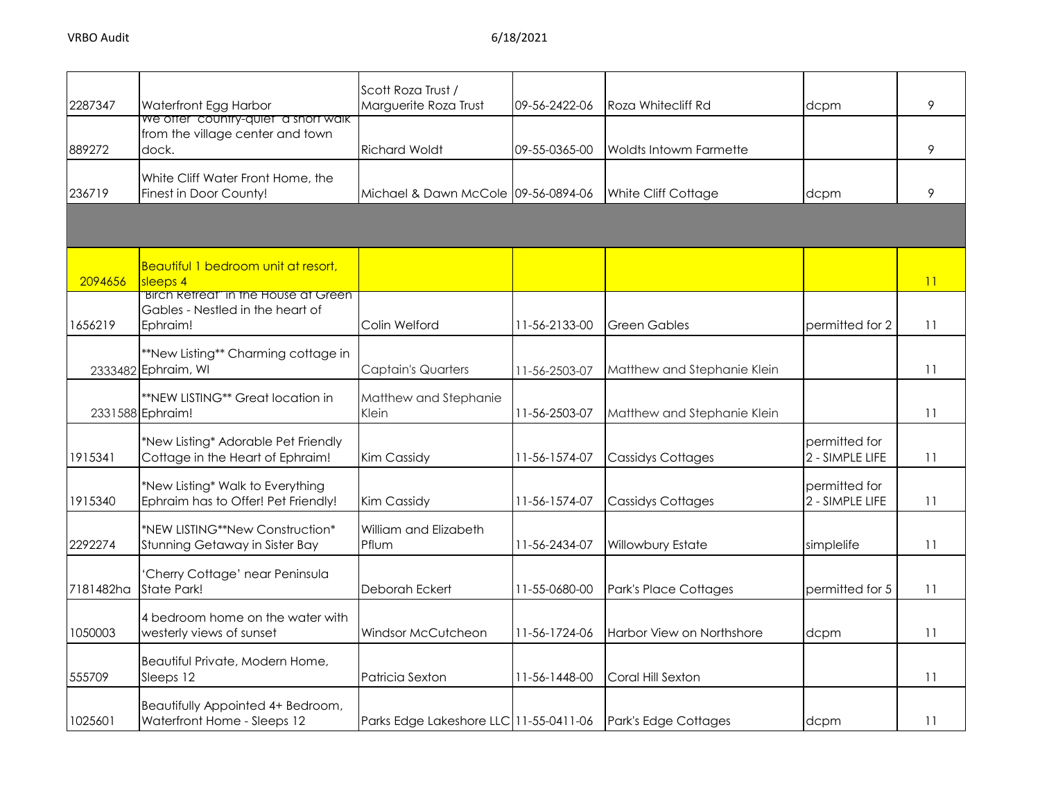| | | | | | | |
|---|---|---|---|---|---|---|
| 2287347 | Waterfront Egg Harbor | Scott Roza Trust / Marguerite Roza Trust | 09-56-2422-06 | Roza Whitecliff Rd | dcpm | 9 |
| 889272 | We offer "country-quiet" a short walk from the village center and town dock. | Richard Woldt | 09-55-0365-00 | Woldts Intowm Farmette | | 9 |
| 236719 | White Cliff Water Front Home, the Finest in Door County! | Michael & Dawn McCole | 09-56-0894-06 | White Cliff Cottage | dcpm | 9 |
| | | | | | | |
| 2094656 | Beautiful 1 bedroom unit at resort, sleeps 4 | | | | | 11 |
| 1656219 | "Birch Retreat" in the House at Green Gables - Nestled in the heart of Ephraim! | Colin Welford | 11-56-2133-00 | Green Gables | permitted for 2 | 11 |
| 2333482 | **New Listing** Charming cottage in Ephraim, WI | Captain's Quarters | 11-56-2503-07 | Matthew and Stephanie Klein | | 11 |
| 2331588 | **NEW LISTING** Great location in Ephraim! | Matthew and Stephanie Klein | 11-56-2503-07 | Matthew and Stephanie Klein | | 11 |
| 1915341 | *New Listing* Adorable Pet Friendly Cottage in the Heart of Ephraim! | Kim Cassidy | 11-56-1574-07 | Cassidys Cottages | permitted for 2 - SIMPLE LIFE | 11 |
| 1915340 | *New Listing* Walk to Everything Ephraim has to Offer! Pet Friendly! | Kim Cassidy | 11-56-1574-07 | Cassidys Cottages | permitted for 2 - SIMPLE LIFE | 11 |
| 2292274 | *NEW LISTING**New Construction* Stunning Getaway in Sister Bay | William and Elizabeth Pflum | 11-56-2434-07 | Willowbury Estate | simplelife | 11 |
| 7181482ha | 'Cherry Cottage' near Peninsula State Park! | Deborah Eckert | 11-55-0680-00 | Park's Place Cottages | permitted for 5 | 11 |
| 1050003 | 4 bedroom home on the water with westerly views of sunset | Windsor McCutcheon | 11-56-1724-06 | Harbor View on Northshore | dcpm | 11 |
| 555709 | Beautiful Private, Modern Home, Sleeps 12 | Patricia Sexton | 11-56-1448-00 | Coral Hill Sexton | | 11 |
| 1025601 | Beautifully Appointed 4+ Bedroom, Waterfront Home - Sleeps 12 | Parks Edge Lakeshore LLC | 11-55-0411-06 | Park's Edge Cottages | dcpm | 11 |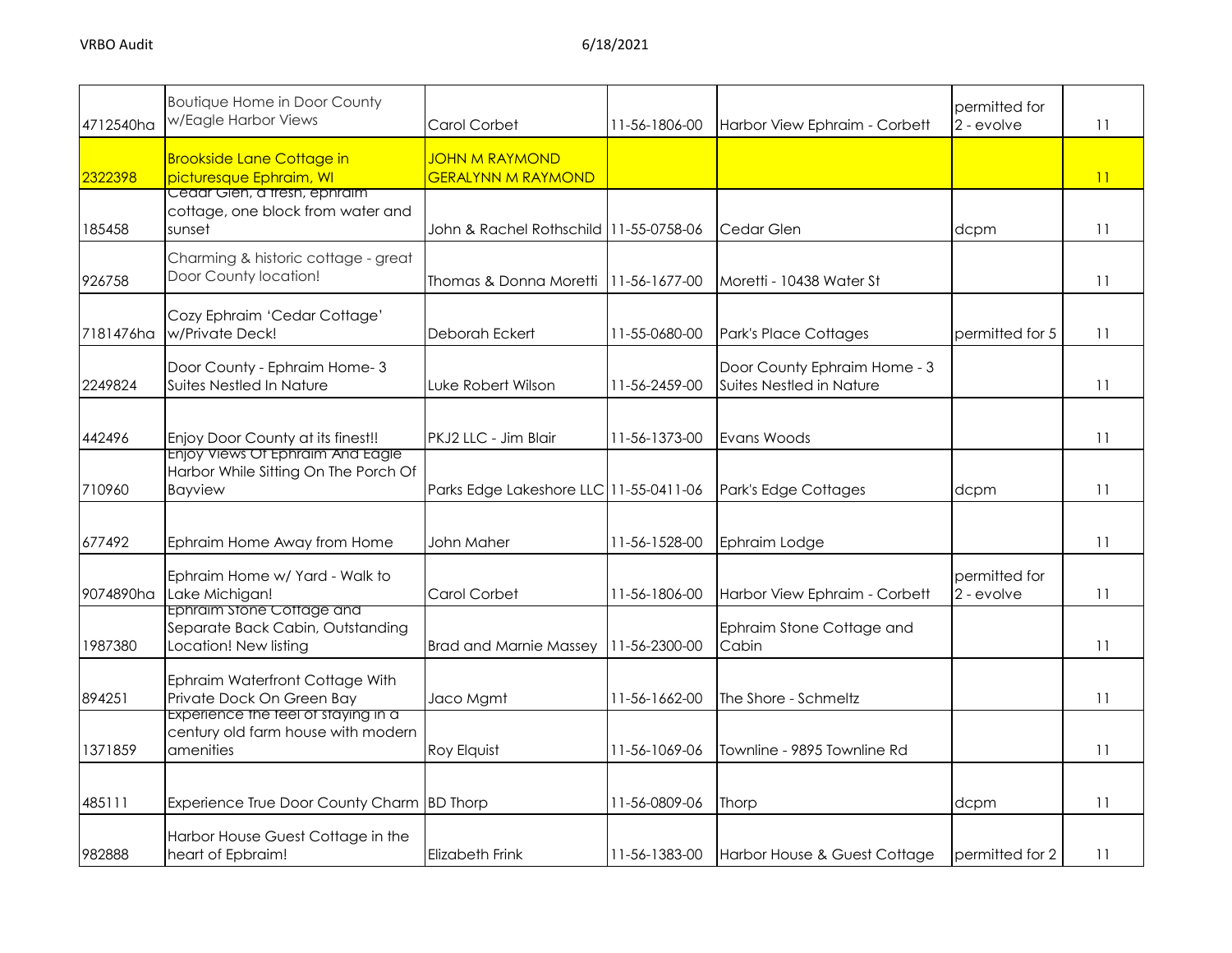| 4712540ha | Boutique Home in Door County w/Eagle Harbor Views | Carol Corbet | 11-56-1806-00 | Harbor View Ephraim - Corbett | permitted for 2 - evolve | 11 |
|---|---|---|---|---|---|---|
| 2322398 | Brookside Lane Cottage in picturesque Ephraim, WI | JOHN M RAYMOND GERALYNN M RAYMOND | | | | 11 |
| 185458 | Cedar Glen, a fresh, ephraim cottage, one block from water and sunset | John & Rachel Rothschild | 11-55-0758-06 | Cedar Glen | dcpm | 11 |
| 926758 | Charming & historic cottage - great Door County location! | Thomas & Donna Moretti | 11-56-1677-00 | Moretti - 10438 Water St | | 11 |
| 7181476ha | Cozy Ephraim 'Cedar Cottage' w/Private Deck! | Deborah Eckert | 11-55-0680-00 | Park's Place Cottages | permitted for 5 | 11 |
| 2249824 | Door County - Ephraim Home- 3 Suites Nestled In Nature | Luke Robert Wilson | 11-56-2459-00 | Door County Ephraim Home - 3 Suites Nestled in Nature | | 11 |
| 442496 | Enjoy Door County at its finest!! | PKJ2 LLC - Jim Blair | 11-56-1373-00 | Evans Woods | | 11 |
| 710960 | Enjoy Views Of Ephraim And Eagle Harbor While Sitting On The Porch Of Bayview | Parks Edge Lakeshore LLC | 11-55-0411-06 | Park's Edge Cottages | dcpm | 11 |
| 677492 | Ephraim Home Away from Home | John Maher | 11-56-1528-00 | Ephraim Lodge | | 11 |
| 9074890ha | Ephraim Home w/ Yard - Walk to Lake Michigan! | Carol Corbet | 11-56-1806-00 | Harbor View Ephraim - Corbett | permitted for 2 - evolve | 11 |
| 1987380 | Ephraim Stone Cottage and Separate Back Cabin, Outstanding Location! New listing | Brad and Marnie Massey | 11-56-2300-00 | Ephraim Stone Cottage and Cabin | | 11 |
| 894251 | Ephraim Waterfront Cottage With Private Dock On Green Bay | Jaco Mgmt | 11-56-1662-00 | The Shore - Schmeltz | | 11 |
| 1371859 | Experience the feel of staying in a century old farm house with modern amenities | Roy Elquist | 11-56-1069-06 | Townline - 9895 Townline Rd | | 11 |
| 485111 | Experience True Door County Charm | BD Thorp | 11-56-0809-06 | Thorp | dcpm | 11 |
| 982888 | Harbor House Guest Cottage in the heart of Epbraim! | Elizabeth Frink | 11-56-1383-00 | Harbor House & Guest Cottage | permitted for 2 | 11 |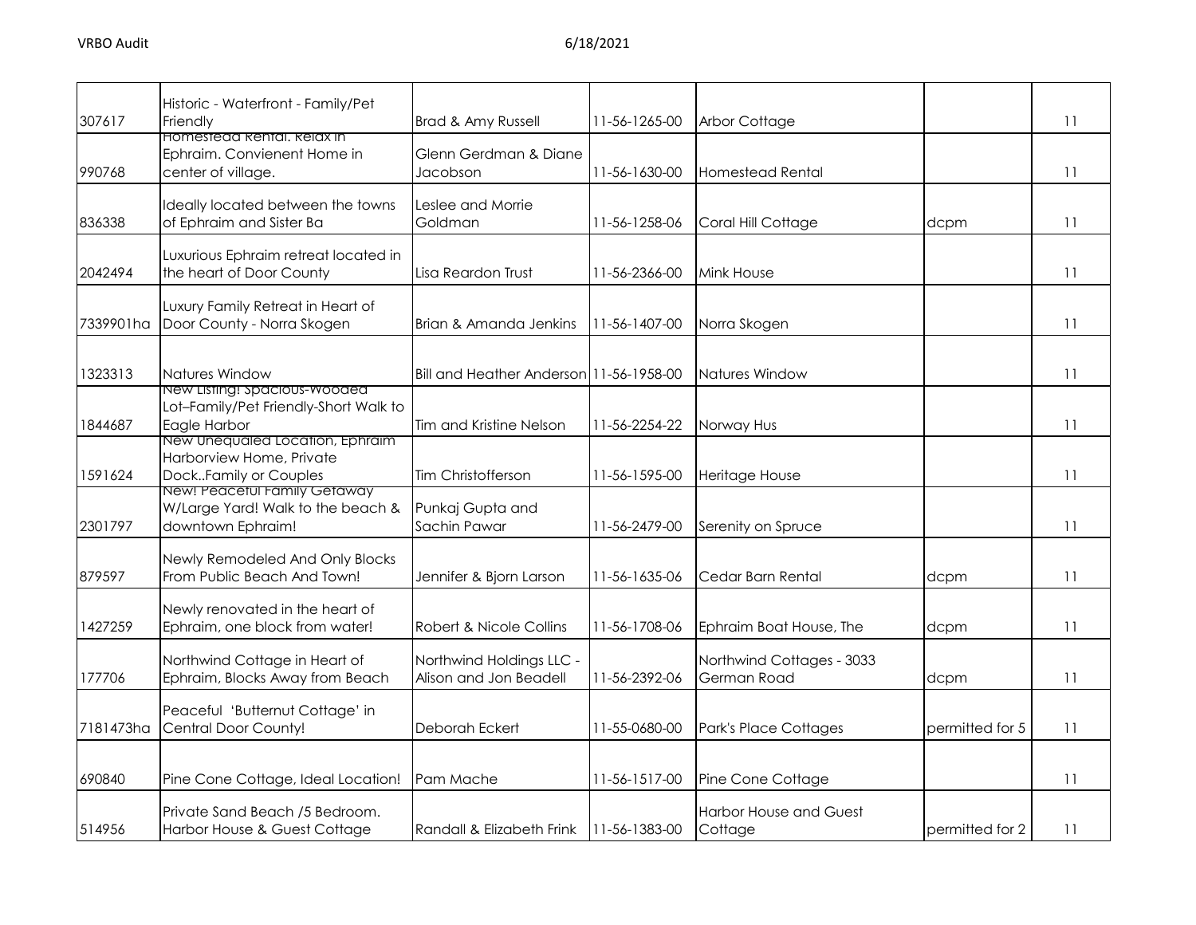| | | | | | | |
|---|---|---|---|---|---|---|
| 307617 | Historic - Waterfront - Family/Pet Friendly | Brad & Amy Russell | 11-56-1265-00 | Arbor Cottage | | 11 |
| 990768 | Homestead Rental. Relax in Ephraim. Convienent Home in center of village. | Glenn Gerdman & Diane Jacobson | 11-56-1630-00 | Homestead Rental | | 11 |
| 836338 | Ideally located between the towns of Ephraim and Sister Ba | Leslee and Morrie Goldman | 11-56-1258-06 | Coral Hill Cottage | dcpm | 11 |
| 2042494 | Luxurious Ephraim retreat located in the heart of Door County | Lisa Reardon Trust | 11-56-2366-00 | Mink House | | 11 |
| 7339901ha | Luxury Family Retreat in Heart of Door County - Norra Skogen | Brian & Amanda Jenkins | 11-56-1407-00 | Norra Skogen | | 11 |
| 1323313 | Natures Window | Bill and Heather Anderson | 11-56-1958-00 | Natures Window | | 11 |
| 1844687 | New Listing! Spacious-Wooded Lot–Family/Pet Friendly-Short Walk to Eagle Harbor | Tim and Kristine Nelson | 11-56-2254-22 | Norway Hus | | 11 |
| 1591624 | New Unequaled Location, Ephraim Harborview Home, Private Dock..Family or Couples | Tim Christofferson | 11-56-1595-00 | Heritage House | | 11 |
| 2301797 | New! Peaceful Family Getaway W/Large Yard! Walk to the beach & downtown Ephraim! | Punkaj Gupta and Sachin Pawar | 11-56-2479-00 | Serenity on Spruce | | 11 |
| 879597 | Newly Remodeled And Only Blocks From Public Beach And Town! | Jennifer & Bjorn Larson | 11-56-1635-06 | Cedar Barn Rental | dcpm | 11 |
| 1427259 | Newly renovated in the heart of Ephraim, one block from water! | Robert & Nicole Collins | 11-56-1708-06 | Ephraim Boat House, The | dcpm | 11 |
| 177706 | Northwind Cottage in Heart of Ephraim, Blocks Away from Beach | Northwind Holdings LLC - Alison and Jon Beadell | 11-56-2392-06 | Northwind Cottages - 3033 German Road | dcpm | 11 |
| 7181473ha | Peaceful 'Butternut Cottage' in Central Door County! | Deborah Eckert | 11-55-0680-00 | Park's Place Cottages | permitted for 5 | 11 |
| 690840 | Pine Cone Cottage, Ideal Location! | Pam Mache | 11-56-1517-00 | Pine Cone Cottage | | 11 |
| 514956 | Private Sand Beach /5 Bedroom. Harbor House & Guest Cottage | Randall & Elizabeth Frink | 11-56-1383-00 | Harbor House and Guest Cottage | permitted for 2 | 11 |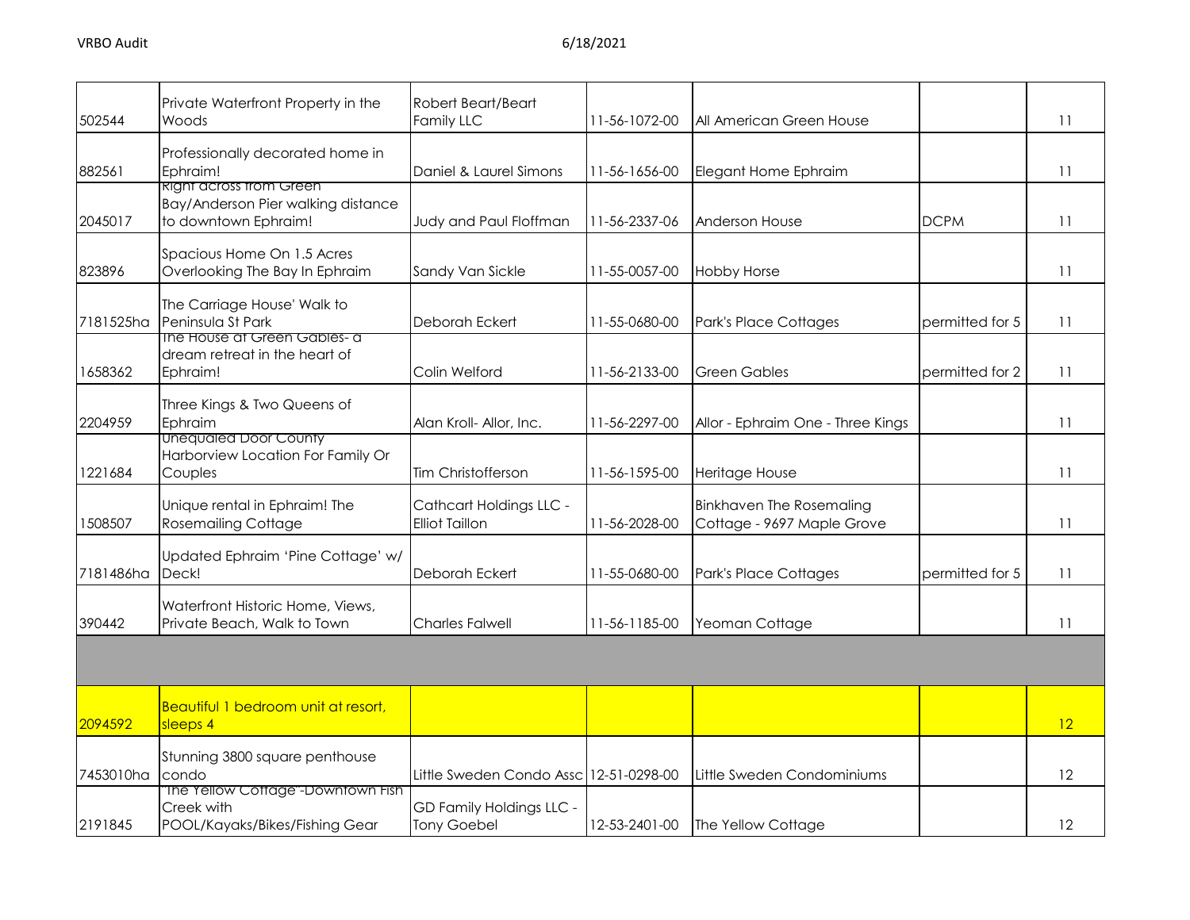| | | | | | | |
|---|---|---|---|---|---|---|
| 502544 | Private Waterfront Property in the Woods | Robert Beart/Beart Family LLC | 11-56-1072-00 | All American Green House | | 11 |
| 882561 | Professionally decorated home in Ephraim! | Daniel & Laurel Simons | 11-56-1656-00 | Elegant Home Ephraim | | 11 |
| 2045017 | Right across from Green Bay/Anderson Pier walking distance to downtown Ephraim! | Judy and Paul Floffman | 11-56-2337-06 | Anderson House | DCPM | 11 |
| 823896 | Spacious Home On 1.5 Acres Overlooking The Bay In Ephraim | Sandy Van Sickle | 11-55-0057-00 | Hobby Horse | | 11 |
| 7181525ha | The Carriage House' Walk to Peninsula St Park | Deborah Eckert | 11-55-0680-00 | Park's Place Cottages | permitted for 5 | 11 |
| 1658362 | The House at Green Gables- a dream retreat in the heart of Ephraim! | Colin Welford | 11-56-2133-00 | Green Gables | permitted for 2 | 11 |
| 2204959 | Three Kings & Two Queens of Ephraim | Alan Kroll- Allor, Inc. | 11-56-2297-00 | Allor - Ephraim One - Three Kings | | 11 |
| 1221684 | Unequaled Door County Harborview Location For Family Or Couples | Tim Christofferson | 11-56-1595-00 | Heritage House | | 11 |
| 1508507 | Unique rental in Ephraim! The Rosemailing Cottage | Cathcart Holdings LLC - Elliot Taillon | 11-56-2028-00 | Binkhaven The Rosemaling Cottage - 9697 Maple Grove | | 11 |
| 7181486ha | Updated Ephraim 'Pine Cottage' w/ Deck! | Deborah Eckert | 11-55-0680-00 | Park's Place Cottages | permitted for 5 | 11 |
| 390442 | Waterfront Historic Home, Views, Private Beach, Walk to Town | Charles Falwell | 11-56-1185-00 | Yeoman Cottage | | 11 |
| | | | | | | |
| 2094592 | Beautiful 1 bedroom unit at resort, sleeps 4 | | | | | 12 |
| 7453010ha | Stunning 3800 square penthouse condo | Little Sweden Condo Assc | 12-51-0298-00 | Little Sweden Condominiums | | 12 |
| 2191845 | "The Yellow Cottage"-Downtown Fish Creek with POOL/Kayaks/Bikes/Fishing Gear | GD Family Holdings LLC - Tony Goebel | 12-53-2401-00 | The Yellow Cottage | | 12 |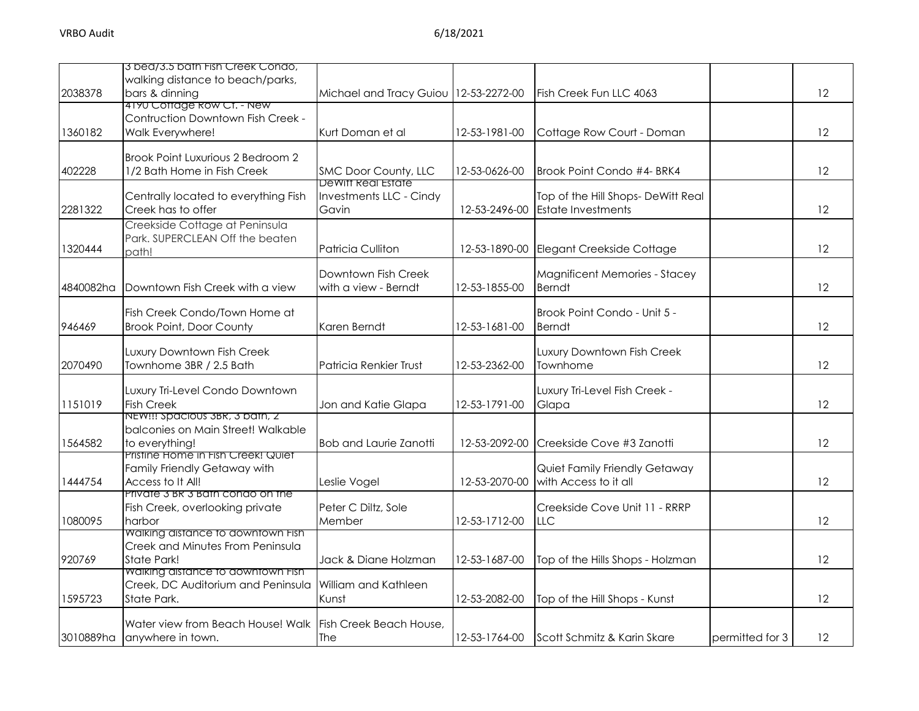| | | | | | | |
|---|---|---|---|---|---|---|
| 2038378 | 3 bed/3.5 bath Fish Creek Condo, walking distance to beach/parks, bars & dinning | Michael and Tracy Guiou | 12-53-2272-00 | Fish Creek Fun LLC 4063 | | 12 |
| 1360182 | 4190 Cottage Row Ct. - New Contruction Downtown Fish Creek - Walk Everywhere! | Kurt Doman et al | 12-53-1981-00 | Cottage Row Court - Doman | | 12 |
| 402228 | Brook Point Luxurious 2 Bedroom 2 1/2 Bath Home in Fish Creek | SMC Door County, LLC | 12-53-0626-00 | Brook Point Condo #4- BRK4 | | 12 |
| 2281322 | Centrally located to everything Fish Creek has to offer | DeWitt Real Estate Investments LLC - Cindy Gavin | 12-53-2496-00 | Top of the Hill Shops- DeWitt Real Estate Investments | | 12 |
| 1320444 | Creekside Cottage at Peninsula Park. SUPERCLEAN Off the beaten path! | Patricia Culliton | 12-53-1890-00 | Elegant Creekside Cottage | | 12 |
| 4840082ha | Downtown Fish Creek with a view | Downtown Fish Creek with a view - Berndt | 12-53-1855-00 | Magnificent Memories - Stacey Berndt | | 12 |
| 946469 | Fish Creek Condo/Town Home at Brook Point, Door County | Karen Berndt | 12-53-1681-00 | Brook Point Condo - Unit 5 - Berndt | | 12 |
| 2070490 | Luxury Downtown Fish Creek Townhome 3BR / 2.5 Bath | Patricia Renkier Trust | 12-53-2362-00 | Luxury Downtown Fish Creek Townhome | | 12 |
| 1151019 | Luxury Tri-Level Condo Downtown Fish Creek | Jon and Katie Glapa | 12-53-1791-00 | Luxury Tri-Level Fish Creek - Glapa | | 12 |
| 1564582 | NEW!!! Spacious 3BR, 3 bath, 2 balconies on Main Street! Walkable to everything! | Bob and Laurie Zanotti | 12-53-2092-00 | Creekside Cove #3 Zanotti | | 12 |
| 1444754 | Pristine Home in Fish Creek! Quiet Family Friendly Getaway with Access to It All! | Leslie Vogel | 12-53-2070-00 | Quiet Family Friendly Getaway with Access to it all | | 12 |
| 1080095 | Private 3 BR 3 Bath condo on the Fish Creek, overlooking private harbor | Peter C Diltz, Sole Member | 12-53-1712-00 | Creekside Cove Unit 11 - RRRP LLC | | 12 |
| 920769 | Walking distance to downtown Fish Creek and Minutes From Peninsula State Park! | Jack & Diane Holzman | 12-53-1687-00 | Top of the Hills Shops - Holzman | | 12 |
| 1595723 | Walking distance to downtown Fish Creek, DC Auditorium and Peninsula State Park. | William and Kathleen Kunst | 12-53-2082-00 | Top of the Hill Shops - Kunst | | 12 |
| 3010889ha | Water view from Beach House! Walk anywhere in town. | Fish Creek Beach House, The | 12-53-1764-00 | Scott Schmitz & Karin Skare | permitted for 3 | 12 |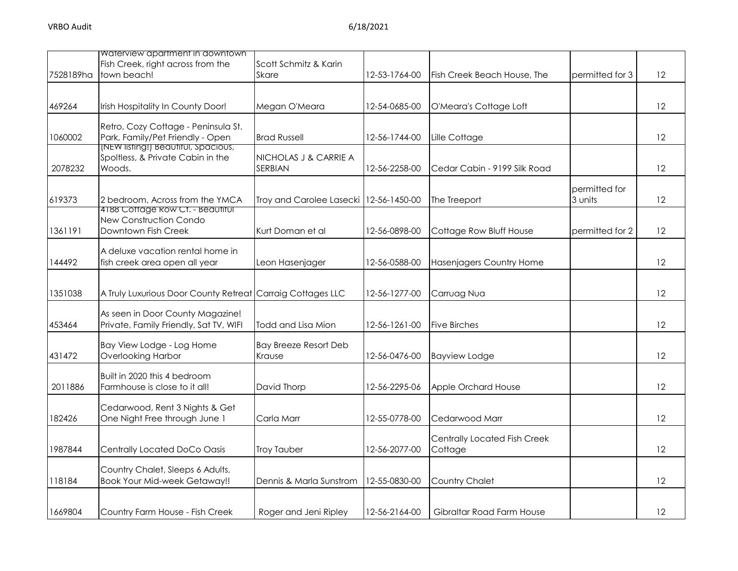| | | | | | | |
|---|---|---|---|---|---|---|
| 7528189ha | Waterview apartment in downtown Fish Creek, right across from the town beach! | Scott Schmitz & Karin Skare | 12-53-1764-00 | Fish Creek Beach House, The | permitted for 3 | 12 |
| 469264 | Irish Hospitality In County Door! | Megan O'Meara | 12-54-0685-00 | O'Meara's Cottage Loft | | 12 |
| 1060002 | Retro, Cozy Cottage - Peninsula St. Park, Family/Pet Friendly - Open | Brad Russell | 12-56-1744-00 | Lille Cottage | | 12 |
| 2078232 | (NEW listing!) Beautiful, Spacious, Spoltless, & Private Cabin in the Woods. | NICHOLAS J & CARRIE A SERBIAN | 12-56-2258-00 | Cedar Cabin - 9199 Silk Road | | 12 |
| 619373 | 2 bedroom, Across from the YMCA | Troy and Carolee Lasecki | 12-56-1450-00 | The Treeport | permitted for 3 units | 12 |
| 1361191 | 4188 Cottage Row Ct. - Beautiful New Construction Condo Downtown Fish Creek | Kurt Doman et al | 12-56-0898-00 | Cottage Row Bluff House | permitted for 2 | 12 |
| 144492 | A deluxe vacation rental home in fish creek area open all year | Leon Hasenjager | 12-56-0588-00 | Hasenjagers Country Home | | 12 |
| 1351038 | A Truly Luxurious Door County Retreat | Carraig Cottages LLC | 12-56-1277-00 | Carruag Nua | | 12 |
| 453464 | As seen in Door County Magazine! Private, Family Friendly, Sat TV, WIFI | Todd and Lisa Mion | 12-56-1261-00 | Five Birches | | 12 |
| 431472 | Bay View Lodge - Log Home Overlooking Harbor | Bay Breeze Resort Deb Krause | 12-56-0476-00 | Bayview Lodge | | 12 |
| 2011886 | Built in 2020 this 4 bedroom Farmhouse is close to it all! | David Thorp | 12-56-2295-06 | Apple Orchard House | | 12 |
| 182426 | Cedarwood, Rent 3 Nights & Get One Night Free through June 1 | Carla Marr | 12-55-0778-00 | Cedarwood Marr | | 12 |
| 1987844 | Centrally Located DoCo Oasis | Troy Tauber | 12-56-2077-00 | Centrally Located Fish Creek Cottage | | 12 |
| 118184 | Country Chalet, Sleeps 6 Adults, Book Your Mid-week Getaway!! | Dennis & Marla Sunstrom | 12-55-0830-00 | Country Chalet | | 12 |
| 1669804 | Country Farm House - Fish Creek | Roger and Jeni Ripley | 12-56-2164-00 | Gibraltar Road Farm House | | 12 |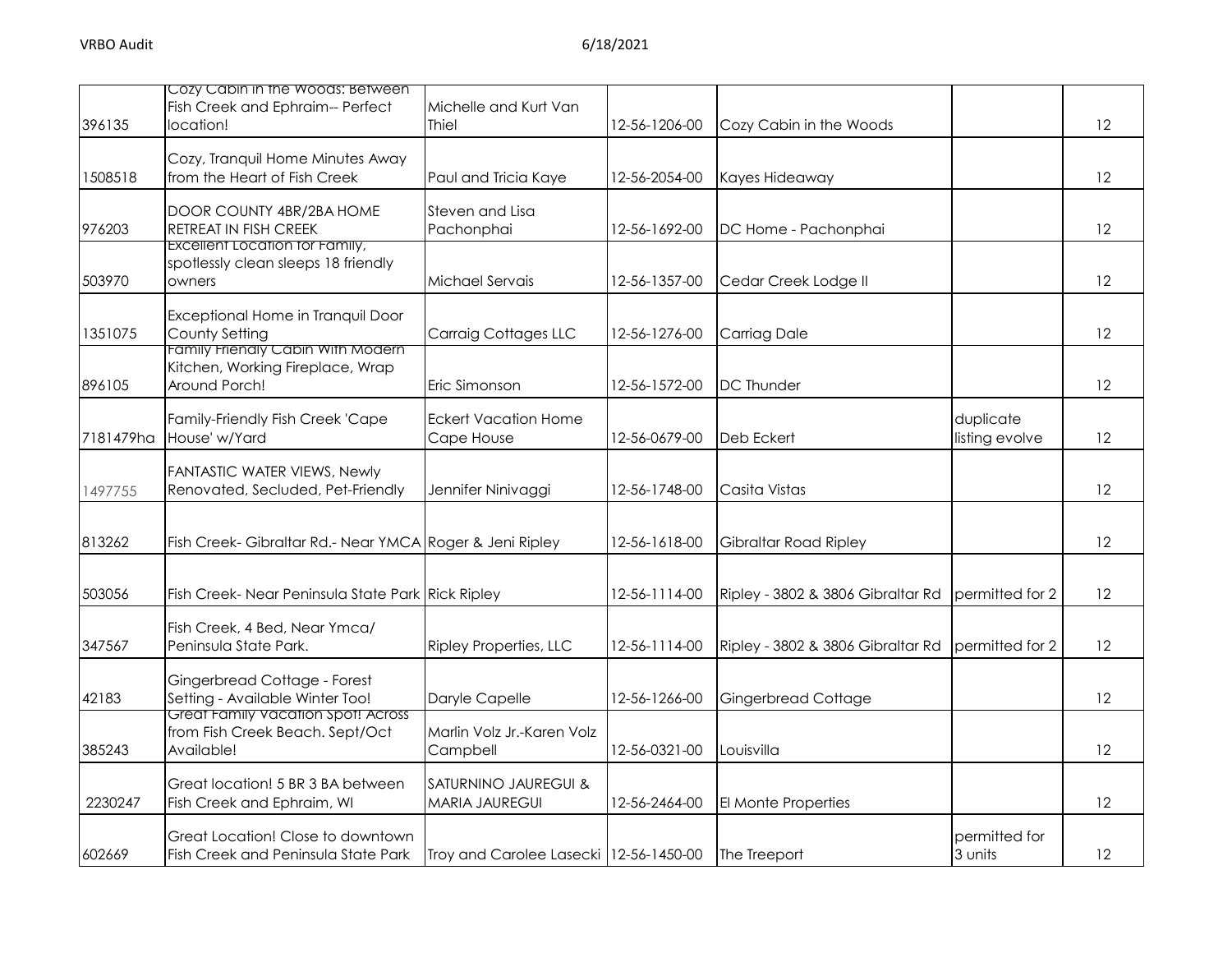| | | | | | | |
|---|---|---|---|---|---|---|
| 396135 | Cozy Cabin in the Woods: Between Fish Creek and Ephraim-- Perfect location! | Michelle and Kurt Van Thiel | 12-56-1206-00 | Cozy Cabin in the Woods | | 12 |
| 1508518 | Cozy, Tranquil Home Minutes Away from the Heart of Fish Creek | Paul and Tricia Kaye | 12-56-2054-00 | Kayes Hideaway | | 12 |
| 976203 | DOOR COUNTY 4BR/2BA HOME RETREAT IN FISH CREEK | Steven and Lisa Pachonphai | 12-56-1692-00 | DC Home - Pachonphai | | 12 |
| 503970 | Excellent Location for Family, spotlessly clean sleeps 18 friendly owners | Michael Servais | 12-56-1357-00 | Cedar Creek Lodge II | | 12 |
| 1351075 | Exceptional Home in Tranquil Door County Setting | Carraig Cottages LLC | 12-56-1276-00 | Carriag Dale | | 12 |
| 896105 | Family Friendly Cabin With Modern Kitchen, Working Fireplace, Wrap Around Porch! | Eric Simonson | 12-56-1572-00 | DC Thunder | | 12 |
| 7181479ha | Family-Friendly Fish Creek 'Cape House' w/Yard | Eckert Vacation Home Cape House | 12-56-0679-00 | Deb Eckert | duplicate listing evolve | 12 |
| 1497755 | FANTASTIC WATER VIEWS, Newly Renovated, Secluded, Pet-Friendly | Jennifer Ninivaggi | 12-56-1748-00 | Casita Vistas | | 12 |
| 813262 | Fish Creek- Gibraltar Rd.- Near YMCA | Roger & Jeni Ripley | 12-56-1618-00 | Gibraltar Road Ripley | | 12 |
| 503056 | Fish Creek- Near Peninsula State Park | Rick Ripley | 12-56-1114-00 | Ripley - 3802 & 3806 Gibraltar Rd | permitted for 2 | 12 |
| 347567 | Fish Creek, 4 Bed, Near Ymca/ Peninsula State Park. | Ripley Properties, LLC | 12-56-1114-00 | Ripley - 3802 & 3806 Gibraltar Rd | permitted for 2 | 12 |
| 42183 | Gingerbread Cottage - Forest Setting - Available Winter Too! | Daryle Capelle | 12-56-1266-00 | Gingerbread Cottage | | 12 |
| 385243 | Great Family Vacation Spot! Across from Fish Creek Beach. Sept/Oct Available! | Marlin Volz Jr.-Karen Volz Campbell | 12-56-0321-00 | Louisvilla | | 12 |
| 2230247 | Great location! 5 BR 3 BA between Fish Creek and Ephraim, WI | SATURNINO JAUREGUI & MARIA JAUREGUI | 12-56-2464-00 | El Monte Properties | | 12 |
| 602669 | Great Location! Close to downtown Fish Creek and Peninsula State Park | Troy and Carolee Lasecki | 12-56-1450-00 | The Treeport | permitted for 3 units | 12 |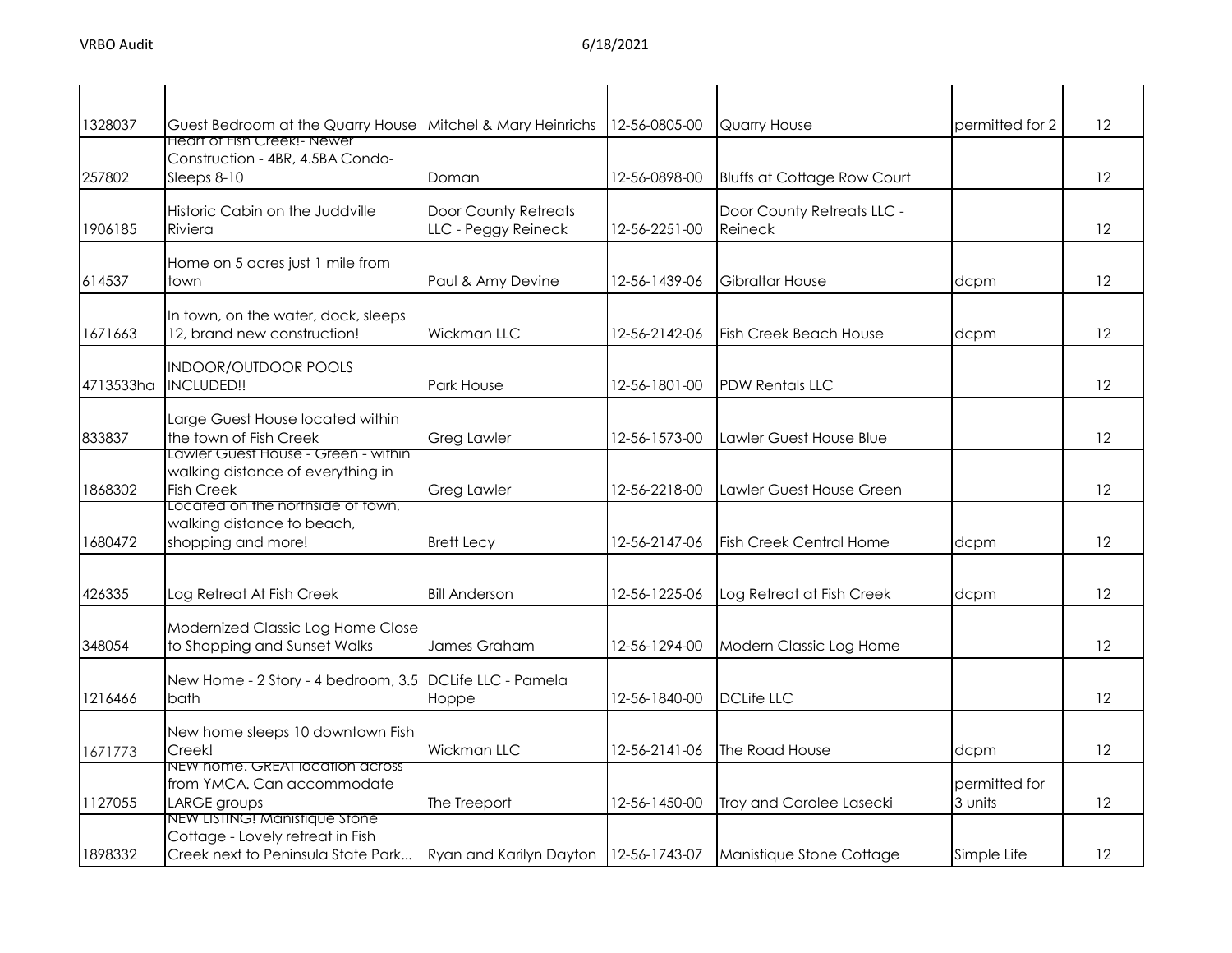| | | | | | | |
|---|---|---|---|---|---|---|
| 1328037 | Guest Bedroom at the Quarry House | Mitchel & Mary Heinrichs | 12-56-0805-00 | Quarry House | permitted for 2 | 12 |
| 257802 | Heart of Fish Creek!- Newer Construction - 4BR, 4.5BA Condo- Sleeps 8-10 | Doman | 12-56-0898-00 | Bluffs at Cottage Row Court | | 12 |
| 1906185 | Historic Cabin on the Juddville Riviera | Door County Retreats LLC - Peggy Reineck | 12-56-2251-00 | Door County Retreats LLC - Reineck | | 12 |
| 614537 | Home on 5 acres just 1 mile from town | Paul & Amy Devine | 12-56-1439-06 | Gibraltar House | dcpm | 12 |
| 1671663 | In town, on the water, dock, sleeps 12, brand new construction! | Wickman LLC | 12-56-2142-06 | Fish Creek Beach House | dcpm | 12 |
| 4713533ha | INDOOR/OUTDOOR POOLS INCLUDED!! | Park House | 12-56-1801-00 | PDW Rentals LLC | | 12 |
| 833837 | Large Guest House located within the town of Fish Creek | Greg Lawler | 12-56-1573-00 | Lawler Guest House Blue | | 12 |
| 1868302 | Lawler Guest House - Green - within walking distance of everything in Fish Creek | Greg Lawler | 12-56-2218-00 | Lawler Guest House Green | | 12 |
| 1680472 | Located on the northside of town, walking distance to beach, shopping and more! | Brett Lecy | 12-56-2147-06 | Fish Creek Central Home | dcpm | 12 |
| 426335 | Log Retreat At Fish Creek | Bill Anderson | 12-56-1225-06 | Log Retreat at Fish Creek | dcpm | 12 |
| 348054 | Modernized Classic Log Home Close to Shopping and Sunset Walks | James Graham | 12-56-1294-00 | Modern Classic Log Home | | 12 |
| 1216466 | New Home - 2 Story - 4 bedroom, 3.5 bath | DCLife LLC - Pamela Hoppe | 12-56-1840-00 | DCLife LLC | | 12 |
| 1671773 | New home sleeps 10 downtown Fish Creek! | Wickman LLC | 12-56-2141-06 | The Road House | dcpm | 12 |
| 1127055 | NEW home. GREAT location across from YMCA. Can accommodate LARGE groups | The Treeport | 12-56-1450-00 | Troy and Carolee Lasecki | permitted for 3 units | 12 |
| 1898332 | NEW LISTING! Manistique Stone Cottage - Lovely retreat in Fish Creek next to Peninsula State Park... | Ryan and Karilyn Dayton | 12-56-1743-07 | Manistique Stone Cottage | Simple Life | 12 |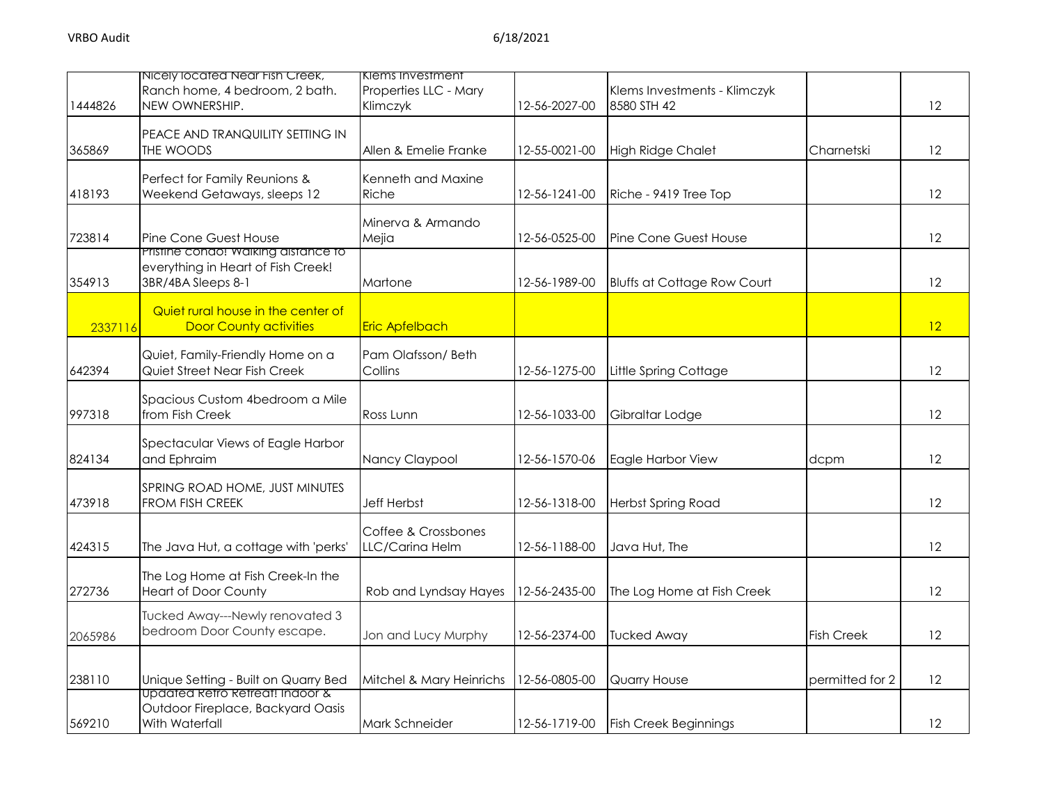| | | | | | | |
|---|---|---|---|---|---|---|
| 1444826 | Nicely located Near Fish Creek, Ranch home, 4 bedroom, 2 bath. NEW OWNERSHIP. | Klems Investment Properties LLC - Mary Klimczyk | 12-56-2027-00 | Klems Investments - Klimczyk 8580 STH 42 | | 12 |
| 365869 | PEACE AND TRANQUILITY SETTING IN THE WOODS | Allen & Emelie Franke | 12-55-0021-00 | High Ridge Chalet | Charnetski | 12 |
| 418193 | Perfect for Family Reunions & Weekend Getaways, sleeps 12 | Kenneth and Maxine Riche | 12-56-1241-00 | Riche - 9419 Tree Top | | 12 |
| 723814 | Pine Cone Guest House | Minerva & Armando Mejia | 12-56-0525-00 | Pine Cone Guest House | | 12 |
| 354913 | Pristine condo! Walking distance to everything in Heart of Fish Creek! 3BR/4BA Sleeps 8-1 | Martone | 12-56-1989-00 | Bluffs at Cottage Row Court | | 12 |
| 2337116 | Quiet rural house in the center of Door County activities | Eric Apfelbach | | | | 12 |
| 642394 | Quiet, Family-Friendly Home on a Quiet Street Near Fish Creek | Pam Olafsson/ Beth Collins | 12-56-1275-00 | Little Spring Cottage | | 12 |
| 997318 | Spacious Custom 4bedroom a Mile from Fish Creek | Ross Lunn | 12-56-1033-00 | Gibraltar Lodge | | 12 |
| 824134 | Spectacular Views of Eagle Harbor and Ephraim | Nancy Claypool | 12-56-1570-06 | Eagle Harbor View | dcpm | 12 |
| 473918 | SPRING ROAD HOME, JUST MINUTES FROM FISH CREEK | Jeff Herbst | 12-56-1318-00 | Herbst Spring Road | | 12 |
| 424315 | The Java Hut, a cottage with 'perks' | Coffee & Crossbones LLC/Carina Helm | 12-56-1188-00 | Java Hut, The | | 12 |
| 272736 | The Log Home at Fish Creek-In the Heart of Door County | Rob and Lyndsay Hayes | 12-56-2435-00 | The Log Home at Fish Creek | | 12 |
| 2065986 | Tucked Away---Newly renovated 3 bedroom Door County escape. | Jon and Lucy Murphy | 12-56-2374-00 | Tucked Away | Fish Creek | 12 |
| 238110 | Unique Setting - Built on Quarry Bed | Mitchel & Mary Heinrichs | 12-56-0805-00 | Quarry House | permitted for 2 | 12 |
| 569210 | Updated Retro Retreat! Indoor & Outdoor Fireplace, Backyard Oasis With Waterfall | Mark Schneider | 12-56-1719-00 | Fish Creek Beginnings | | 12 |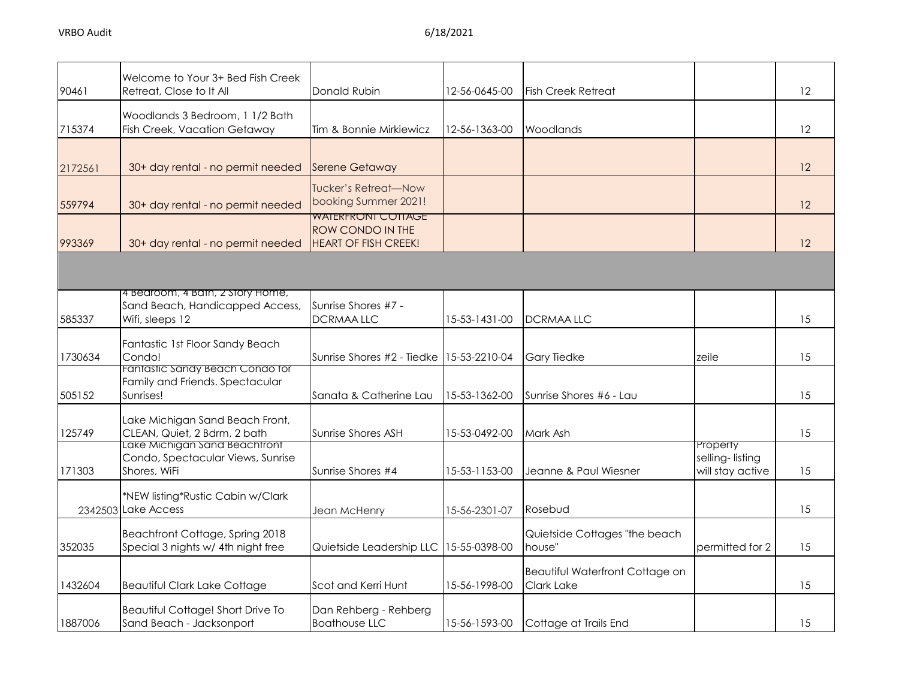| | | | | | | |
|---|---|---|---|---|---|---|
| 90461 | Welcome to Your 3+ Bed Fish Creek Retreat, Close to It All | Donald Rubin | 12-56-0645-00 | Fish Creek Retreat | | 12 |
| 715374 | Woodlands 3 Bedroom, 1 1/2 Bath Fish Creek, Vacation Getaway | Tim & Bonnie Mirkiewicz | 12-56-1363-00 | Woodlands | | 12 |
| 2172561 | 30+ day rental - no permit needed | Serene Getaway | | | | 12 |
| 559794 | 30+ day rental - no permit needed | Tucker's Retreat—Now booking Summer 2021! | | | | 12 |
| 993369 | 30+ day rental - no permit needed | WATERFRONT COTTAGE ROW CONDO IN THE HEART OF FISH CREEK! | | | | 12 |
| | | | | | | |
| 585337 | 4 Bedroom, 4 Bath, 2 Story Home, Sand Beach, Handicapped Access, Wifi, sleeps 12 | Sunrise Shores #7 - DCRMAA LLC | 15-53-1431-00 | DCRMAA LLC | | 15 |
| 1730634 | Fantastic 1st Floor Sandy Beach Condo! | Sunrise Shores #2 - Tiedke | 15-53-2210-04 | Gary Tiedke | zeile | 15 |
| 505152 | Fantastic Sandy Beach Condo for Family and Friends. Spectacular Sunrises! | Sanata & Catherine Lau | 15-53-1362-00 | Sunrise Shores #6 - Lau | | 15 |
| 125749 | Lake Michigan Sand Beach Front, CLEAN, Quiet, 2 Bdrm, 2 bath | Sunrise Shores ASH | 15-53-0492-00 | Mark Ash | | 15 |
| 171303 | Lake Michigan Sand Beachfront Condo, Spectacular Views, Sunrise Shores, WiFi | Sunrise Shores #4 | 15-53-1153-00 | Jeanne & Paul Wiesner | Property selling- listing will stay active | 15 |
| 2342503 | *NEW listing*Rustic Cabin w/Clark Lake Access | Jean McHenry | 15-56-2301-07 | Rosebud | | 15 |
| 352035 | Beachfront Cottage, Spring 2018 Special 3 nights w/ 4th night free | Quietside Leadership LLC | 15-55-0398-00 | Quietside Cottages "the beach house" | permitted for 2 | 15 |
| 1432604 | Beautiful Clark Lake Cottage | Scot and Kerri Hunt | 15-56-1998-00 | Beautiful Waterfront Cottage on Clark Lake | | 15 |
| 1887006 | Beautiful Cottage! Short Drive To Sand Beach - Jacksonport | Dan Rehberg - Rehberg Boathouse LLC | 15-56-1593-00 | Cottage at Trails End | | 15 |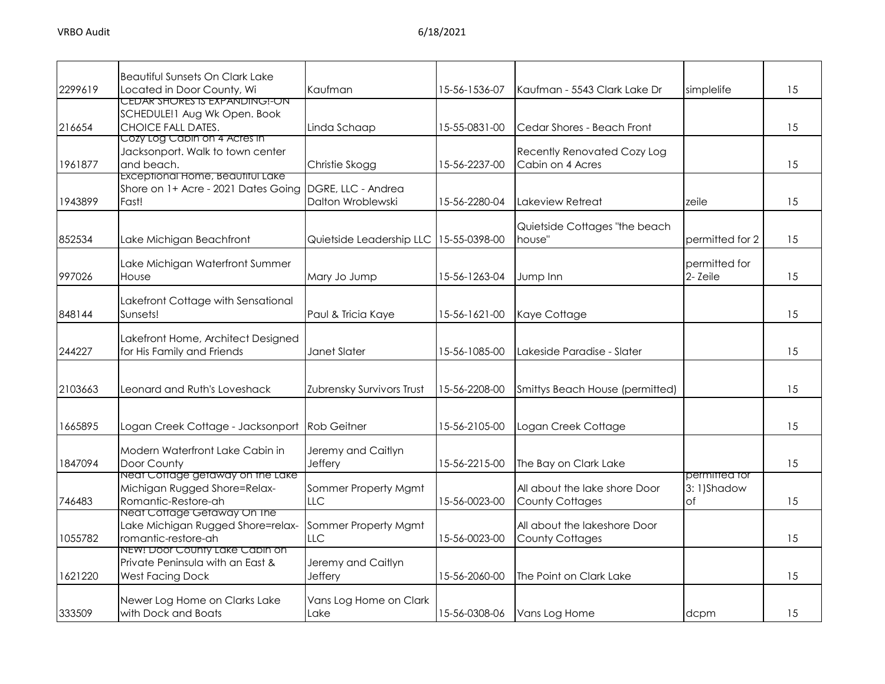| | | | | | | |
|---|---|---|---|---|---|---|
| 2299619 | Beautiful Sunsets On Clark Lake Located in Door County, Wi | Kaufman | 15-56-1536-07 | Kaufman - 5543 Clark Lake Dr | simplelife | 15 |
| 216654 | CEDAR SHORES IS EXPANDING!-ON SCHEDULE!1 Aug Wk Open. Book CHOICE FALL DATES. | Linda Schaap | 15-55-0831-00 | Cedar Shores - Beach Front | | 15 |
| 1961877 | Cozy Log Cabin on 4 Acres in Jacksonport. Walk to town center and beach. | Christie Skogg | 15-56-2237-00 | Recently Renovated Cozy Log Cabin on 4 Acres | | 15 |
| 1943899 | Exceptional Home, Beautiful Lake Shore on 1+ Acre - 2021 Dates Going Fast! | DGRE, LLC - Andrea Dalton Wroblewski | 15-56-2280-04 | Lakeview Retreat | zeile | 15 |
| 852534 | Lake Michigan Beachfront | Quietside Leadership LLC | 15-55-0398-00 | Quietside Cottages "the beach house" | permitted for 2 | 15 |
| 997026 | Lake Michigan Waterfront Summer House | Mary Jo Jump | 15-56-1263-04 | Jump Inn | permitted for 2- Zeile | 15 |
| 848144 | Lakefront Cottage with Sensational Sunsets! | Paul & Tricia Kaye | 15-56-1621-00 | Kaye Cottage | | 15 |
| 244227 | Lakefront Home, Architect Designed for His Family and Friends | Janet Slater | 15-56-1085-00 | Lakeside Paradise - Slater | | 15 |
| 2103663 | Leonard and Ruth's Loveshack | Zubrensky Survivors Trust | 15-56-2208-00 | Smittys Beach House (permitted) | | 15 |
| 1665895 | Logan Creek Cottage - Jacksonport | Rob Geitner | 15-56-2105-00 | Logan Creek Cottage | | 15 |
| 1847094 | Modern Waterfront Lake Cabin in Door County | Jeremy and Caitlyn Jeffery | 15-56-2215-00 | The Bay on Clark Lake | | 15 |
| 746483 | Neat Cottage getaway on the Lake Michigan Rugged Shore=Relax-Romantic-Restore-ah | Sommer Property Mgmt LLC | 15-56-0023-00 | All about the lake shore Door County Cottages | permitted for 3: 1)Shadow of | 15 |
| 1055782 | Neat Cottage Getaway On The Lake Michigan Rugged Shore=relax-romantic-restore-ah | Sommer Property Mgmt LLC | 15-56-0023-00 | All about the lakeshore Door County Cottages | | 15 |
| 1621220 | NEW! Door County Lake Cabin on Private Peninsula with an East & West Facing Dock | Jeremy and Caitlyn Jeffery | 15-56-2060-00 | The Point on Clark Lake | | 15 |
| 333509 | Newer Log Home on Clarks Lake with Dock and Boats | Vans Log Home on Clark Lake | 15-56-0308-06 | Vans Log Home | dcpm | 15 |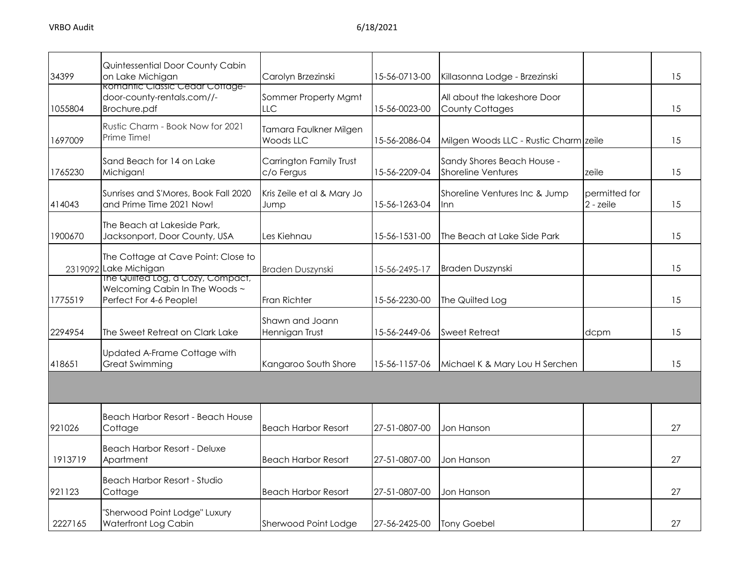| | | | | | | |
|---|---|---|---|---|---|---|
| 34399 | Quintessential Door County Cabin on Lake Michigan | Carolyn Brzezinski | 15-56-0713-00 | Killasonna Lodge - Brzezinski | | 15 |
| 1055804 | Romantic Classic Cedar Cottage- door-county-rentals.com//-Brochure.pdf | Sommer Property Mgmt LLC | 15-56-0023-00 | All about the lakeshore Door County Cottages | | 15 |
| 1697009 | Rustic Charm - Book Now for 2021 Prime Time! | Tamara Faulkner Milgen Woods LLC | 15-56-2086-04 | Milgen Woods LLC - Rustic Charm | zeile | 15 |
| 1765230 | Sand Beach for 14 on Lake Michigan! | Carrington Family Trust c/o Fergus | 15-56-2209-04 | Sandy Shores Beach House - Shoreline Ventures | zeile | 15 |
| 414043 | Sunrises and S'Mores, Book Fall 2020 and Prime Time 2021 Now! | Kris Zeile et al & Mary Jo Jump | 15-56-1263-04 | Shoreline Ventures Inc & Jump Inn | permitted for 2 - zeile | 15 |
| 1900670 | The Beach at Lakeside Park, Jacksonport, Door County, USA | Les Kiehnau | 15-56-1531-00 | The Beach at Lake Side Park | | 15 |
| 2319092 | The Cottage at Cave Point: Close to Lake Michigan | Braden Duszynski | 15-56-2495-17 | Braden Duszynski | | 15 |
| 1775519 | The Quilted Log, a Cozy, Compact, Welcoming Cabin In The Woods ~ Perfect For 4-6 People! | Fran Richter | 15-56-2230-00 | The Quilted Log | | 15 |
| 2294954 | The Sweet Retreat on Clark Lake | Shawn and Joann Hennigan Trust | 15-56-2449-06 | Sweet Retreat | dcpm | 15 |
| 418651 | Updated A-Frame Cottage with Great Swimming | Kangaroo South Shore | 15-56-1157-06 | Michael K & Mary Lou H Serchen | | 15 |
| | | | | | | |
| 921026 | Beach Harbor Resort - Beach House Cottage | Beach Harbor Resort | 27-51-0807-00 | Jon Hanson | | 27 |
| 1913719 | Beach Harbor Resort - Deluxe Apartment | Beach Harbor Resort | 27-51-0807-00 | Jon Hanson | | 27 |
| 921123 | Beach Harbor Resort - Studio Cottage | Beach Harbor Resort | 27-51-0807-00 | Jon Hanson | | 27 |
| 2227165 | "Sherwood Point Lodge" Luxury Waterfront Log Cabin | Sherwood Point Lodge | 27-56-2425-00 | Tony Goebel | | 27 |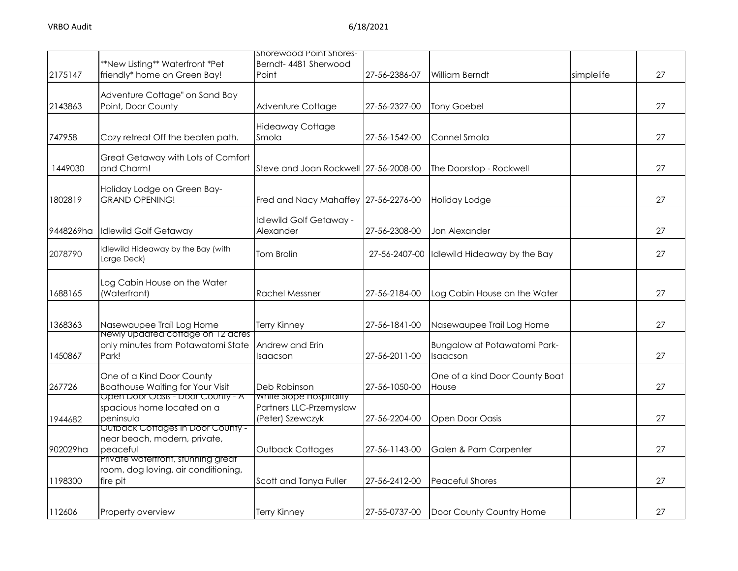| | | | | | | |
|---|---|---|---|---|---|---|
| 2175147 | **New Listing** Waterfront *Pet friendly* home on Green Bay! | Shorewood Point Shores- Berndt- 4481 Sherwood Point | 27-56-2386-07 | William Berndt | simplelife | 27 |
| 2143863 | Adventure Cottage" on Sand Bay Point, Door County | Adventure Cottage | 27-56-2327-00 | Tony Goebel | | 27 |
| 747958 | Cozy retreat Off the beaten path. | Hideaway Cottage Smola | 27-56-1542-00 | Connel Smola | | 27 |
| 1449030 | Great Getaway with Lots of Comfort and Charm! | Steve and Joan Rockwell | 27-56-2008-00 | The Doorstop - Rockwell | | 27 |
| 1802819 | Holiday Lodge on Green Bay- GRAND OPENING! | Fred and Nacy Mahaffey | 27-56-2276-00 | Holiday Lodge | | 27 |
| 9448269ha | Idlewild Golf Getaway | Idlewild Golf Getaway - Alexander | 27-56-2308-00 | Jon Alexander | | 27 |
| 2078790 | Idlewild Hideaway by the Bay (with Large Deck) | Tom Brolin | 27-56-2407-00 | Idlewild Hideaway by the Bay | | 27 |
| 1688165 | Log Cabin House on the Water (Waterfront) | Rachel Messner | 27-56-2184-00 | Log Cabin House on the Water | | 27 |
| 1368363 | Nasewaupee Trail Log Home | Terry Kinney | 27-56-1841-00 | Nasewaupee Trail Log Home | | 27 |
| 1450867 | Newly updated cottage on 12 acres only minutes from Potawatomi State Park! | Andrew and Erin Isaacson | 27-56-2011-00 | Bungalow at Potawatomi Park- Isaacson | | 27 |
| 267726 | One of a Kind Door County Boathouse Waiting for Your Visit | Deb Robinson | 27-56-1050-00 | One of a kind Door County Boat House | | 27 |
| 1944682 | Open Door Oasis - Door County - A spacious home located on a peninsula | White Slope Hospitality Partners LLC-Przemyslaw (Peter) Szewczyk | 27-56-2204-00 | Open Door Oasis | | 27 |
| 902029ha | Outback Cottages in Door County - near beach, modern, private, peaceful | Outback Cottages | 27-56-1143-00 | Galen & Pam Carpenter | | 27 |
| 1198300 | Private waterfront, stunning great room, dog loving, air conditioning, fire pit | Scott and Tanya Fuller | 27-56-2412-00 | Peaceful Shores | | 27 |
| 112606 | Property overview | Terry Kinney | 27-55-0737-00 | Door County Country Home | | 27 |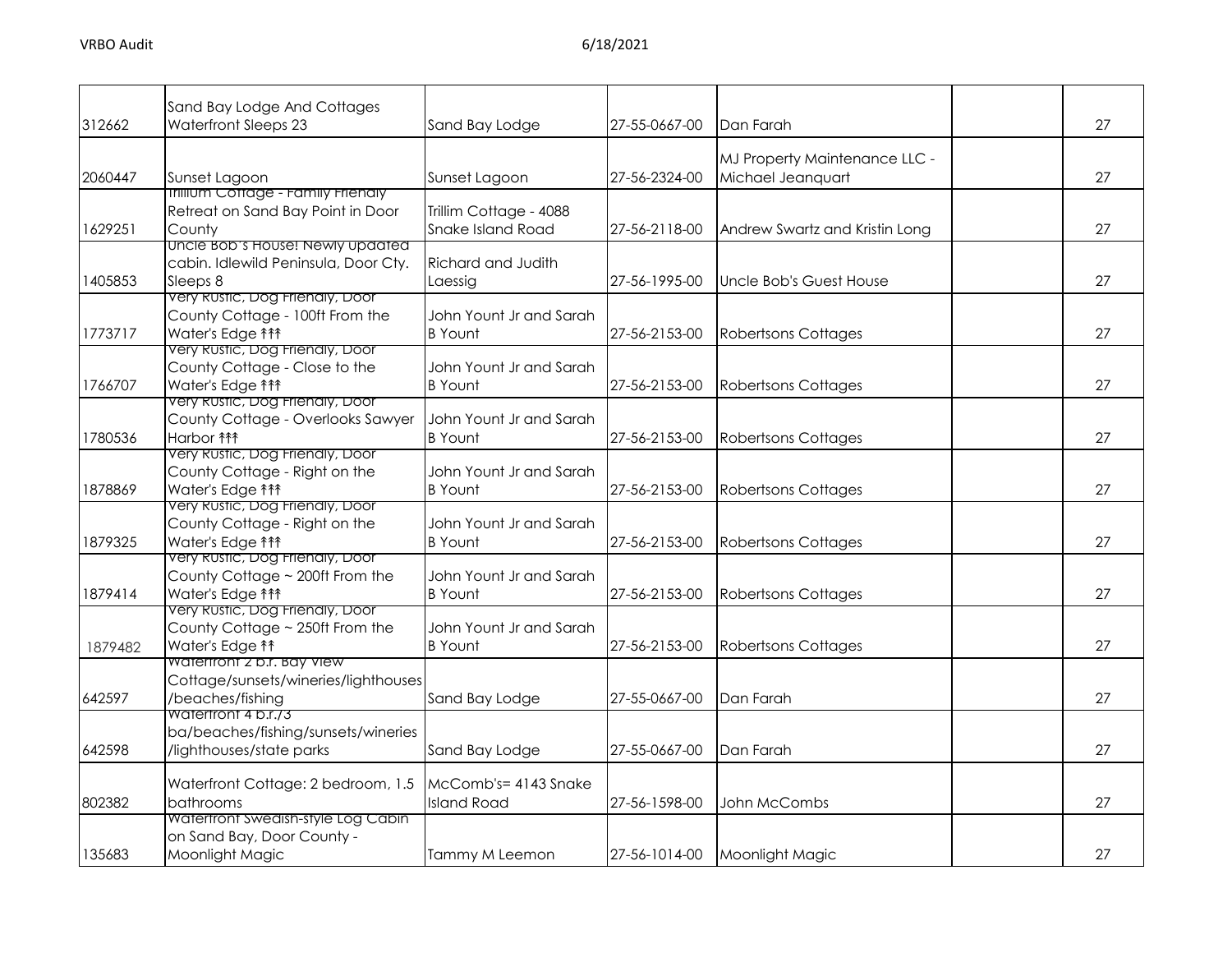| | | | | | | |
|---|---|---|---|---|---|---|
| 312662 | Sand Bay Lodge And Cottages Waterfront Sleeps 23 | Sand Bay Lodge | 27-55-0667-00 | Dan Farah | | 27 |
| 2060447 | Sunset Lagoon | Sunset Lagoon | 27-56-2324-00 | MJ Property Maintenance LLC - Michael Jeanquart | | 27 |
| 1629251 | Trillium Cottage - Family Friendly Retreat on Sand Bay Point in Door County | Trillim Cottage - 4088 Snake Island Road | 27-56-2118-00 | Andrew Swartz and Kristin Long | | 27 |
| 1405853 | Uncle Bob's House! Newly updated cabin. Idlewild Peninsula, Door Cty. Sleeps 8 | Richard and Judith Laessig | 27-56-1995-00 | Uncle Bob's Guest House | | 27 |
| 1773717 | Very Rustic, Dog Friendly, Door County Cottage - 100ft From the Water's Edge ↟↟↟ | John Yount Jr and Sarah B Yount | 27-56-2153-00 | Robertsons Cottages | | 27 |
| 1766707 | Very Rustic, Dog Friendly, Door County Cottage - Close to the Water's Edge ↟↟↟ | John Yount Jr and Sarah B Yount | 27-56-2153-00 | Robertsons Cottages | | 27 |
| 1780536 | Very Rustic, Dog Friendly, Door County Cottage - Overlooks Sawyer Harbor ↟↟↟ | John Yount Jr and Sarah B Yount | 27-56-2153-00 | Robertsons Cottages | | 27 |
| 1878869 | Very Rustic, Dog Friendly, Door County Cottage - Right on the Water's Edge ↟↟↟ | John Yount Jr and Sarah B Yount | 27-56-2153-00 | Robertsons Cottages | | 27 |
| 1879325 | Very Rustic, Dog Friendly, Door County Cottage - Right on the Water's Edge ↟↟↟ | John Yount Jr and Sarah B Yount | 27-56-2153-00 | Robertsons Cottages | | 27 |
| 1879414 | Very Rustic, Dog Friendly, Door County Cottage ~ 200ft From the Water's Edge ↟↟↟ | John Yount Jr and Sarah B Yount | 27-56-2153-00 | Robertsons Cottages | | 27 |
| 1879482 | Very Rustic, Dog Friendly, Door County Cottage ~ 250ft From the Water's Edge ↟↟ | John Yount Jr and Sarah B Yount | 27-56-2153-00 | Robertsons Cottages | | 27 |
| 642597 | Waterfront 2 b.r. Bay View Cottage/sunsets/wineries/lighthouses/beaches/fishing | Sand Bay Lodge | 27-55-0667-00 | Dan Farah | | 27 |
| 642598 | Waterfront 4 b.r./3 ba/beaches/fishing/sunsets/wineries/lighthouses/state parks | Sand Bay Lodge | 27-55-0667-00 | Dan Farah | | 27 |
| 802382 | Waterfront Cottage: 2 bedroom, 1.5 bathrooms | McComb's= 4143 Snake Island Road | 27-56-1598-00 | John McCombs | | 27 |
| 135683 | Waterfront Swedish-style Log Cabin on Sand Bay, Door County - Moonlight Magic | Tammy M Leemon | 27-56-1014-00 | Moonlight Magic | | 27 |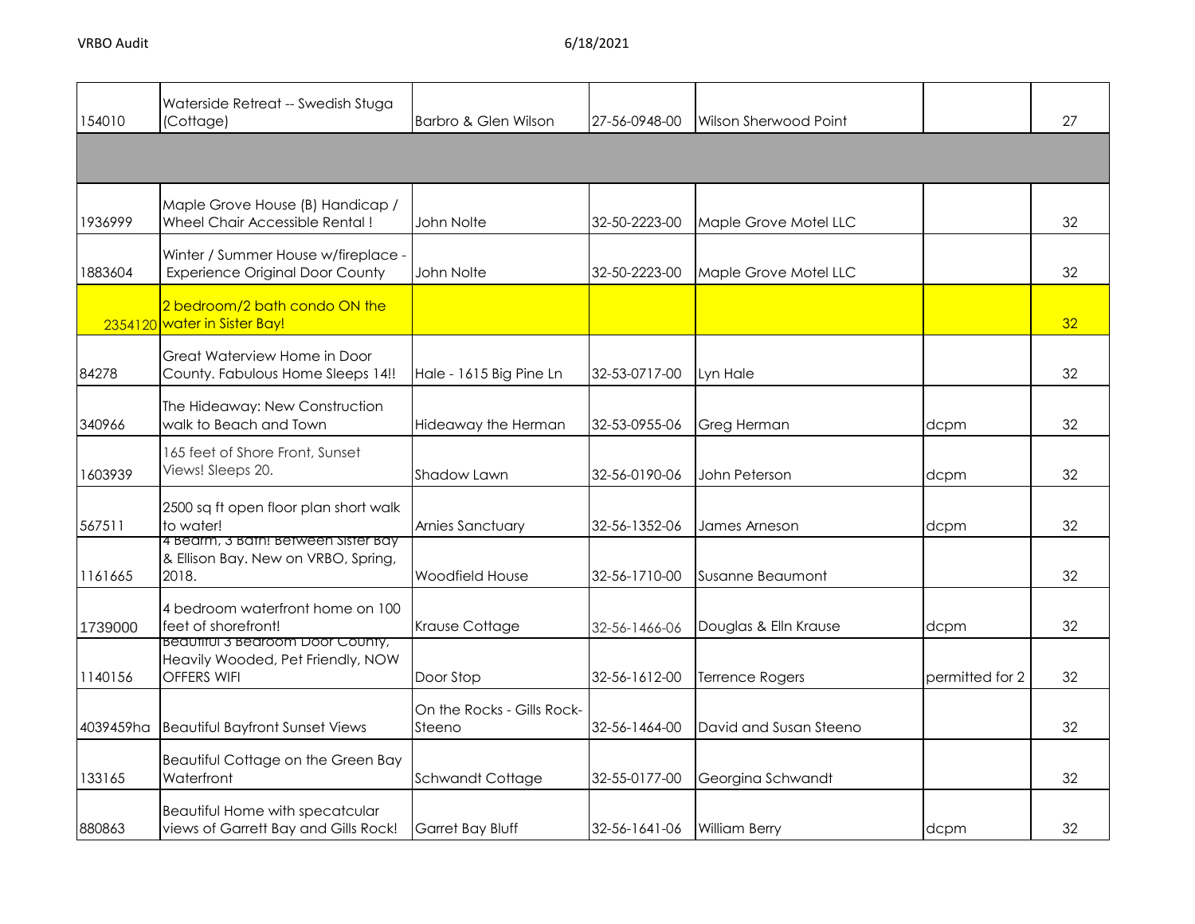| | | | | | | |
|---|---|---|---|---|---|---|
| 154010 | Waterside Retreat -- Swedish Stuga (Cottage) | Barbro & Glen Wilson | 27-56-0948-00 | Wilson Sherwood Point | | 27 |
| | | | | | | |
| 1936999 | Maple Grove House (B) Handicap / Wheel Chair Accessible Rental ! | John Nolte | 32-50-2223-00 | Maple Grove Motel LLC | | 32 |
| 1883604 | Winter / Summer House w/fireplace - Experience Original Door County | John Nolte | 32-50-2223-00 | Maple Grove Motel LLC | | 32 |
| 2354120 | 2 bedroom/2 bath condo ON the water in Sister Bay! | | | | | 32 |
| 84278 | Great Waterview Home in Door County. Fabulous Home Sleeps 14!! | Hale - 1615 Big Pine Ln | 32-53-0717-00 | Lyn Hale | | 32 |
| 340966 | The Hideaway: New Construction walk to Beach and Town | Hideaway the Herman | 32-53-0955-06 | Greg Herman | dcpm | 32 |
| 1603939 | 165 feet of Shore Front, Sunset Views! Sleeps 20. | Shadow Lawn | 32-56-0190-06 | John Peterson | dcpm | 32 |
| 567511 | 2500 sq ft open floor plan short walk to water! | Arnies Sanctuary | 32-56-1352-06 | James Arneson | dcpm | 32 |
| 1161665 | 4 Bedrm, 3 Bath! Between Sister Bay & Ellison Bay. New on VRBO, Spring, 2018. | Woodfield House | 32-56-1710-00 | Susanne Beaumont | | 32 |
| 1739000 | 4 bedroom waterfront home on 100 feet of shorefront! | Krause Cottage | 32-56-1466-06 | Douglas & Elln Krause | dcpm | 32 |
| 1140156 | Beautiful 3 Bedroom Door County, Heavily Wooded, Pet Friendly, NOW OFFERS WIFI | Door Stop | 32-56-1612-00 | Terrence Rogers | permitted for 2 | 32 |
| 4039459ha | Beautiful Bayfront Sunset Views | On the Rocks - Gills Rock-Steeno | 32-56-1464-00 | David and Susan Steeno | | 32 |
| 133165 | Beautiful Cottage on the Green Bay Waterfront | Schwandt Cottage | 32-55-0177-00 | Georgina Schwandt | | 32 |
| 880863 | Beautiful Home with specatcular views of Garrett Bay and Gills Rock! | Garret Bay Bluff | 32-56-1641-06 | William Berry | dcpm | 32 |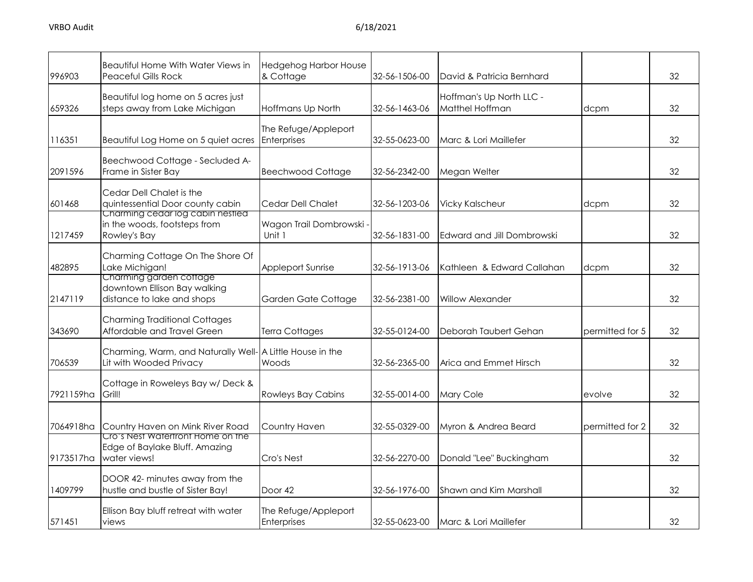| | | | | | | |
|---|---|---|---|---|---|---|
| 996903 | Beautiful Home With Water Views in Peaceful Gills Rock | Hedgehog Harbor House & Cottage | 32-56-1506-00 | David & Patricia Bernhard | | 32 |
| 659326 | Beautiful log home on 5 acres just steps away from Lake Michigan | Hoffmans Up North | 32-56-1463-06 | Hoffman's Up North LLC - Matthel Hoffman | dcpm | 32 |
| 116351 | Beautiful Log Home on 5 quiet acres | The Refuge/Appleport Enterprises | 32-55-0623-00 | Marc & Lori Maillefer | | 32 |
| 2091596 | Beechwood Cottage - Secluded A-Frame in Sister Bay | Beechwood Cottage | 32-56-2342-00 | Megan Welter | | 32 |
| 601468 | Cedar Dell Chalet is the quintessential Door county cabin | Cedar Dell Chalet | 32-56-1203-06 | Vicky Kalscheur | dcpm | 32 |
| 1217459 | Charming cedar log cabin nestled in the woods, footsteps from Rowley's Bay | Wagon Trail Dombrowski - Unit 1 | 32-56-1831-00 | Edward and Jill Dombrowski | | 32 |
| 482895 | Charming Cottage On The Shore Of Lake Michigan! | Appleport Sunrise | 32-56-1913-06 | Kathleen & Edward Callahan | dcpm | 32 |
| 2147119 | Charming garden cottage downtown Ellison Bay walking distance to lake and shops | Garden Gate Cottage | 32-56-2381-00 | Willow Alexander | | 32 |
| 343690 | Charming Traditional Cottages Affordable and Travel Green | Terra Cottages | 32-55-0124-00 | Deborah Taubert Gehan | permitted for 5 | 32 |
| 706539 | Charming, Warm, and Naturally Well-Lit with Wooded Privacy | A Little House in the Woods | 32-56-2365-00 | Arica and Emmet Hirsch | | 32 |
| 7921159ha | Cottage in Roweleys Bay w/ Deck & Grill! | Rowleys Bay Cabins | 32-55-0014-00 | Mary Cole | evolve | 32 |
| 7064918ha | Country Haven on Mink River Road | Country Haven | 32-55-0329-00 | Myron & Andrea Beard | permitted for 2 | 32 |
| 9173517ha | Cro's Nest Waterfront Home on the Edge of Baylake Bluff. Amazing water views! | Cro's Nest | 32-56-2270-00 | Donald "Lee" Buckingham | | 32 |
| 1409799 | DOOR 42- minutes away from the hustle and bustle of Sister Bay! | Door 42 | 32-56-1976-00 | Shawn and Kim Marshall | | 32 |
| 571451 | Ellison Bay bluff retreat with water views | The Refuge/Appleport Enterprises | 32-55-0623-00 | Marc & Lori Maillefer | | 32 |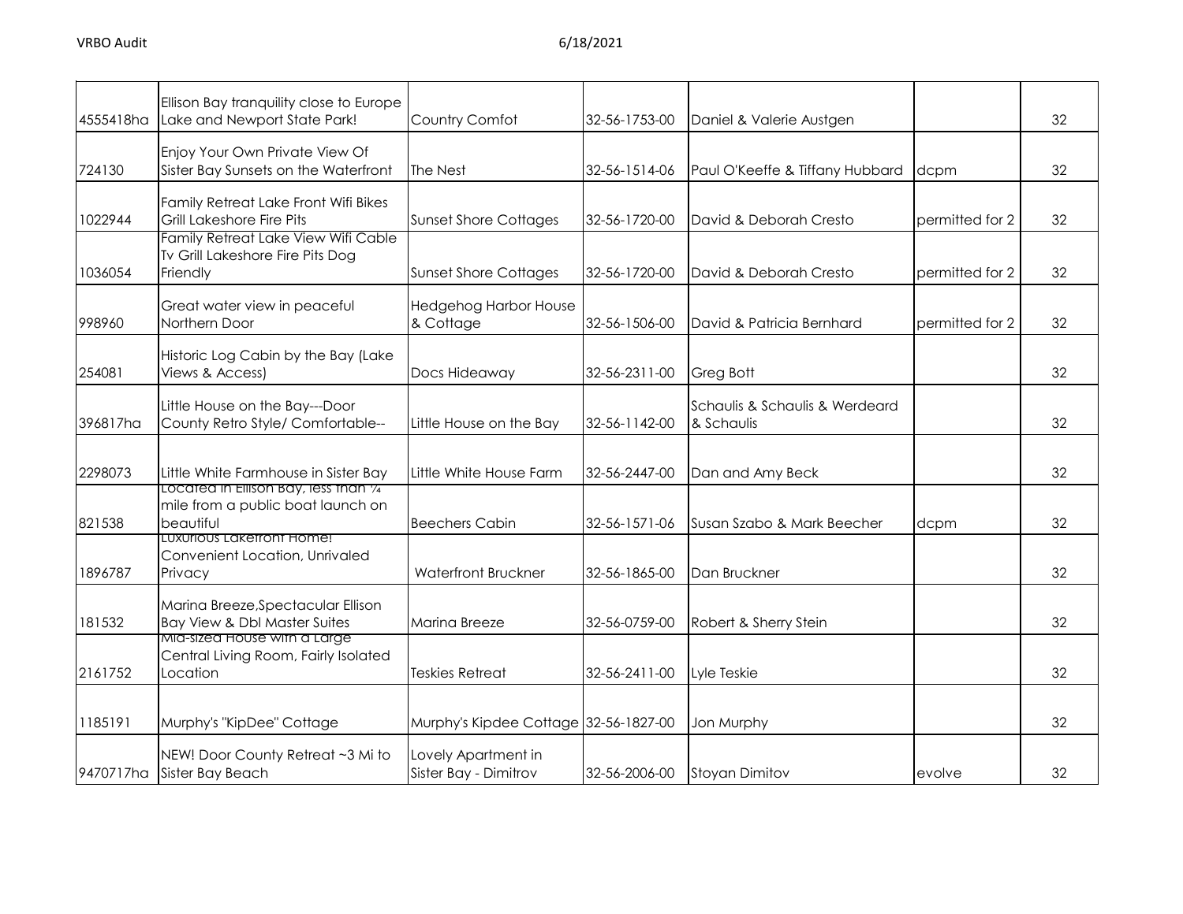| | | | | | | |
|---|---|---|---|---|---|---|
| 4555418ha | Ellison Bay tranquility close to Europe Lake and Newport State Park! | Country Comfot | 32-56-1753-00 | Daniel & Valerie Austgen | | 32 |
| 724130 | Enjoy Your Own Private View Of Sister Bay Sunsets on the Waterfront | The Nest | 32-56-1514-06 | Paul O'Keeffe & Tiffany Hubbard | dcpm | 32 |
| 1022944 | Family Retreat Lake Front Wifi Bikes Grill Lakeshore Fire Pits | Sunset Shore Cottages | 32-56-1720-00 | David & Deborah Cresto | permitted for 2 | 32 |
| 1036054 | Family Retreat Lake View Wifi Cable Tv Grill Lakeshore Fire Pits Dog Friendly | Sunset Shore Cottages | 32-56-1720-00 | David & Deborah Cresto | permitted for 2 | 32 |
| 998960 | Great water view in peaceful Northern Door | Hedgehog Harbor House & Cottage | 32-56-1506-00 | David & Patricia Bernhard | permitted for 2 | 32 |
| 254081 | Historic Log Cabin by the Bay (Lake Views & Access) | Docs Hideaway | 32-56-2311-00 | Greg Bott | | 32 |
| 396817ha | Little House on the Bay---Door County Retro Style/ Comfortable-- | Little House on the Bay | 32-56-1142-00 | Schaulis & Schaulis & Werdeard & Schaulis | | 32 |
| 2298073 | Little White Farmhouse in Sister Bay | Little White House Farm | 32-56-2447-00 | Dan and Amy Beck | | 32 |
| 821538 | Located in Ellison Bay, less than ¼ mile from a public boat launch on beautiful | Beechers Cabin | 32-56-1571-06 | Susan Szabo & Mark Beecher | dcpm | 32 |
| 1896787 | Luxurious Lakefront Home! Convenient Location, Unrivaled Privacy | Waterfront Bruckner | 32-56-1865-00 | Dan Bruckner | | 32 |
| 181532 | Marina Breeze,Spectacular Ellison Bay View & Dbl Master Suites | Marina Breeze | 32-56-0759-00 | Robert & Sherry Stein | | 32 |
| 2161752 | Mid-sized House with a Large Central Living Room, Fairly Isolated Location | Teskies Retreat | 32-56-2411-00 | Lyle Teskie | | 32 |
| 1185191 | Murphy's "KipDee" Cottage | Murphy's Kipdee Cottage | 32-56-1827-00 | Jon Murphy | | 32 |
| 9470717ha | NEW! Door County Retreat ~3 Mi to Sister Bay Beach | Lovely Apartment in Sister Bay - Dimitrov | 32-56-2006-00 | Stoyan Dimitov | evolve | 32 |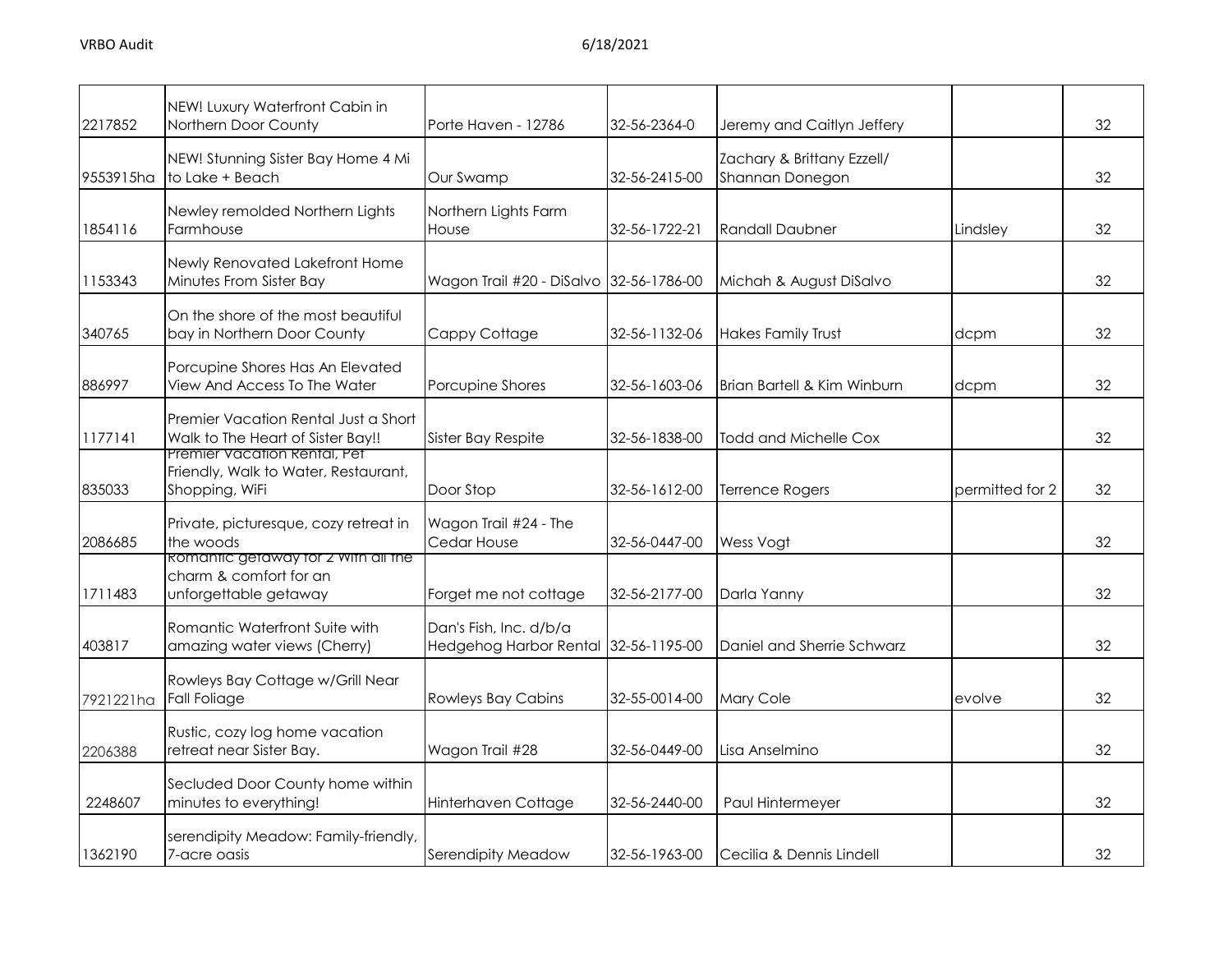| | | | | | | |
|---|---|---|---|---|---|---|
| 2217852 | NEW! Luxury Waterfront Cabin in Northern Door County | Porte Haven - 12786 | 32-56-2364-0 | Jeremy and Caitlyn Jeffery | | 32 |
| 9553915ha | NEW! Stunning Sister Bay Home 4 Mi to Lake + Beach | Our Swamp | 32-56-2415-00 | Zachary & Brittany Ezzell/ Shannan Donegon | | 32 |
| 1854116 | Newley remolded Northern Lights Farmhouse | Northern Lights Farm House | 32-56-1722-21 | Randall Daubner | Lindsley | 32 |
| 1153343 | Newly Renovated Lakefront Home Minutes From Sister Bay | Wagon Trail #20 - DiSalvo | 32-56-1786-00 | Michah & August DiSalvo | | 32 |
| 340765 | On the shore of the most beautiful bay in Northern Door County | Cappy Cottage | 32-56-1132-06 | Hakes Family Trust | dcpm | 32 |
| 886997 | Porcupine Shores Has An Elevated View And Access To The Water | Porcupine Shores | 32-56-1603-06 | Brian Bartell & Kim Winburn | dcpm | 32 |
| 1177141 | Premier Vacation Rental Just a Short Walk to The Heart of Sister Bay!! | Sister Bay Respite | 32-56-1838-00 | Todd and Michelle Cox | | 32 |
| 835033 | Premier Vacation Rental, Pet Friendly, Walk to Water, Restaurant, Shopping, WiFi | Door Stop | 32-56-1612-00 | Terrence Rogers | permitted for 2 | 32 |
| 2086685 | Private, picturesque, cozy retreat in the woods | Wagon Trail #24 - The Cedar House | 32-56-0447-00 | Wess Vogt | | 32 |
| 1711483 | Romantic getaway for 2 with all the charm & comfort for an unforgettable getaway | Forget me not cottage | 32-56-2177-00 | Darla Yanny | | 32 |
| 403817 | Romantic Waterfront Suite with amazing water views (Cherry) | Dan's Fish, Inc. d/b/a Hedgehog Harbor Rental | 32-56-1195-00 | Daniel and Sherrie Schwarz | | 32 |
| 7921221ha | Rowleys Bay Cottage w/Grill Near Fall Foliage | Rowleys Bay Cabins | 32-55-0014-00 | Mary Cole | evolve | 32 |
| 2206388 | Rustic, cozy log home vacation retreat near Sister Bay. | Wagon Trail #28 | 32-56-0449-00 | Lisa Anselmino | | 32 |
| 2248607 | Secluded Door County home within minutes to everything! | Hinterhaven Cottage | 32-56-2440-00 | Paul Hintermeyer | | 32 |
| 1362190 | serendipity Meadow: Family-friendly, 7-acre oasis | Serendipity Meadow | 32-56-1963-00 | Cecilia & Dennis Lindell | | 32 |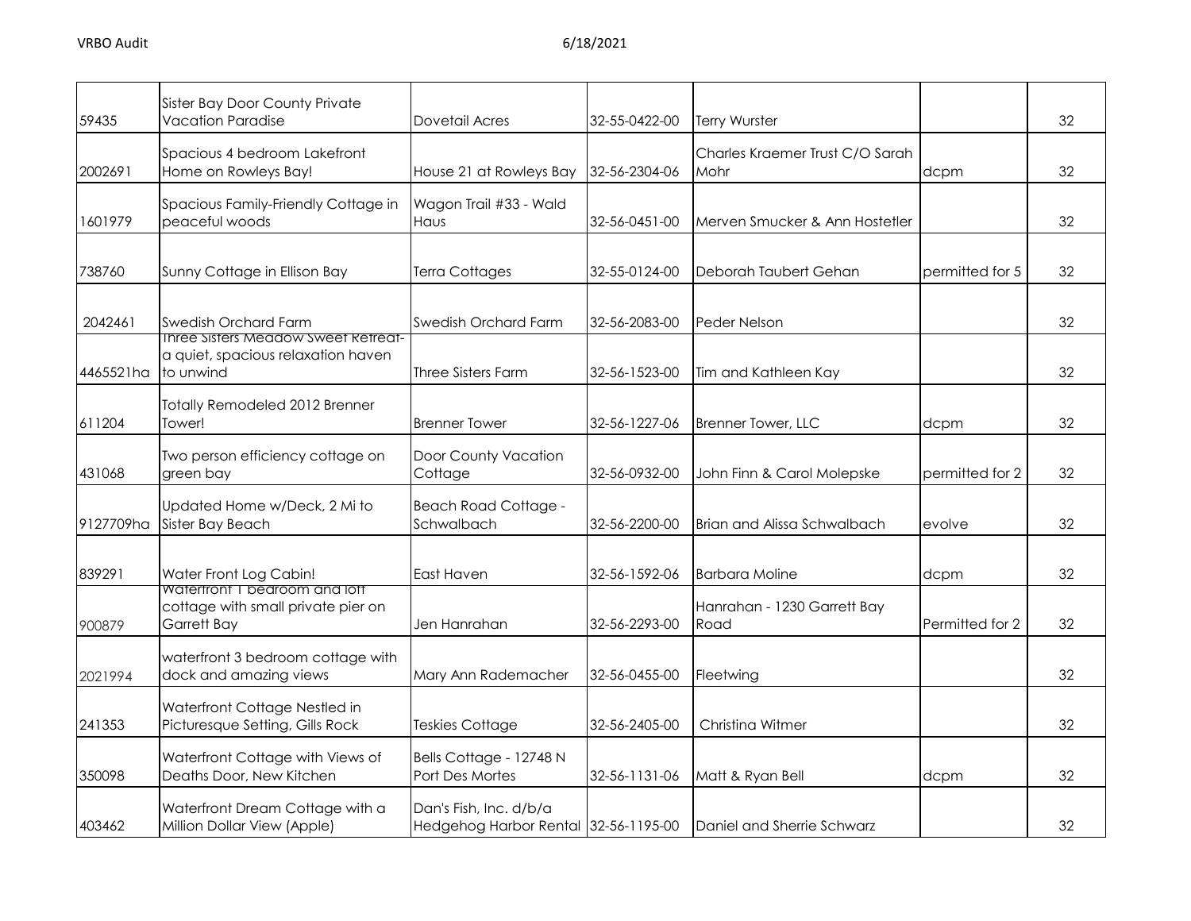| | | | | | | |
|---|---|---|---|---|---|---|
| 59435 | Sister Bay Door County Private Vacation Paradise | Dovetail Acres | 32-55-0422-00 | Terry Wurster | | 32 |
| 2002691 | Spacious 4 bedroom Lakefront Home on Rowleys Bay! | House 21 at Rowleys Bay | 32-56-2304-06 | Charles Kraemer Trust C/O Sarah Mohr | dcpm | 32 |
| 1601979 | Spacious Family-Friendly Cottage in peaceful woods | Wagon Trail #33 - Wald Haus | 32-56-0451-00 | Merven Smucker & Ann Hostetler | | 32 |
| 738760 | Sunny Cottage in Ellison Bay | Terra Cottages | 32-55-0124-00 | Deborah Taubert Gehan | permitted for 5 | 32 |
| 2042461 | Swedish Orchard Farm | Swedish Orchard Farm | 32-56-2083-00 | Peder Nelson | | 32 |
| 4465521ha | Three Sisters Meadow Sweet Retreat- a quiet, spacious relaxation haven to unwind | Three Sisters Farm | 32-56-1523-00 | Tim and Kathleen Kay | | 32 |
| 611204 | Totally Remodeled 2012 Brenner Tower! | Brenner Tower | 32-56-1227-06 | Brenner Tower, LLC | dcpm | 32 |
| 431068 | Two person efficiency cottage on green bay | Door County Vacation Cottage | 32-56-0932-00 | John Finn & Carol Molepske | permitted for 2 | 32 |
| 9127709ha | Updated Home w/Deck, 2 Mi to Sister Bay Beach | Beach Road Cottage - Schwalbach | 32-56-2200-00 | Brian and Alissa Schwalbach | evolve | 32 |
| 839291 | Water Front Log Cabin! | East Haven | 32-56-1592-06 | Barbara Moline | dcpm | 32 |
| 900879 | Waterfront 1 bedroom and loft cottage with small private pier on Garrett Bay | Jen Hanrahan | 32-56-2293-00 | Hanrahan - 1230 Garrett Bay Road | Permitted for 2 | 32 |
| 2021994 | waterfront 3 bedroom cottage with dock and amazing views | Mary Ann Rademacher | 32-56-0455-00 | Fleetwing | | 32 |
| 241353 | Waterfront Cottage Nestled in Picturesque Setting, Gills Rock | Teskies Cottage | 32-56-2405-00 | Christina Witmer | | 32 |
| 350098 | Waterfront Cottage with Views of Deaths Door, New Kitchen | Bells Cottage - 12748 N Port Des Mortes | 32-56-1131-06 | Matt & Ryan Bell | dcpm | 32 |
| 403462 | Waterfront Dream Cottage with a Million Dollar View (Apple) | Dan's Fish, Inc. d/b/a Hedgehog Harbor Rental | 32-56-1195-00 | Daniel and Sherrie Schwarz | | 32 |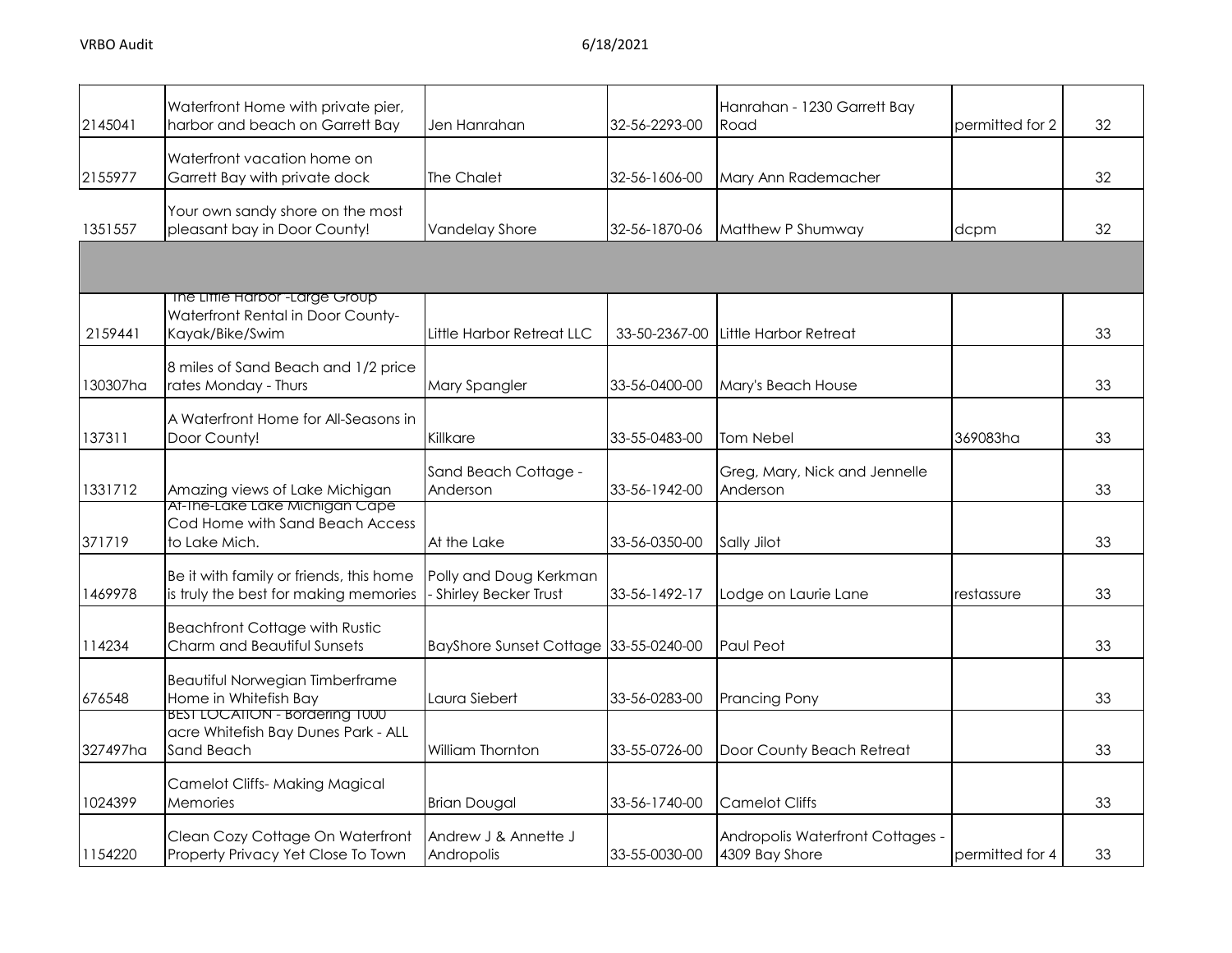| | | | | | | |
|---|---|---|---|---|---|---|
| 2145041 | Waterfront Home with private pier, harbor and beach on Garrett Bay | Jen Hanrahan | 32-56-2293-00 | Hanrahan - 1230 Garrett Bay Road | permitted for 2 | 32 |
| 2155977 | Waterfront vacation home on Garrett Bay with private dock | The Chalet | 32-56-1606-00 | Mary Ann Rademacher | | 32 |
| 1351557 | Your own sandy shore on the most pleasant bay in Door County! | Vandelay Shore | 32-56-1870-06 | Matthew P Shumway | dcpm | 32 |
| | | | | | | |
| 2159441 | The Little Harbor -Large Group Waterfront Rental in Door County-Kayak/Bike/Swim | Little Harbor Retreat LLC | 33-50-2367-00 | Little Harbor Retreat | | 33 |
| 130307ha | 8 miles of Sand Beach and 1/2 price rates Monday - Thurs | Mary Spangler | 33-56-0400-00 | Mary's Beach House | | 33 |
| 137311 | A Waterfront Home for All-Seasons in Door County! | Killkare | 33-55-0483-00 | Tom Nebel | 369083ha | 33 |
| 1331712 | Amazing views of Lake Michigan | Sand Beach Cottage - Anderson | 33-56-1942-00 | Greg, Mary, Nick and Jennelle Anderson | | 33 |
| 371719 | At-The-Lake Lake Michigan Cape Cod Home with Sand Beach Access to Lake Mich. | At the Lake | 33-56-0350-00 | Sally Jilot | | 33 |
| 1469978 | Be it with family or friends, this home is truly the best for making memories | Polly and Doug Kerkman - Shirley Becker Trust | 33-56-1492-17 | Lodge on Laurie Lane | restassure | 33 |
| 114234 | Beachfront Cottage with Rustic Charm and Beautiful Sunsets | BayShore Sunset Cottage | 33-55-0240-00 | Paul Peot | | 33 |
| 676548 | Beautiful Norwegian Timberframe Home in Whitefish Bay | Laura Siebert | 33-56-0283-00 | Prancing Pony | | 33 |
| 327497ha | BEST LOCATION - Bordering 1000 acre Whitefish Bay Dunes Park - ALL Sand Beach | William Thornton | 33-55-0726-00 | Door County Beach Retreat | | 33 |
| 1024399 | Camelot Cliffs- Making Magical Memories | Brian Dougal | 33-56-1740-00 | Camelot Cliffs | | 33 |
| 1154220 | Clean Cozy Cottage On Waterfront Property Privacy Yet Close To Town | Andrew J & Annette J Andropolis | 33-55-0030-00 | Andropolis Waterfront Cottages - 4309 Bay Shore | permitted for 4 | 33 |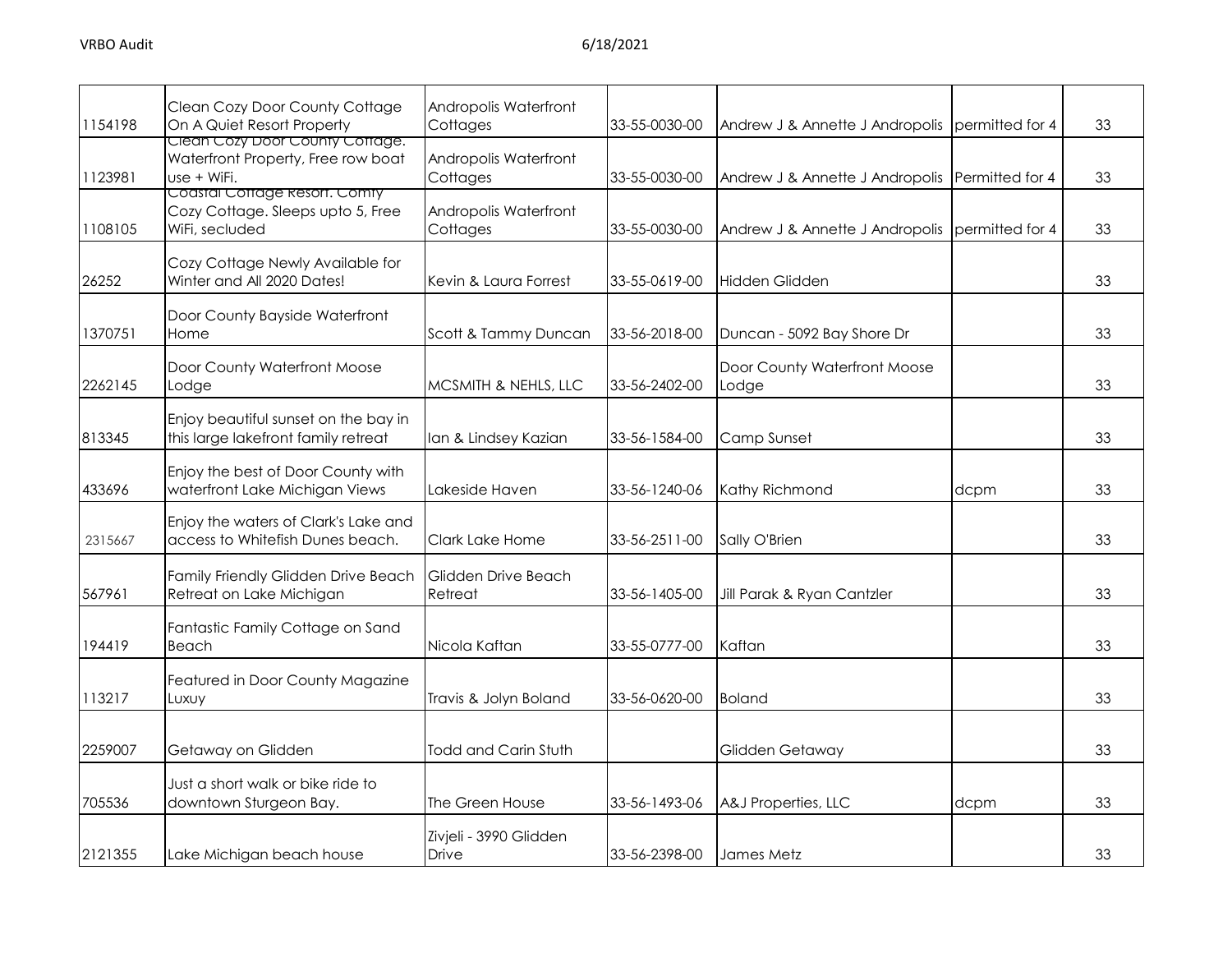| | | | | | | |
|---|---|---|---|---|---|---|
| 1154198 | Clean Cozy Door County Cottage On A Quiet Resort Property | Andropolis Waterfront Cottages | 33-55-0030-00 | Andrew J & Annette J Andropolis | permitted for 4 | 33 |
| 1123981 | Clean Cozy Door County Cottage. Waterfront Property, Free row boat use + WiFi. | Andropolis Waterfront Cottages | 33-55-0030-00 | Andrew J & Annette J Andropolis | Permitted for 4 | 33 |
| 1108105 | Coastal Cottage Resort. Comfy Cozy Cottage. Sleeps upto 5, Free WiFi, secluded | Andropolis Waterfront Cottages | 33-55-0030-00 | Andrew J & Annette J Andropolis | permitted for 4 | 33 |
| 26252 | Cozy Cottage Newly Available for Winter and All 2020 Dates! | Kevin & Laura Forrest | 33-55-0619-00 | Hidden Glidden | | 33 |
| 1370751 | Door County Bayside Waterfront Home | Scott & Tammy Duncan | 33-56-2018-00 | Duncan - 5092 Bay Shore Dr | | 33 |
| 2262145 | Door County Waterfront Moose Lodge | MCSMITH & NEHLS, LLC | 33-56-2402-00 | Door County Waterfront Moose Lodge | | 33 |
| 813345 | Enjoy beautiful sunset on the bay in this large lakefront family retreat | Ian & Lindsey Kazian | 33-56-1584-00 | Camp Sunset | | 33 |
| 433696 | Enjoy the best of Door County with waterfront Lake Michigan Views | Lakeside Haven | 33-56-1240-06 | Kathy Richmond | dcpm | 33 |
| 2315667 | Enjoy the waters of Clark's Lake and access to Whitefish Dunes beach. | Clark Lake Home | 33-56-2511-00 | Sally O'Brien | | 33 |
| 567961 | Family Friendly Glidden Drive Beach Retreat on Lake Michigan | Glidden Drive Beach Retreat | 33-56-1405-00 | Jill Parak & Ryan Cantzler | | 33 |
| 194419 | Fantastic Family Cottage on Sand Beach | Nicola Kaftan | 33-55-0777-00 | Kaftan | | 33 |
| 113217 | Featured in Door County Magazine Luxuy | Travis & Jolyn Boland | 33-56-0620-00 | Boland | | 33 |
| 2259007 | Getaway on Glidden | Todd and Carin Stuth | | Glidden Getaway | | 33 |
| 705536 | Just a short walk or bike ride to downtown Sturgeon Bay. | The Green House | 33-56-1493-06 | A&J Properties, LLC | dcpm | 33 |
| 2121355 | Lake Michigan beach house | Zivjeli - 3990 Glidden Drive | 33-56-2398-00 | James Metz | | 33 |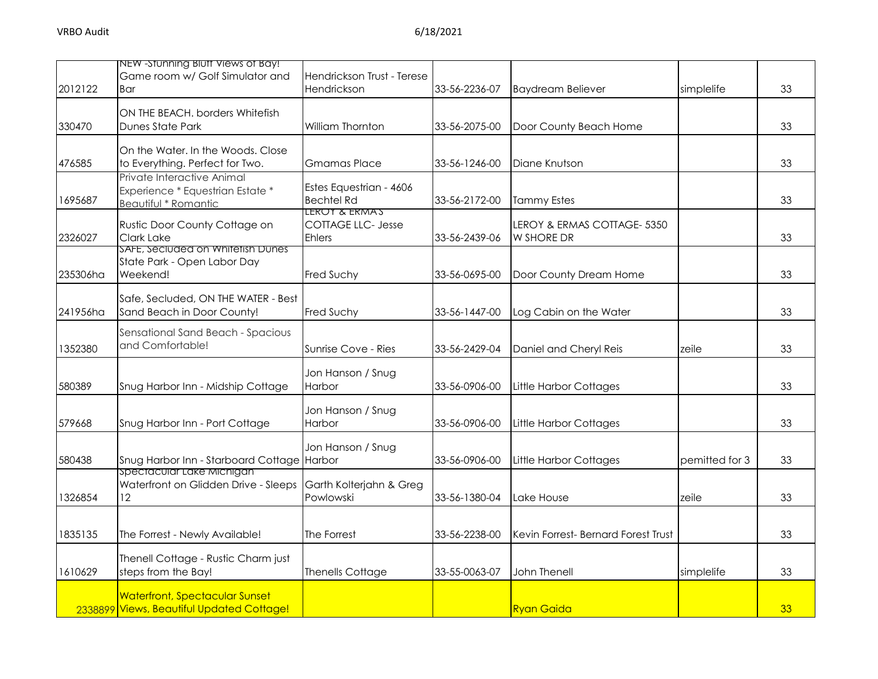| | | | | | | |
|---|---|---|---|---|---|---|
| 2012122 | NEW -Stunning Bluff Views of Bay! Game room w/ Golf Simulator and Bar | Hendrickson Trust - Terese Hendrickson | 33-56-2236-07 | Baydream Believer | simplelife | 33 |
| 330470 | ON THE BEACH. borders Whitefish Dunes State Park | William Thornton | 33-56-2075-00 | Door County Beach Home | | 33 |
| 476585 | On the Water. In the Woods. Close to Everything. Perfect for Two. | Gmamas Place | 33-56-1246-00 | Diane Knutson | | 33 |
| 1695687 | Private Interactive Animal Experience * Equestrian Estate * Beautiful * Romantic | Estes Equestrian - 4606 Bechtel Rd | 33-56-2172-00 | Tammy Estes | | 33 |
| 2326027 | Rustic Door County Cottage on Clark Lake | LEROY & ERMA'S COTTAGE LLC- Jesse Ehlers | 33-56-2439-06 | LEROY & ERMAS COTTAGE- 5350 W SHORE DR | | 33 |
| 235306ha | SAFE, Secluded on Whitefish Dunes State Park - Open Labor Day Weekend! | Fred Suchy | 33-56-0695-00 | Door County Dream Home | | 33 |
| 241956ha | Safe, Secluded, ON THE WATER - Best Sand Beach in Door County! | Fred Suchy | 33-56-1447-00 | Log Cabin on the Water | | 33 |
| 1352380 | Sensational Sand Beach - Spacious and Comfortable! | Sunrise Cove - Ries | 33-56-2429-04 | Daniel and Cheryl Reis | zeile | 33 |
| 580389 | Snug Harbor Inn - Midship Cottage | Jon Hanson / Snug Harbor | 33-56-0906-00 | Little Harbor Cottages | | 33 |
| 579668 | Snug Harbor Inn - Port Cottage | Jon Hanson / Snug Harbor | 33-56-0906-00 | Little Harbor Cottages | | 33 |
| 580438 | Snug Harbor Inn - Starboard Cottage | Jon Hanson / Snug Harbor | 33-56-0906-00 | Little Harbor Cottages | pemitted for 3 | 33 |
| 1326854 | Spectacular Lake Michigan Waterfront on Glidden Drive - Sleeps 12 | Garth Kolterjahn & Greg Powlowski | 33-56-1380-04 | Lake House | zeile | 33 |
| 1835135 | The Forrest - Newly Available! | The Forrest | 33-56-2238-00 | Kevin Forrest- Bernard Forest Trust | | 33 |
| 1610629 | Thenell Cottage - Rustic Charm just steps from the Bay! | Thenells Cottage | 33-55-0063-07 | John Thenell | simplelife | 33 |
| 2338899 | Waterfront, Spectacular Sunset Views, Beautiful Updated Cottage! | | | Ryan Gaida | | 33 |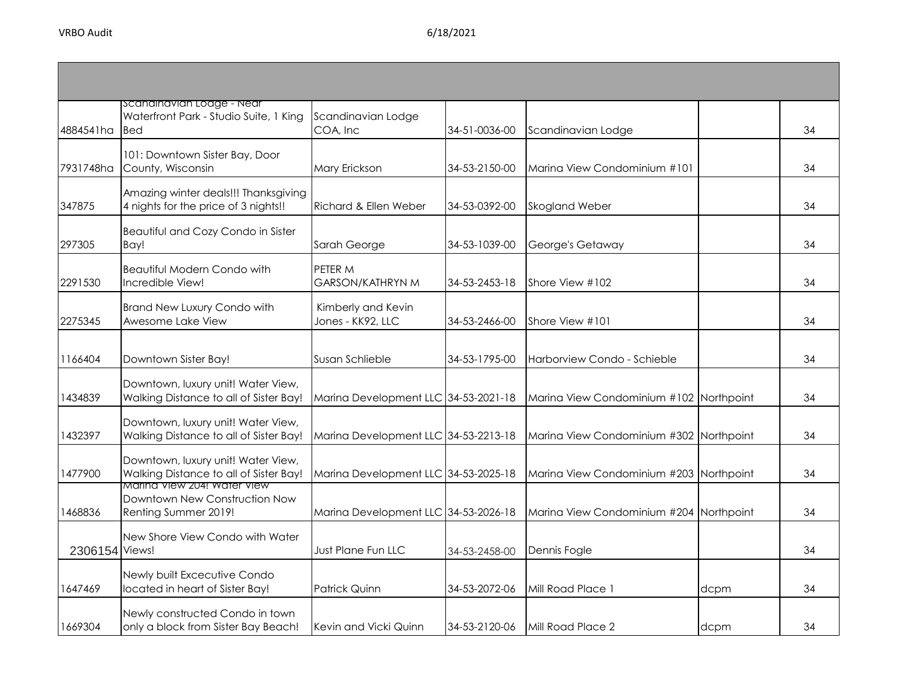| | | | | | | |
|---|---|---|---|---|---|---|
| 4884541ha | Scandinavian Lodge - Near Waterfront Park - Studio Suite, 1 King Bed | Scandinavian Lodge COA, Inc | 34-51-0036-00 | Scandinavian Lodge | | 34 |
| 7931748ha | 101: Downtown Sister Bay, Door County, Wisconsin | Mary Erickson | 34-53-2150-00 | Marina View Condominium #101 | | 34 |
| 347875 | Amazing winter deals!!! Thanksgiving 4 nights for the price of 3 nights!! | Richard & Ellen Weber | 34-53-0392-00 | Skogland Weber | | 34 |
| 297305 | Beautiful and Cozy Condo in Sister Bay! | Sarah George | 34-53-1039-00 | George's Getaway | | 34 |
| 2291530 | Beautiful Modern Condo with Incredible View! | PETER M GARSON/KATHRYN M | 34-53-2453-18 | Shore View #102 | | 34 |
| 2275345 | Brand New Luxury Condo with Awesome Lake View | Kimberly and Kevin Jones - KK92, LLC | 34-53-2466-00 | Shore View #101 | | 34 |
| 1166404 | Downtown Sister Bay! | Susan Schlieble | 34-53-1795-00 | Harborview Condo - Schieble | | 34 |
| 1434839 | Downtown, luxury unit! Water View, Walking Distance to all of Sister Bay! | Marina Development LLC | 34-53-2021-18 | Marina View Condominium #102 | Northpoint | 34 |
| 1432397 | Downtown, luxury unit! Water View, Walking Distance to all of Sister Bay! | Marina Development LLC | 34-53-2213-18 | Marina View Condominium #302 | Northpoint | 34 |
| 1477900 | Downtown, luxury unit! Water View, Walking Distance to all of Sister Bay! | Marina Development LLC | 34-53-2025-18 | Marina View Condominium #203 | Northpoint | 34 |
| 1468836 | Marina View 204! Water View Downtown New Construction Now Renting Summer 2019! | Marina Development LLC | 34-53-2026-18 | Marina View Condominium #204 | Northpoint | 34 |
| 2306154 | New Shore View Condo with Water Views! | Just Plane Fun LLC | 34-53-2458-00 | Dennis Fogle | | 34 |
| 1647469 | Newly built Excecutive Condo located in heart of Sister Bay! | Patrick Quinn | 34-53-2072-06 | Mill Road Place 1 | dcpm | 34 |
| 1669304 | Newly constructed Condo in town only a block from Sister Bay Beach! | Kevin and Vicki Quinn | 34-53-2120-06 | Mill Road Place 2 | dcpm | 34 |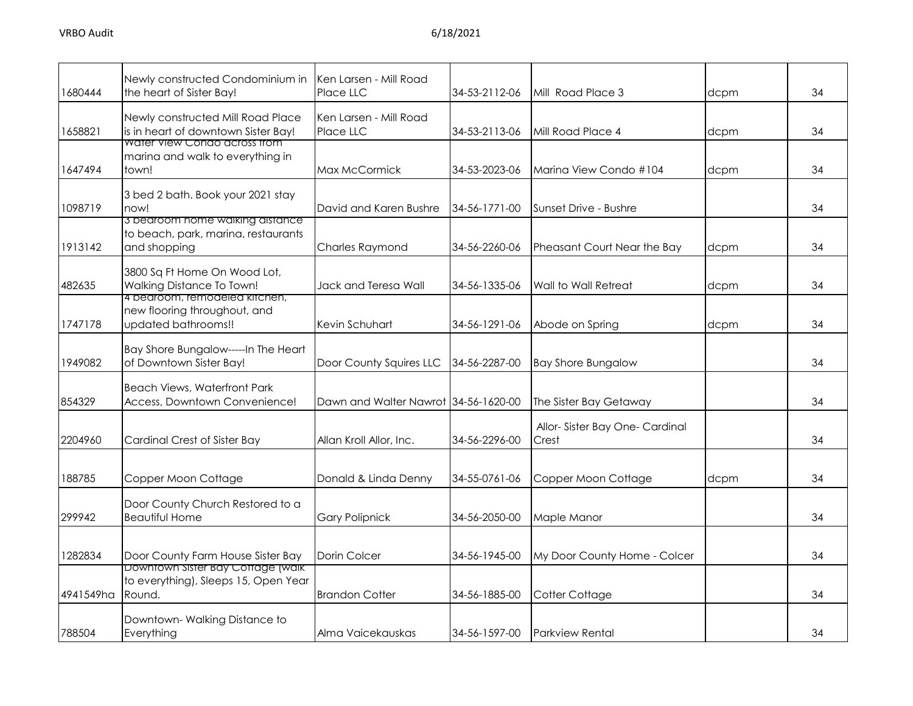| | | | | | | |
|---|---|---|---|---|---|---|
| 1680444 | Newly constructed Condominium in the heart of Sister Bay! | Ken Larsen - Mill Road Place LLC | 34-53-2112-06 | Mill Road Place 3 | dcpm | 34 |
| 1658821 | Newly constructed Mill Road Place is in heart of downtown Sister Bay! | Ken Larsen - Mill Road Place LLC | 34-53-2113-06 | Mill Road Place 4 | dcpm | 34 |
| 1647494 | Water View Condo across from marina and walk to everything in town! | Max McCormick | 34-53-2023-06 | Marina View Condo #104 | dcpm | 34 |
| 1098719 | 3 bed 2 bath. Book your 2021 stay now! | David and Karen Bushre | 34-56-1771-00 | Sunset Drive - Bushre | | 34 |
| 1913142 | 3 bedroom home walking distance to beach, park, marina, restaurants and shopping | Charles Raymond | 34-56-2260-06 | Pheasant Court Near the Bay | dcpm | 34 |
| 482635 | 3800 Sq Ft Home On Wood Lot, Walking Distance To Town! | Jack and Teresa Wall | 34-56-1335-06 | Wall to Wall Retreat | dcpm | 34 |
| 1747178 | 4 bedroom, remodeled kitchen, new flooring throughout, and updated bathrooms!! | Kevin Schuhart | 34-56-1291-06 | Abode on Spring | dcpm | 34 |
| 1949082 | Bay Shore Bungalow-----In The Heart of Downtown Sister Bay! | Door County Squires LLC | 34-56-2287-00 | Bay Shore Bungalow | | 34 |
| 854329 | Beach Views, Waterfront Park Access, Downtown Convenience! | Dawn and Walter Nawrot | 34-56-1620-00 | The Sister Bay Getaway | | 34 |
| 2204960 | Cardinal Crest of Sister Bay | Allan Kroll Allor, Inc. | 34-56-2296-00 | Allor- Sister Bay One- Cardinal Crest | | 34 |
| 188785 | Copper Moon Cottage | Donald & Linda Denny | 34-55-0761-06 | Copper Moon Cottage | dcpm | 34 |
| 299942 | Door County Church Restored to a Beautiful Home | Gary Polipnick | 34-56-2050-00 | Maple Manor | | 34 |
| 1282834 | Door County Farm House Sister Bay | Dorin Colcer | 34-56-1945-00 | My Door County Home - Colcer | | 34 |
| 4941549ha | Downtown Sister Bay Cottage (walk to everything), Sleeps 15, Open Year Round. | Brandon Cotter | 34-56-1885-00 | Cotter Cottage | | 34 |
| 788504 | Downtown- Walking Distance to Everything | Alma Vaicekauskas | 34-56-1597-00 | Parkview Rental | | 34 |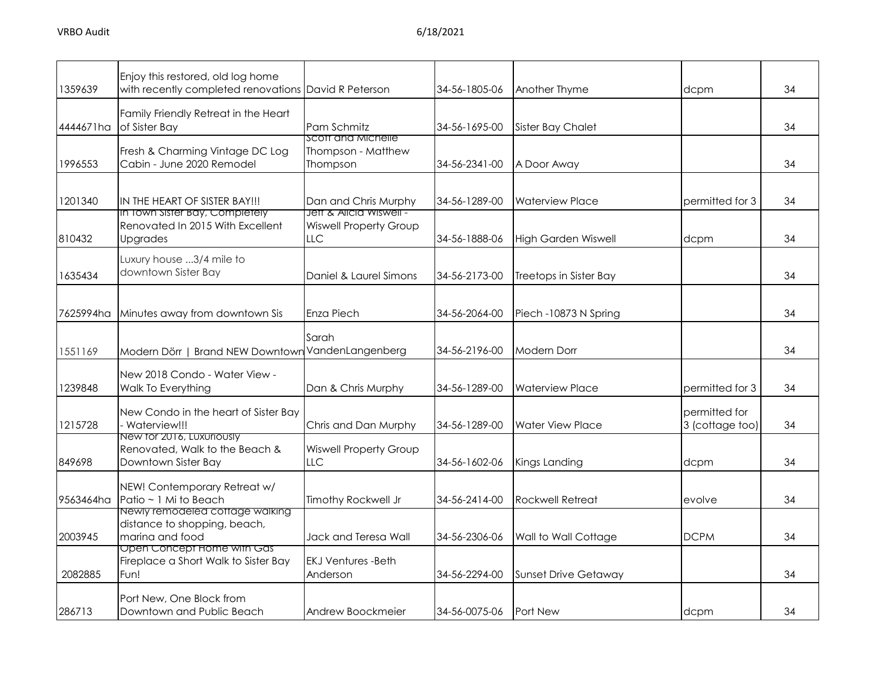| | | | | | | |
|---|---|---|---|---|---|---|
| 1359639 | Enjoy this restored, old log home with recently completed renovations | David R Peterson | 34-56-1805-06 | Another Thyme | dcpm | 34 |
| 4444671ha | Family Friendly Retreat in the Heart of Sister Bay | Pam Schmitz | 34-56-1695-00 | Sister Bay Chalet | | 34 |
| 1996553 | Fresh & Charming Vintage DC Log Cabin - June 2020 Remodel | Scott and Michelle Thompson - Matthew Thompson | 34-56-2341-00 | A Door Away | | 34 |
| 1201340 | IN THE HEART OF SISTER BAY!!! | Dan and Chris Murphy | 34-56-1289-00 | Waterview Place | permitted for 3 | 34 |
| 810432 | In Town Sister Bay, Completely Renovated In 2015 With Excellent Upgrades | Jeff & Alicia Wiswell - Wiswell Property Group LLC | 34-56-1888-06 | High Garden Wiswell | dcpm | 34 |
| 1635434 | Luxury house ...3/4 mile to downtown Sister Bay | Daniel & Laurel Simons | 34-56-2173-00 | Treetops in Sister Bay | | 34 |
| 7625994ha | Minutes away from downtown Sis | Enza Piech | 34-56-2064-00 | Piech -10873 N Spring | | 34 |
| 1551169 | Modern Dörr \| Brand NEW Downtown | Sarah VandenLangenberg | 34-56-2196-00 | Modern Dorr | | 34 |
| 1239848 | New 2018 Condo - Water View - Walk To Everything | Dan & Chris Murphy | 34-56-1289-00 | Waterview Place | permitted for 3 | 34 |
| 1215728 | New Condo in the heart of Sister Bay - Waterview!!! | Chris and Dan Murphy | 34-56-1289-00 | Water View Place | permitted for 3 (cottage too) | 34 |
| 849698 | New for 2016, Luxuriously Renovated, Walk to the Beach & Downtown Sister Bay | Wiswell Property Group LLC | 34-56-1602-06 | Kings Landing | dcpm | 34 |
| 9563464ha | NEW! Contemporary Retreat w/ Patio ~ 1 Mi to Beach | Timothy Rockwell Jr | 34-56-2414-00 | Rockwell Retreat | evolve | 34 |
| 2003945 | Newly remodeled cottage walking distance to shopping, beach, marina and food | Jack and Teresa Wall | 34-56-2306-06 | Wall to Wall Cottage | DCPM | 34 |
| 2082885 | Open Concept Home with Gas Fireplace a Short Walk to Sister Bay Fun! | EKJ Ventures -Beth Anderson | 34-56-2294-00 | Sunset Drive Getaway | | 34 |
| 286713 | Port New, One Block from Downtown and Public Beach | Andrew Boockmeier | 34-56-0075-06 | Port New | dcpm | 34 |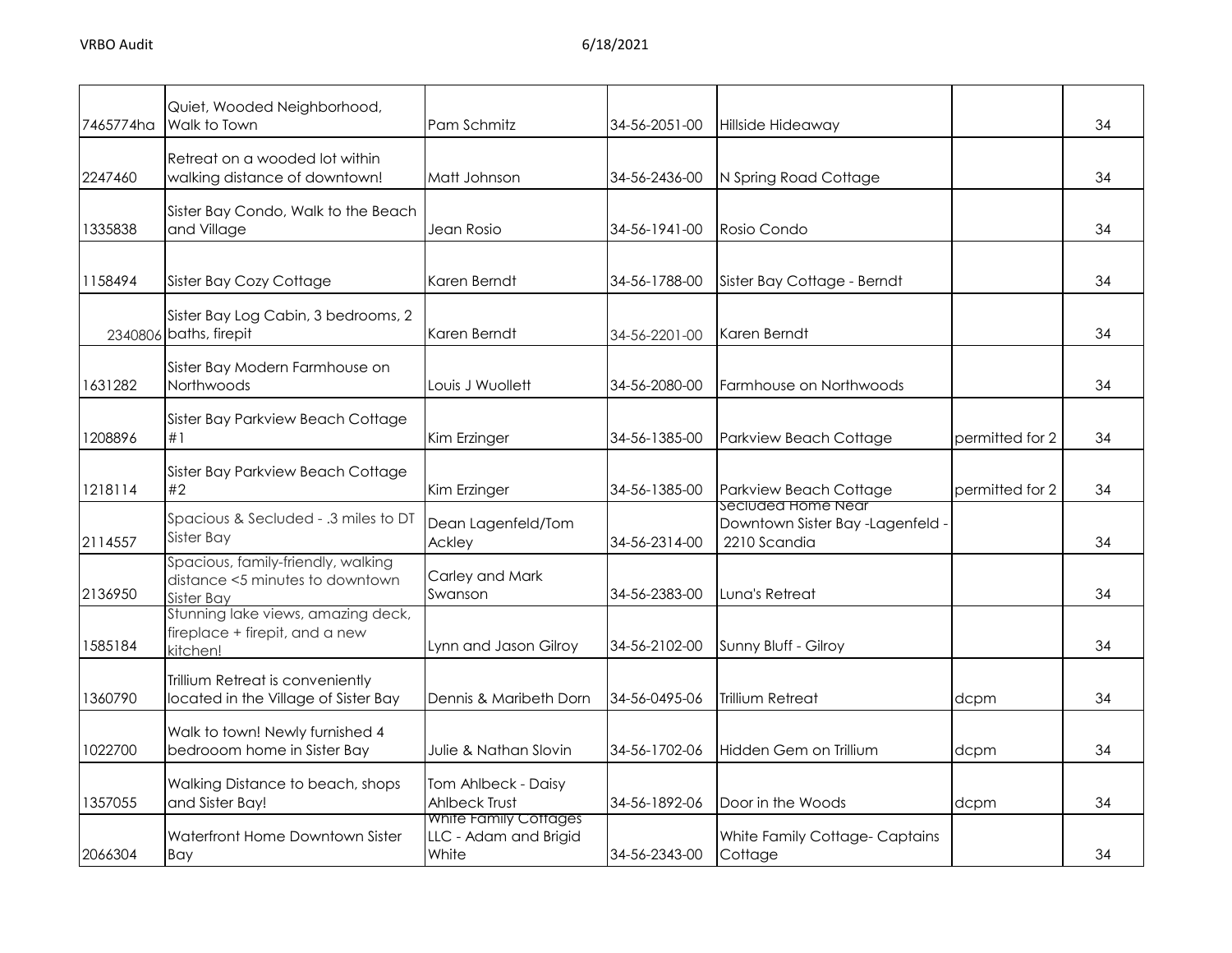| | | | | | | |
|---|---|---|---|---|---|---|
| 7465774ha | Quiet, Wooded Neighborhood, Walk to Town | Pam Schmitz | 34-56-2051-00 | Hillside Hideaway | | 34 |
| 2247460 | Retreat on a wooded lot within walking distance of downtown! | Matt Johnson | 34-56-2436-00 | N Spring Road Cottage | | 34 |
| 1335838 | Sister Bay Condo, Walk to the Beach and Village | Jean Rosio | 34-56-1941-00 | Rosio Condo | | 34 |
| 1158494 | Sister Bay Cozy Cottage | Karen Berndt | 34-56-1788-00 | Sister Bay Cottage - Berndt | | 34 |
| 2340806 | Sister Bay Log Cabin, 3 bedrooms, 2 baths, firepit | Karen Berndt | 34-56-2201-00 | Karen Berndt | | 34 |
| 1631282 | Sister Bay Modern Farmhouse on Northwoods | Louis J Wuollett | 34-56-2080-00 | Farmhouse on Northwoods | | 34 |
| 1208896 | Sister Bay Parkview Beach Cottage #1 | Kim Erzinger | 34-56-1385-00 | Parkview Beach Cottage | permitted for 2 | 34 |
| 1218114 | Sister Bay Parkview Beach Cottage #2 | Kim Erzinger | 34-56-1385-00 | Parkview Beach Cottage | permitted for 2 | 34 |
| 2114557 | Spacious & Secluded - .3 miles to DT Sister Bay | Dean Lagenfeld/Tom Ackley | 34-56-2314-00 | Secluded Home Near Downtown Sister Bay -Lagenfeld - 2210 Scandia | | 34 |
| 2136950 | Spacious, family-friendly, walking distance <5 minutes to downtown Sister Bay | Carley and Mark Swanson | 34-56-2383-00 | Luna's Retreat | | 34 |
| 1585184 | Stunning lake views, amazing deck, fireplace + firepit, and a new kitchen! | Lynn and Jason Gilroy | 34-56-2102-00 | Sunny Bluff - Gilroy | | 34 |
| 1360790 | Trillium Retreat is conveniently located in the Village of Sister Bay | Dennis & Maribeth Dorn | 34-56-0495-06 | Trillium Retreat | dcpm | 34 |
| 1022700 | Walk to town! Newly furnished 4 bedrooom home in Sister Bay | Julie & Nathan Slovin | 34-56-1702-06 | Hidden Gem on Trillium | dcpm | 34 |
| 1357055 | Walking Distance to beach, shops and Sister Bay! | Tom Ahlbeck - Daisy Ahlbeck Trust | 34-56-1892-06 | Door in the Woods | dcpm | 34 |
| 2066304 | Waterfront Home Downtown Sister Bay | White Family Cottages LLC - Adam and Brigid White | 34-56-2343-00 | White Family Cottage- Captains Cottage | | 34 |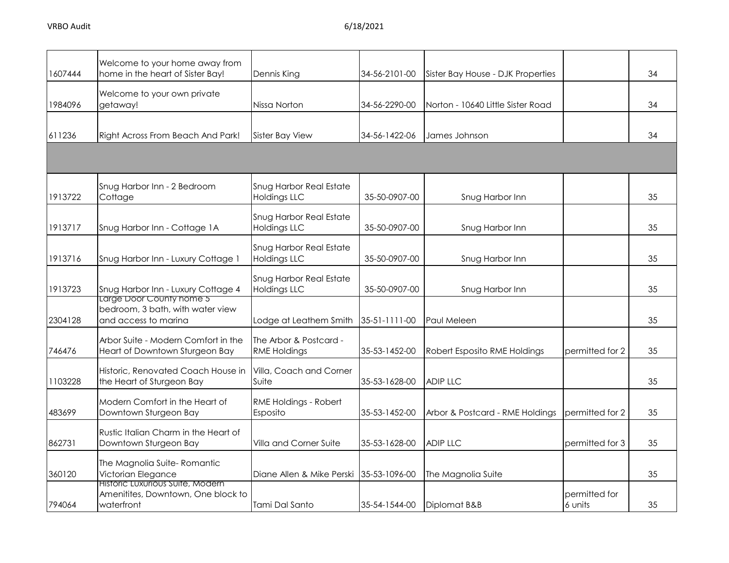| | | | | | | |
|---|---|---|---|---|---|---|
| 1607444 | Welcome to your home away from home in the heart of Sister Bay! | Dennis King | 34-56-2101-00 | Sister Bay House - DJK Properties | | 34 |
| 1984096 | Welcome to your own private getaway! | Nissa Norton | 34-56-2290-00 | Norton - 10640 Little Sister Road | | 34 |
| 611236 | Right Across From Beach And Park! | Sister Bay View | 34-56-1422-06 | James Johnson | | 34 |
| | | | | | | |
| 1913722 | Snug Harbor Inn - 2 Bedroom Cottage | Snug Harbor Real Estate Holdings LLC | 35-50-0907-00 | Snug Harbor Inn | | 35 |
| 1913717 | Snug Harbor Inn - Cottage 1A | Snug Harbor Real Estate Holdings LLC | 35-50-0907-00 | Snug Harbor Inn | | 35 |
| 1913716 | Snug Harbor Inn - Luxury Cottage 1 | Snug Harbor Real Estate Holdings LLC | 35-50-0907-00 | Snug Harbor Inn | | 35 |
| 1913723 | Snug Harbor Inn - Luxury Cottage 4 | Snug Harbor Real Estate Holdings LLC | 35-50-0907-00 | Snug Harbor Inn | | 35 |
| 2304128 | Large Door County home 5 bedroom, 3 bath, with water view and access to marina | Lodge at Leathem Smith | 35-51-1111-00 | Paul Meleen | | 35 |
| 746476 | Arbor Suite - Modern Comfort in the Heart of Downtown Sturgeon Bay | The Arbor & Postcard - RME Holdings | 35-53-1452-00 | Robert Esposito RME Holdings | permitted for 2 | 35 |
| 1103228 | Historic, Renovated Coach House in the Heart of Sturgeon Bay | Villa, Coach and Corner Suite | 35-53-1628-00 | ADIP LLC | | 35 |
| 483699 | Modern Comfort in the Heart of Downtown Sturgeon Bay | RME Holdings - Robert Esposito | 35-53-1452-00 | Arbor & Postcard - RME Holdings | permitted for 2 | 35 |
| 862731 | Rustic Italian Charm in the Heart of Downtown Sturgeon Bay | Villa and Corner Suite | 35-53-1628-00 | ADIP LLC | permitted for 3 | 35 |
| 360120 | The Magnolia Suite- Romantic Victorian Elegance | Diane Allen & Mike Perski | 35-53-1096-00 | The Magnolia Suite | | 35 |
| 794064 | Historic Luxurious Suite, Modern Amenitites, Downtown, One block to waterfront | Tami Dal Santo | 35-54-1544-00 | Diplomat B&B | permitted for 6 units | 35 |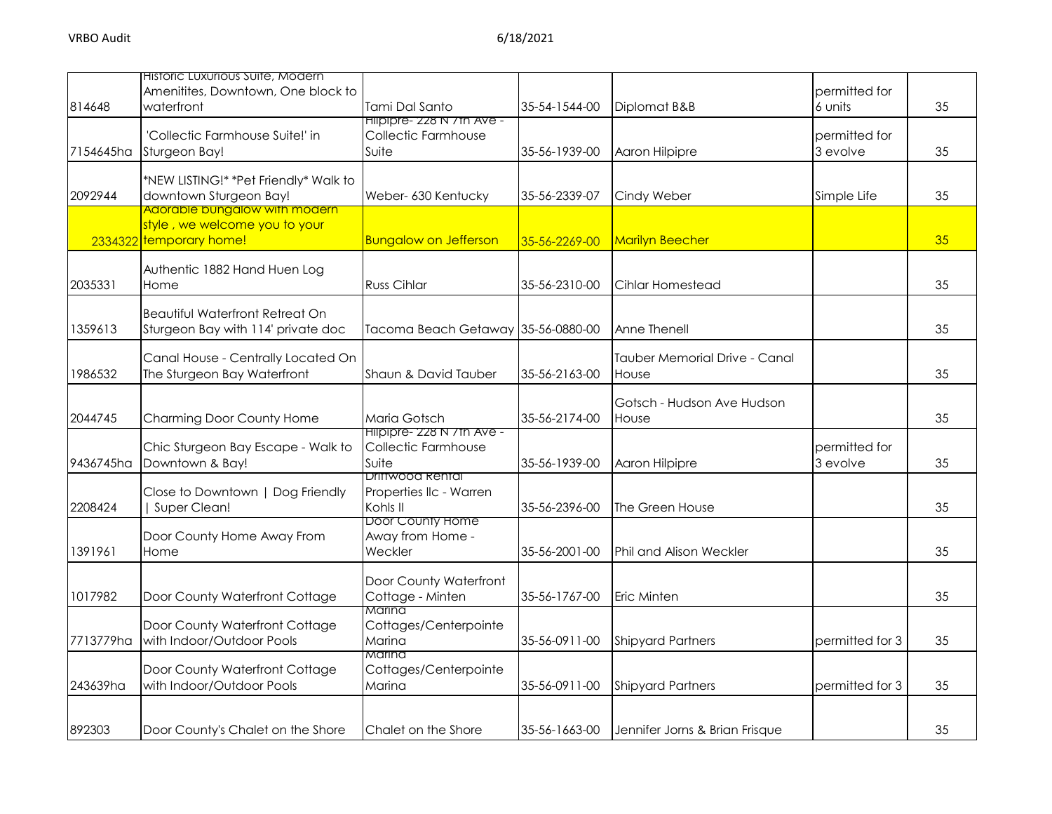| | | | | | | |
|---|---|---|---|---|---|---|
| 814648 | Historic Luxurious Suite, Modern Amenitites, Downtown, One block to waterfront | Tami Dal Santo | 35-54-1544-00 | Diplomat B&B | permitted for 6 units | 35 |
| 7154645ha | 'Collectic Farmhouse Suite!' in Sturgeon Bay! | Hilpipre- 228 N 7th Ave - Collectic Farmhouse Suite | 35-56-1939-00 | Aaron Hilpipre | permitted for 3 evolve | 35 |
| 2092944 | *NEW LISTING!* *Pet Friendly* Walk to downtown Sturgeon Bay! | Weber- 630 Kentucky | 35-56-2339-07 | Cindy Weber | Simple Life | 35 |
| 2334322 | Adorable bungalow with modern style , we welcome you to your temporary home! | Bungalow on Jefferson | 35-56-2269-00 | Marilyn Beecher | | 35 |
| 2035331 | Authentic 1882 Hand Huen Log Home | Russ Cihlar | 35-56-2310-00 | Cihlar Homestead | | 35 |
| 1359613 | Beautiful Waterfront Retreat On Sturgeon Bay with 114' private doc | Tacoma Beach Getaway | 35-56-0880-00 | Anne Thenell | | 35 |
| 1986532 | Canal House - Centrally Located On The Sturgeon Bay Waterfront | Shaun & David Tauber | 35-56-2163-00 | Tauber Memorial Drive - Canal House | | 35 |
| 2044745 | Charming Door County Home | Maria Gotsch | 35-56-2174-00 | Gotsch - Hudson Ave Hudson House | | 35 |
| 9436745ha | Chic Sturgeon Bay Escape - Walk to Downtown & Bay! | Hilpipre- 228 N 7th Ave - Collectic Farmhouse Suite | 35-56-1939-00 | Aaron Hilpipre | permitted for 3 evolve | 35 |
| 2208424 | Close to Downtown \| Dog Friendly \| Super Clean! | Driftwood Rental Properties llc - Warren Kohls II | 35-56-2396-00 | The Green House | | 35 |
| 1391961 | Door County Home Away From Home | Door County Home Away from Home - Weckler | 35-56-2001-00 | Phil and Alison Weckler | | 35 |
| 1017982 | Door County Waterfront Cottage | Door County Waterfront Cottage - Minten | 35-56-1767-00 | Eric Minten | | 35 |
| 7713779ha | Door County Waterfront Cottage with Indoor/Outdoor Pools | Marina Cottages/Centerpointe Marina | 35-56-0911-00 | Shipyard Partners | permitted for 3 | 35 |
| 243639ha | Door County Waterfront Cottage with Indoor/Outdoor Pools | Marina Cottages/Centerpointe Marina | 35-56-0911-00 | Shipyard Partners | permitted for 3 | 35 |
| 892303 | Door County's Chalet on the Shore | Chalet on the Shore | 35-56-1663-00 | Jennifer Jorns & Brian Frisque | | 35 |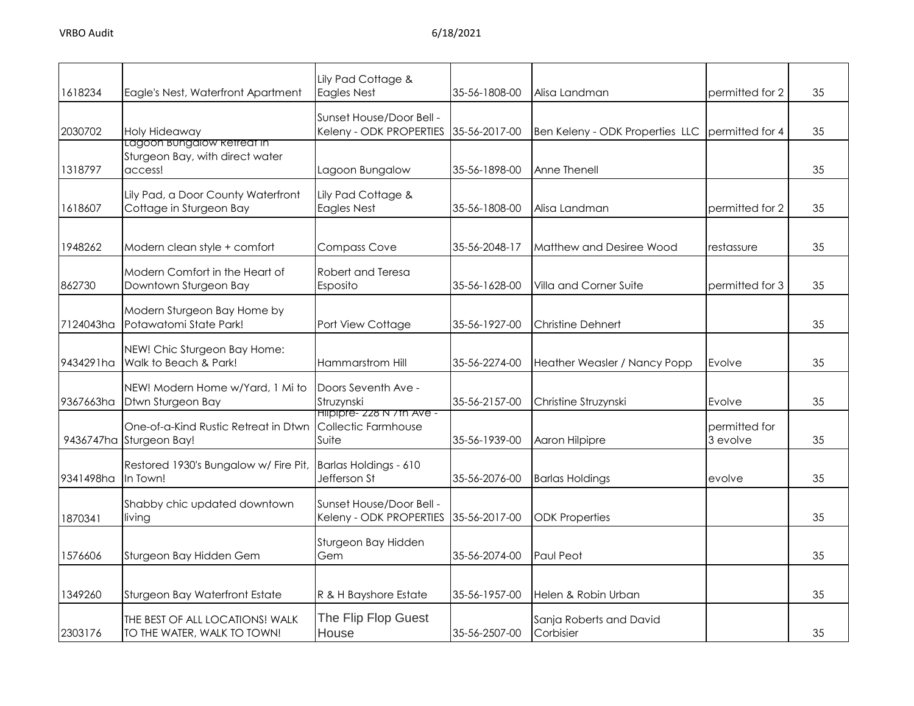| | | | | | | |
|---|---|---|---|---|---|---|
| 1618234 | Eagle's Nest, Waterfront Apartment | Lily Pad Cottage & Eagles Nest | 35-56-1808-00 | Alisa Landman | permitted for 2 | 35 |
| 2030702 | Holy Hideaway | Sunset House/Door Bell - Keleny - ODK PROPERTIES | 35-56-2017-00 | Ben Keleny - ODK Properties LLC | permitted for 4 | 35 |
| 1318797 | Lagoon Bungalow Retreat in Sturgeon Bay, with direct water access! | Lagoon Bungalow | 35-56-1898-00 | Anne Thenell | | 35 |
| 1618607 | Lily Pad, a Door County Waterfront Cottage in Sturgeon Bay | Lily Pad Cottage & Eagles Nest | 35-56-1808-00 | Alisa Landman | permitted for 2 | 35 |
| 1948262 | Modern clean style + comfort | Compass Cove | 35-56-2048-17 | Matthew and Desiree Wood | restassure | 35 |
| 862730 | Modern Comfort in the Heart of Downtown Sturgeon Bay | Robert and Teresa Esposito | 35-56-1628-00 | Villa and Corner Suite | permitted for 3 | 35 |
| 7124043ha | Modern Sturgeon Bay Home by Potawatomi State Park! | Port View Cottage | 35-56-1927-00 | Christine Dehnert | | 35 |
| 9434291ha | NEW! Chic Sturgeon Bay Home: Walk to Beach & Park! | Hammarstrom Hill | 35-56-2274-00 | Heather Weasler / Nancy Popp | Evolve | 35 |
| 9367663ha | NEW! Modern Home w/Yard, 1 Mi to Dtwn Sturgeon Bay | Doors Seventh Ave - Struzynski | 35-56-2157-00 | Christine Struzynski | Evolve | 35 |
| 9436747ha | One-of-a-Kind Rustic Retreat in Dtwn Sturgeon Bay! | Hilpipre- 228 N 7th Ave - Collectic Farmhouse Suite | 35-56-1939-00 | Aaron Hilpipre | permitted for 3 evolve | 35 |
| 9341498ha | Restored 1930's Bungalow w/ Fire Pit, In Town! | Barlas Holdings - 610 Jefferson St | 35-56-2076-00 | Barlas Holdings | evolve | 35 |
| 1870341 | Shabby chic updated downtown living | Sunset House/Door Bell - Keleny - ODK PROPERTIES | 35-56-2017-00 | ODK Properties | | 35 |
| 1576606 | Sturgeon Bay Hidden Gem | Sturgeon Bay Hidden Gem | 35-56-2074-00 | Paul Peot | | 35 |
| 1349260 | Sturgeon Bay Waterfront Estate | R & H Bayshore Estate | 35-56-1957-00 | Helen & Robin Urban | | 35 |
| 2303176 | THE BEST OF ALL LOCATIONS! WALK TO THE WATER, WALK TO TOWN! | The Flip Flop Guest House | 35-56-2507-00 | Sanja Roberts and David Corbisier | | 35 |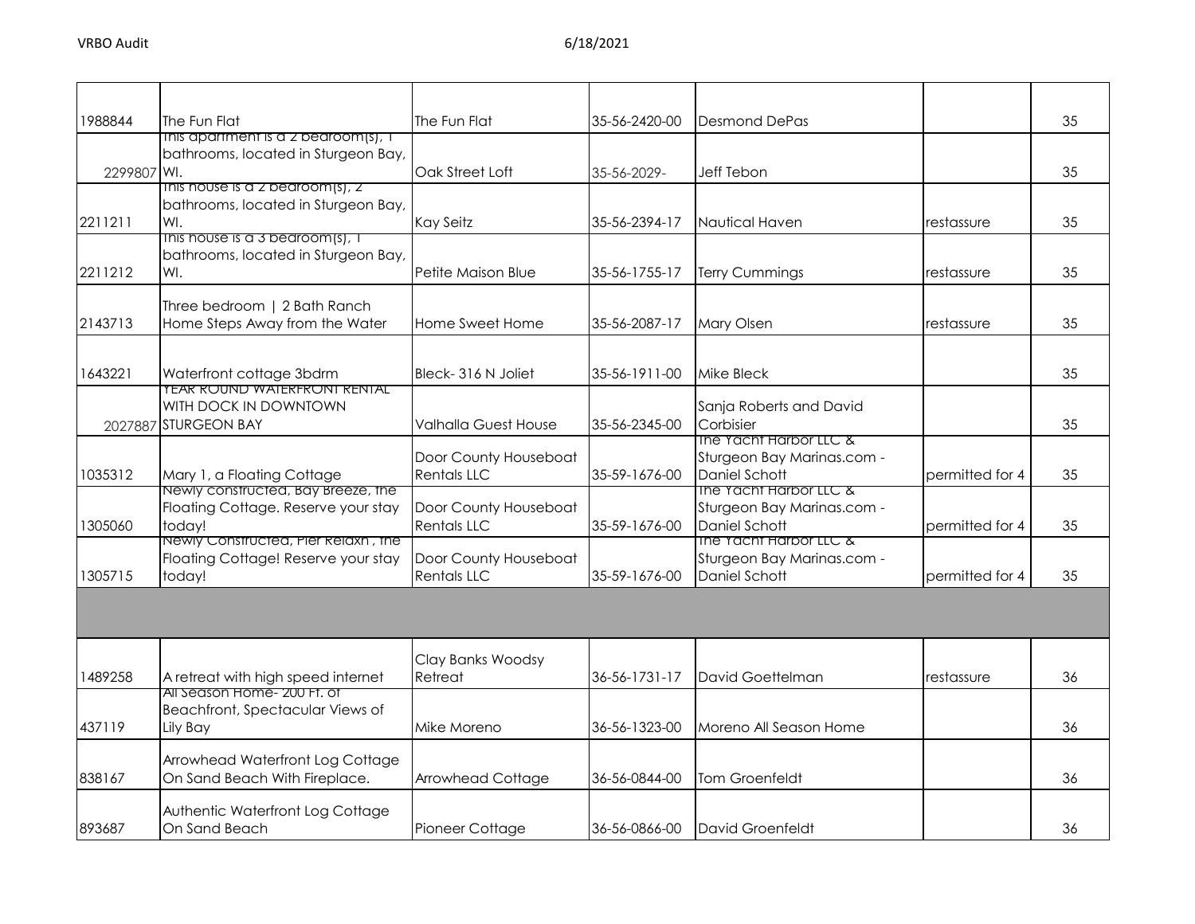| | | | | | | |
|---|---|---|---|---|---|---|
| 1988844 | The Fun Flat | The Fun Flat | 35-56-2420-00 | Desmond DePas | | 35 |
| 2299807 | This apartment is a 2 bedroom(s), 1 bathrooms, located in Sturgeon Bay, WI. | Oak Street Loft | 35-56-2029- | Jeff Tebon | | 35 |
| 2211211 | This house is a 2 bedroom(s), 2 bathrooms, located in Sturgeon Bay, WI. | Kay Seitz | 35-56-2394-17 | Nautical Haven | restassure | 35 |
| 2211212 | This house is a 3 bedroom(s), 1 bathrooms, located in Sturgeon Bay, WI. | Petite Maison Blue | 35-56-1755-17 | Terry Cummings | restassure | 35 |
| 2143713 | Three bedroom \| 2 Bath Ranch Home Steps Away from the Water | Home Sweet Home | 35-56-2087-17 | Mary Olsen | restassure | 35 |
| 1643221 | Waterfront cottage 3bdrm | Bleck- 316 N Joliet | 35-56-1911-00 | Mike Bleck | | 35 |
| 2027887 | YEAR ROUND WATERFRONT RENTAL WITH DOCK IN DOWNTOWN STURGEON BAY | Valhalla Guest House | 35-56-2345-00 | Sanja Roberts and David Corbisier | | 35 |
| 1035312 | Mary 1, a Floating Cottage | Door County Houseboat Rentals LLC | 35-59-1676-00 | The Yacht Harbor LLC & Sturgeon Bay Marinas.com - Daniel Schott | permitted for 4 | 35 |
| 1305060 | Newly constructed, Bay Breeze, the Floating Cottage. Reserve your stay today! | Door County Houseboat Rentals LLC | 35-59-1676-00 | The Yacht Harbor LLC & Sturgeon Bay Marinas.com - Daniel Schott | permitted for 4 | 35 |
| 1305715 | Newly Constructed, Pier Relaxn , the Floating Cottage! Reserve your stay today! | Door County Houseboat Rentals LLC | 35-59-1676-00 | The Yacht Harbor LLC & Sturgeon Bay Marinas.com - Daniel Schott | permitted for 4 | 35 |
| | | | | | | |
| 1489258 | A retreat with high speed internet | Clay Banks Woodsy Retreat | 36-56-1731-17 | David Goettelman | restassure | 36 |
| 437119 | All Season Home- 200 Ft. of Beachfront, Spectacular Views of Lily Bay | Mike Moreno | 36-56-1323-00 | Moreno All Season Home | | 36 |
| 838167 | Arrowhead Waterfront Log Cottage On Sand Beach With Fireplace. | Arrowhead Cottage | 36-56-0844-00 | Tom Groenfeldt | | 36 |
| 893687 | Authentic Waterfront Log Cottage On Sand Beach | Pioneer Cottage | 36-56-0866-00 | David Groenfeldt | | 36 |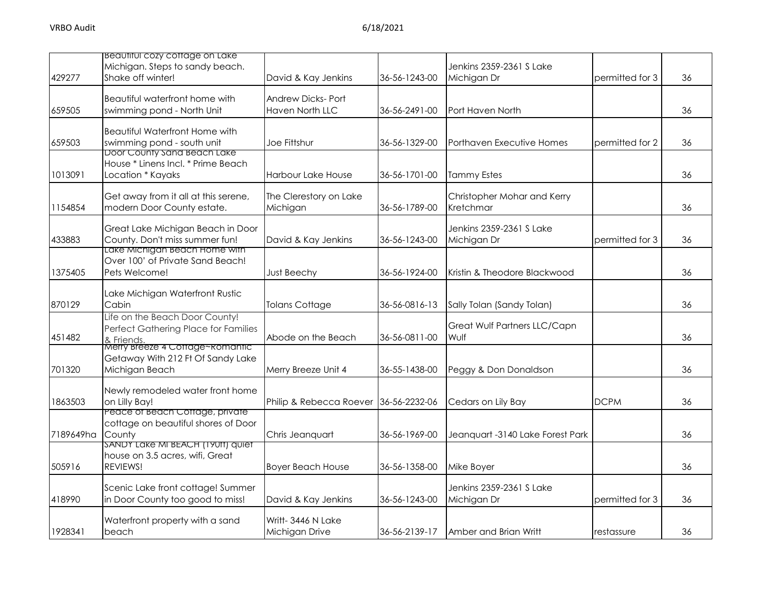| | | | | | | |
|---|---|---|---|---|---|---|
| 429277 | Beautiful cozy cottage on Lake Michigan. Steps to sandy beach. Shake off winter! | David & Kay Jenkins | 36-56-1243-00 | Jenkins 2359-2361 S Lake Michigan Dr | permitted for 3 | 36 |
| 659505 | Beautiful waterfront home with swimming pond - North Unit | Andrew Dicks- Port Haven North LLC | 36-56-2491-00 | Port Haven North | | 36 |
| 659503 | Beautiful Waterfront Home with swimming pond - south unit | Joe Fittshur | 36-56-1329-00 | Porthaven Executive Homes | permitted for 2 | 36 |
| 1013091 | Door County Sand Beach Lake House * Linens Incl. * Prime Beach Location * Kayaks | Harbour Lake House | 36-56-1701-00 | Tammy Estes | | 36 |
| 1154854 | Get away from it all at this serene, modern Door County estate. | The Clerestory on Lake Michigan | 36-56-1789-00 | Christopher Mohar and Kerry Kretchmar | | 36 |
| 433883 | Great Lake Michigan Beach in Door County. Don't miss summer fun! | David & Kay Jenkins | 36-56-1243-00 | Jenkins 2359-2361 S Lake Michigan Dr | permitted for 3 | 36 |
| 1375405 | Lake Michigan Beach Home with Over 100' of Private Sand Beach! Pets Welcome! | Just Beechy | 36-56-1924-00 | Kristin & Theodore Blackwood | | 36 |
| 870129 | Lake Michigan Waterfront Rustic Cabin | Tolans Cottage | 36-56-0816-13 | Sally Tolan (Sandy Tolan) | | 36 |
| 451482 | Life on the Beach Door County! Perfect Gathering Place for Families & Friends. | Abode on the Beach | 36-56-0811-00 | Great Wulf Partners LLC/Capn Wulf | | 36 |
| 701320 | Merry Breeze 4 Cottage~Romantic Getaway With 212 Ft Of Sandy Lake Michigan Beach | Merry Breeze Unit 4 | 36-55-1438-00 | Peggy & Don Donaldson | | 36 |
| 1863503 | Newly remodeled water front home on Lilly Bay! | Philip & Rebecca Roever | 36-56-2232-06 | Cedars on Lily Bay | DCPM | 36 |
| 7189649ha | Peace of Beach Cottage, private cottage on beautiful shores of Door County | Chris Jeanquart | 36-56-1969-00 | Jeanquart -3140 Lake Forest Park | | 36 |
| 505916 | SANDY Lake MI BEACH (190ft) quiet house on 3.5 acres, wifi, Great REVIEWS! | Boyer Beach House | 36-56-1358-00 | Mike Boyer | | 36 |
| 418990 | Scenic Lake front cottage! Summer in Door County too good to miss! | David & Kay Jenkins | 36-56-1243-00 | Jenkins 2359-2361 S Lake Michigan Dr | permitted for 3 | 36 |
| 1928341 | Waterfront property with a sand beach | Writt- 3446 N Lake Michigan Drive | 36-56-2139-17 | Amber and Brian Writt | restassure | 36 |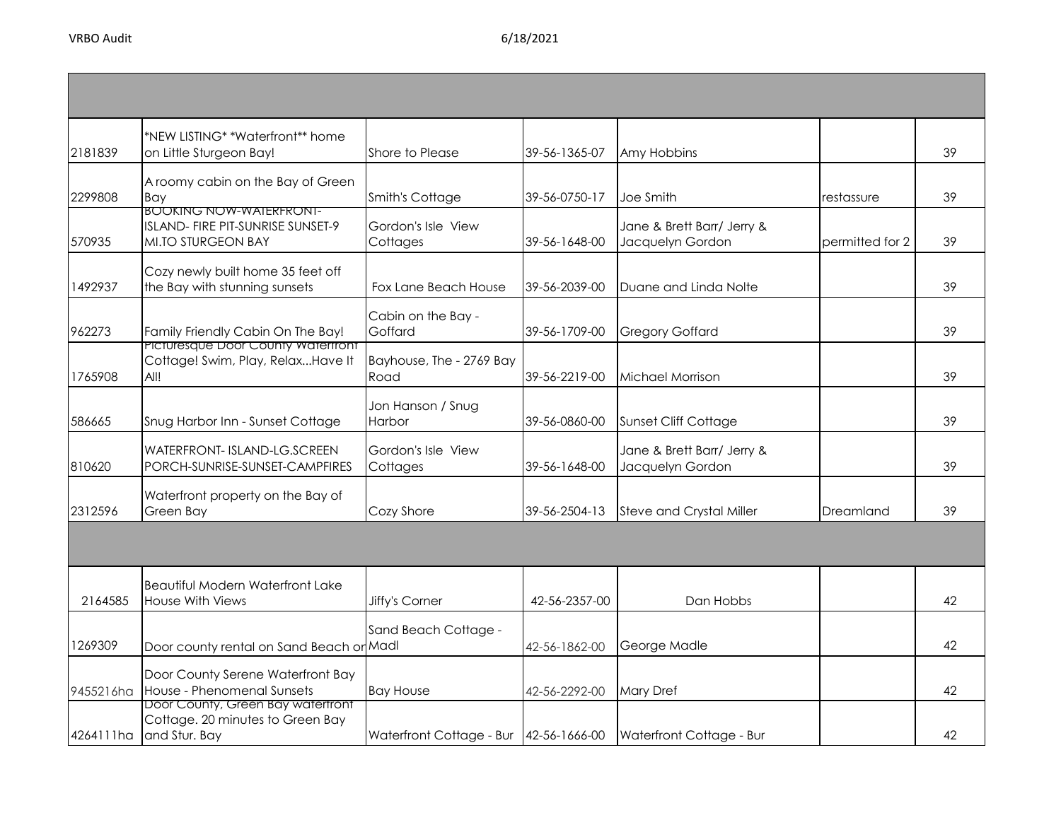| | | | | | | |
|---|---|---|---|---|---|---|
| 2181839 | *NEW LISTING* *Waterfront** home on Little Sturgeon Bay! | Shore to Please | 39-56-1365-07 | Amy Hobbins | | 39 |
| 2299808 | A roomy cabin on the Bay of Green Bay | Smith's Cottage | 39-56-0750-17 | Joe Smith | restassure | 39 |
| 570935 | BOOKING NOW-WATERFRONT-ISLAND- FIRE PIT-SUNRISE SUNSET-9 MI.TO STURGEON BAY | Gordon's Isle View Cottages | 39-56-1648-00 | Jane & Brett Barr/ Jerry & Jacquelyn Gordon | permitted for 2 | 39 |
| 1492937 | Cozy newly built home 35 feet off the Bay with stunning sunsets | Fox Lane Beach House | 39-56-2039-00 | Duane and Linda Nolte | | 39 |
| 962273 | Family Friendly Cabin On The Bay! | Cabin on the Bay - Goffard | 39-56-1709-00 | Gregory Goffard | | 39 |
| 1765908 | Picturesque Door County Waterfront Cottage! Swim, Play, Relax...Have It All! | Bayhouse, The - 2769 Bay Road | 39-56-2219-00 | Michael Morrison | | 39 |
| 586665 | Snug Harbor Inn - Sunset Cottage | Jon Hanson / Snug Harbor | 39-56-0860-00 | Sunset Cliff Cottage | | 39 |
| 810620 | WATERFRONT- ISLAND-LG.SCREEN PORCH-SUNRISE-SUNSET-CAMPFIRES | Gordon's Isle View Cottages | 39-56-1648-00 | Jane & Brett Barr/ Jerry & Jacquelyn Gordon | | 39 |
| 2312596 | Waterfront property on the Bay of Green Bay | Cozy Shore | 39-56-2504-13 | Steve and Crystal Miller | Dreamland | 39 |
| | | | | | | |
| 2164585 | Beautiful Modern Waterfront Lake House With Views | Jiffy's Corner | 42-56-2357-00 | Dan Hobbs | | 42 |
| 1269309 | Door county rental on Sand Beach on | Sand Beach Cottage - Madl | 42-56-1862-00 | George Madle | | 42 |
| 9455216ha | Door County Serene Waterfront Bay House - Phenomenal Sunsets | Bay House | 42-56-2292-00 | Mary Dref | | 42 |
| 4264111ha | Door County, Green Bay waterfront Cottage. 20 minutes to Green Bay and Stur. Bay | Waterfront Cottage - Bur | 42-56-1666-00 | Waterfront Cottage - Bur | | 42 |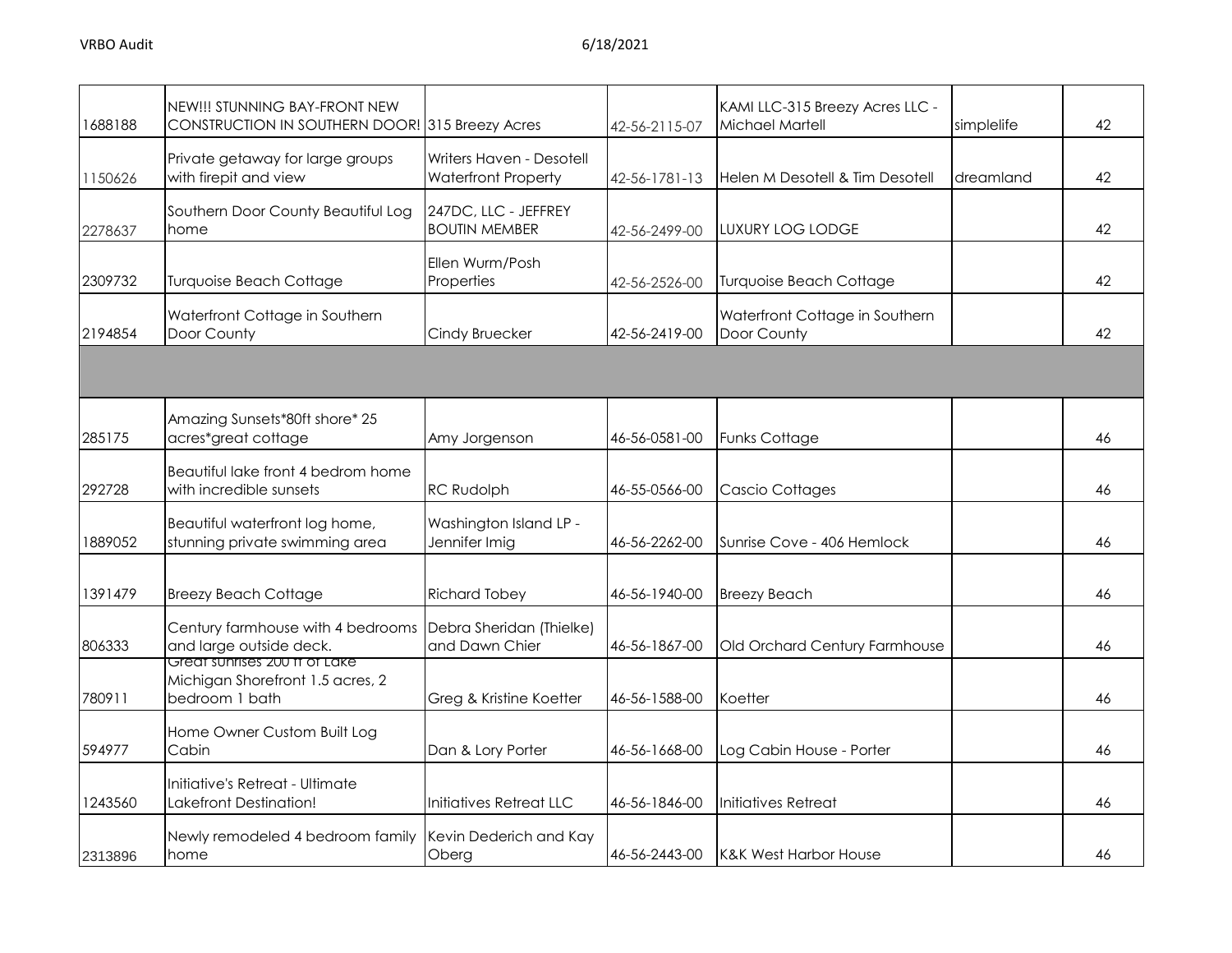| | | | | | | |
|---|---|---|---|---|---|---|
| 1688188 | NEW!!! STUNNING BAY-FRONT NEW CONSTRUCTION IN SOUTHERN DOOR! | 315 Breezy Acres | 42-56-2115-07 | KAMI LLC-315 Breezy Acres LLC - Michael Martell | simplelife | 42 |
| 1150626 | Private getaway for large groups with firepit and view | Writers Haven - Desotell Waterfront Property | 42-56-1781-13 | Helen M Desotell & Tim Desotell | dreamland | 42 |
| 2278637 | Southern Door County Beautiful Log home | 247DC, LLC - JEFFREY BOUTIN MEMBER | 42-56-2499-00 | LUXURY LOG LODGE | | 42 |
| 2309732 | Turquoise Beach Cottage | Ellen Wurm/Posh Properties | 42-56-2526-00 | Turquoise Beach Cottage | | 42 |
| 2194854 | Waterfront Cottage in Southern Door County | Cindy Bruecker | 42-56-2419-00 | Waterfront Cottage in Southern Door County | | 42 |
| | | | | | | |
| 285175 | Amazing Sunsets*80ft shore* 25 acres*great cottage | Amy Jorgenson | 46-56-0581-00 | Funks Cottage | | 46 |
| 292728 | Beautiful lake front 4 bedrom home with incredible sunsets | RC Rudolph | 46-55-0566-00 | Cascio Cottages | | 46 |
| 1889052 | Beautiful waterfront log home, stunning private swimming area | Washington Island LP - Jennifer Imig | 46-56-2262-00 | Sunrise Cove - 406 Hemlock | | 46 |
| 1391479 | Breezy Beach Cottage | Richard Tobey | 46-56-1940-00 | Breezy Beach | | 46 |
| 806333 | Century farmhouse with 4 bedrooms and large outside deck. | Debra Sheridan (Thielke) and Dawn Chier | 46-56-1867-00 | Old Orchard Century Farmhouse | | 46 |
| 780911 | Great sunrises 200 ft of Lake Michigan Shorefront 1.5 acres, 2 bedroom 1 bath | Greg & Kristine Koetter | 46-56-1588-00 | Koetter | | 46 |
| 594977 | Home Owner Custom Built Log Cabin | Dan & Lory Porter | 46-56-1668-00 | Log Cabin House - Porter | | 46 |
| 1243560 | Initiative's Retreat - Ultimate Lakefront Destination! | Initiatives Retreat LLC | 46-56-1846-00 | Initiatives Retreat | | 46 |
| 2313896 | Newly remodeled 4 bedroom family home | Kevin Dederich and Kay Oberg | 46-56-2443-00 | K&K West Harbor House | | 46 |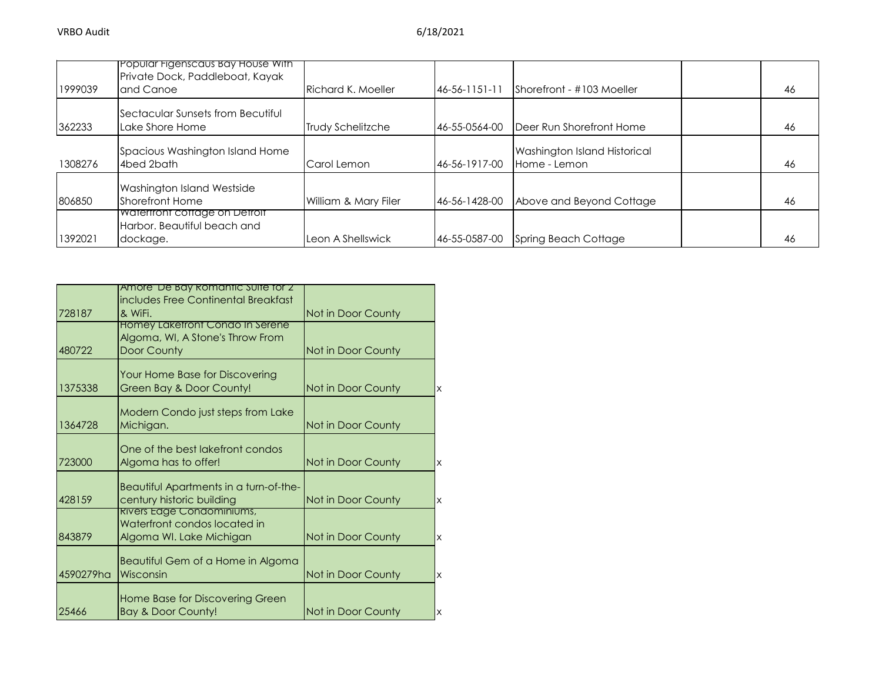| | | | | | | |
|---|---|---|---|---|---|---|
| 1999039 | Popular Figenscaus Bay House With Private Dock, Paddleboat, Kayak and Canoe | Richard K. Moeller | 46-56-1151-11 | Shorefront - #103 Moeller | | 46 |
| 362233 | Sectacular Sunsets from Becutiful Lake Shore Home | Trudy Schelitzche | 46-55-0564-00 | Deer Run Shorefront Home | | 46 |
| 1308276 | Spacious Washington Island Home 4bed 2bath | Carol Lemon | 46-56-1917-00 | Washington Island Historical Home - Lemon | | 46 |
| 806850 | Washington Island Westside Shorefront Home | William & Mary Filer | 46-56-1428-00 | Above and Beyond Cottage | | 46 |
| 1392021 | Waterfront cottage on Detroit Harbor. Beautiful beach and dockage. | Leon A Shellswick | 46-55-0587-00 | Spring Beach Cottage | | 46 |

| | | | |
|---|---|---|---|
| 728187 | Amore De Bay Romantic Suite for 2 includes Free Continental Breakfast & WiFi. | Not in Door County | |
| 480722 | Homey Lakefront Condo In Serene Algoma, WI, A Stone's Throw From Door County | Not in Door County | |
| 1375338 | Your Home Base for Discovering Green Bay & Door County! | Not in Door County | x |
| 1364728 | Modern Condo just steps from Lake Michigan. | Not in Door County | |
| 723000 | One of the best lakefront condos Algoma has to offer! | Not in Door County | x |
| 428159 | Beautiful Apartments in a turn-of-the-century historic building | Not in Door County | x |
| 843879 | Rivers Edge Condominiums, Waterfront condos located in Algoma WI. Lake Michigan | Not in Door County | x |
| 4590279ha | Beautiful Gem of a Home in Algoma Wisconsin | Not in Door County | x |
| 25466 | Home Base for Discovering Green Bay & Door County! | Not in Door County | x |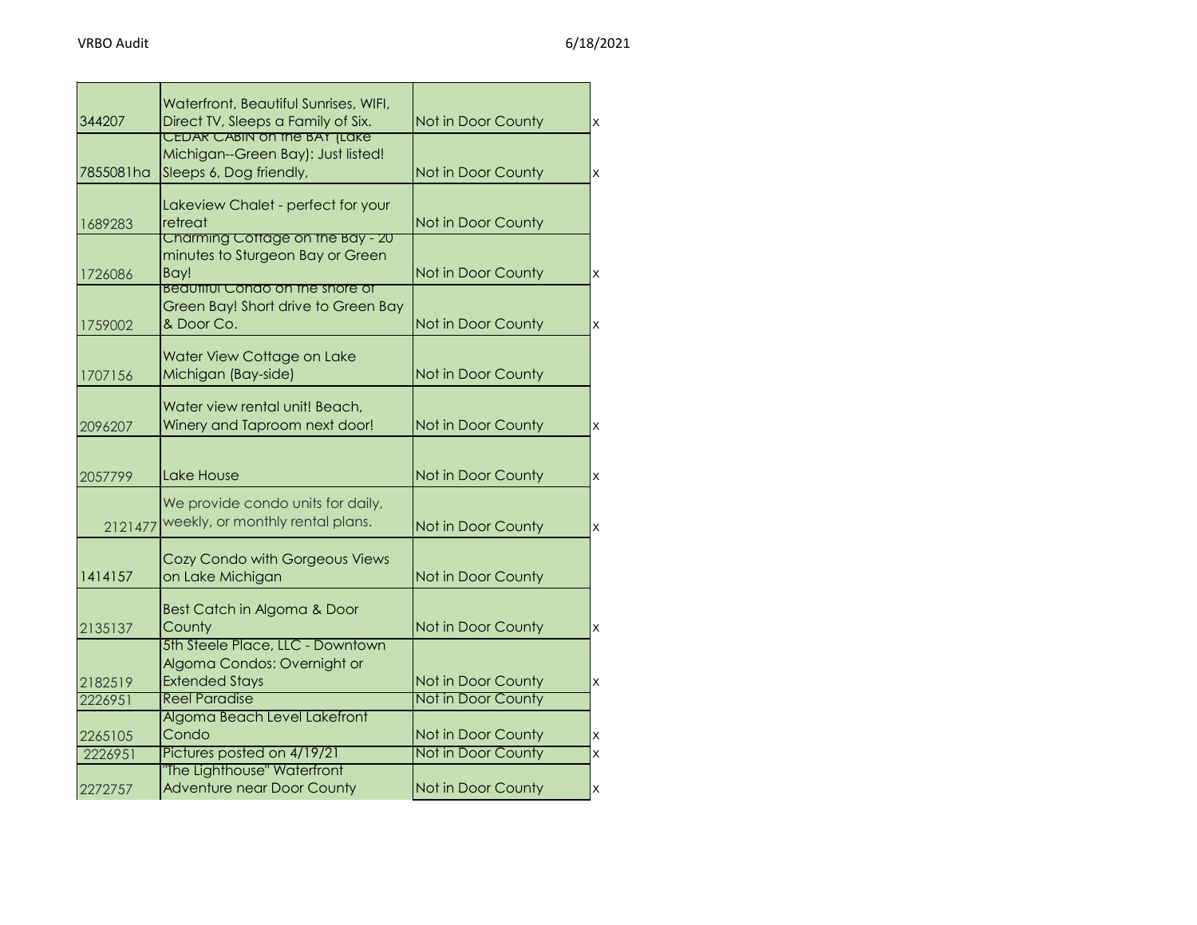| | | | |
|---|---|---|---|
| 344207 | Waterfront, Beautiful Sunrises, WIFI, Direct TV, Sleeps a Family of Six. | Not in Door County | x |
| 7855081ha | CEDAR CABIN on the BAY (Lake Michigan--Green Bay): Just listed! Sleeps 6, Dog friendly, | Not in Door County | x |
| 1689283 | Lakeview Chalet - perfect for your retreat | Not in Door County | |
| 1726086 | Charming Cottage on the Bay - 20 minutes to Sturgeon Bay or Green Bay! | Not in Door County | x |
| 1759002 | Beautiful Condo on the shore of Green Bay! Short drive to Green Bay & Door Co. | Not in Door County | x |
| 1707156 | Water View Cottage on Lake Michigan (Bay-side) | Not in Door County | |
| 2096207 | Water view rental unit! Beach, Winery and Taproom next door! | Not in Door County | x |
| 2057799 | Lake House | Not in Door County | x |
| 2121477 | We provide condo units for daily, weekly, or monthly rental plans. | Not in Door County | x |
| 1414157 | Cozy Condo with Gorgeous Views on Lake Michigan | Not in Door County | |
| 2135137 | Best Catch in Algoma & Door County | Not in Door County | x |
| 2182519 | 5th Steele Place, LLC - Downtown Algoma Condos: Overnight or Extended Stays | Not in Door County | x |
| 2226951 | Reel Paradise | Not in Door County | |
| 2265105 | Algoma Beach Level Lakefront Condo | Not in Door County | x |
| 2226951 | Pictures posted on 4/19/21 | Not in Door County | x |
| 2272757 | "The Lighthouse" Waterfront Adventure near Door County | Not in Door County | x |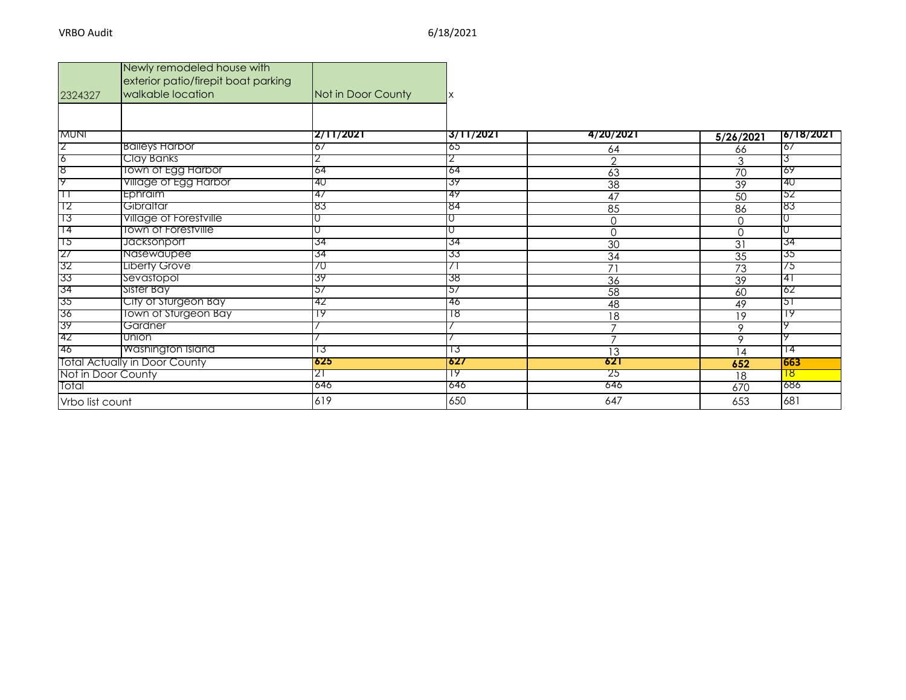VRBO Audit 6/18/2021

| | | | |
|---|---|---|---|
| 2324327 | Newly remodeled house with exterior patio/firepit boat parking walkable location | Not in Door County | x |

| MUNI | | 2/11/2021 | 3/11/2021 | 4/20/2021 | 5/26/2021 | 6/18/2021 |
|---|---|---|---|---|---|---|
| 2 | Baileys Harbor | 67 | 65 | 64 | 66 | 67 |
| 6 | Clay Banks | 2 | 2 | 2 | 3 | 3 |
| 8 | Town of Egg Harbor | 64 | 64 | 63 | 70 | 69 |
| 9 | Village of Egg Harbor | 40 | 39 | 38 | 39 | 40 |
| 11 | Ephraim | 47 | 49 | 47 | 50 | 52 |
| 12 | Gibraltar | 83 | 84 | 85 | 86 | 83 |
| 13 | Village of Forestville | 0 | 0 | 0 | 0 | 0 |
| 14 | Town of Forestville | 0 | 0 | 0 | 0 | 0 |
| 15 | Jacksonport | 34 | 34 | 30 | 31 | 34 |
| 27 | Nasewaupee | 34 | 33 | 34 | 35 | 35 |
| 32 | Liberty Grove | 70 | 71 | 71 | 73 | 75 |
| 33 | Sevastopol | 39 | 38 | 36 | 39 | 41 |
| 34 | Sister Bay | 57 | 57 | 58 | 60 | 62 |
| 35 | City of Sturgeon Bay | 42 | 46 | 48 | 49 | 51 |
| 36 | Town of Sturgeon Bay | 19 | 18 | 18 | 19 | 19 |
| 39 | Gardner | 7 | 7 | 7 | 9 | 9 |
| 42 | Union | 7 | 7 | 7 | 9 | 9 |
| 46 | Washington Island | 13 | 13 | 13 | 14 | 14 |
| Total Actually in Door County | | 625 | 627 | 621 | 652 | 663 |
| Not in Door County | | 21 | 19 | 25 | 18 | 18 |
| Total | | 646 | 646 | 646 | 670 | 686 |
| Vrbo list count | | 619 | 650 | 647 | 653 | 681 |